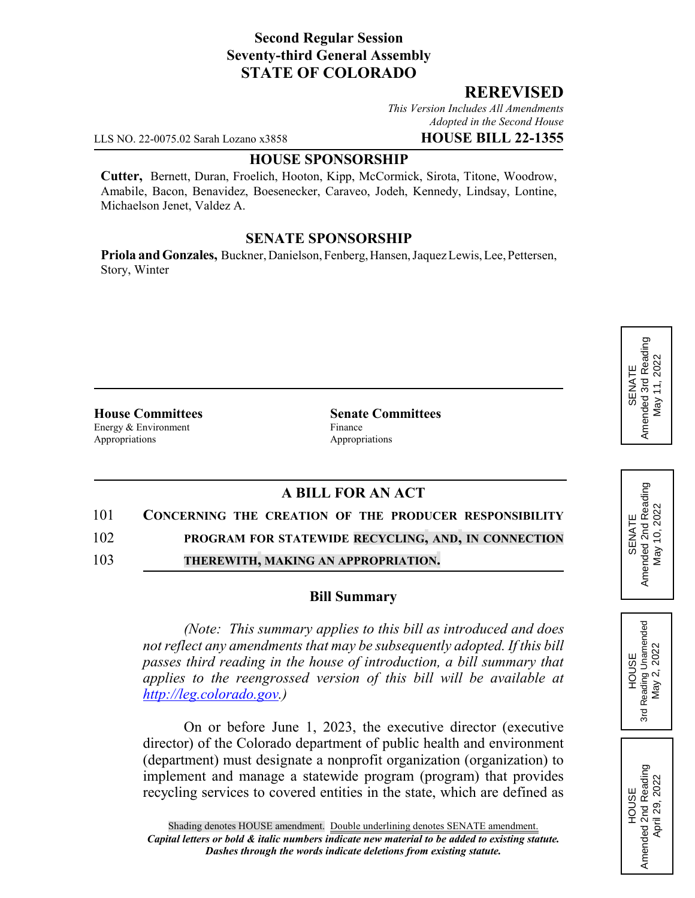**Second Regular Session**
**Seventy-third General Assembly**
**STATE OF COLORADO**

## REREVISED

*This Version Includes All Amendments Adopted in the Second House*

LLS NO. 22-0075.02 Sarah Lozano x3858 **HOUSE BILL 22-1355**

**HOUSE SPONSORSHIP**

**Cutter,** Bernett, Duran, Froelich, Hooton, Kipp, McCormick, Sirota, Titone, Woodrow, Amabile, Bacon, Benavidez, Boesenecker, Caraveo, Jodeh, Kennedy, Lindsay, Lontine, Michaelson Jenet, Valdez A.

**SENATE SPONSORSHIP**

**Priola and Gonzales,** Buckner, Danielson, Fenberg, Hansen, Jaquez Lewis, Lee, Pettersen, Story, Winter

| **House Committees** | **Senate Committees** |
|---|---|
| Energy & Environment | Finance |
| Appropriations | Appropriations |

SENATE Amended 3rd Reading May 11, 2022

SENATE Amended 2nd Reading May 10, 2022

HOUSE 3rd Reading Unamended May 2, 2022

HOUSE Amended 2nd Reading April 29, 2022

### A BILL FOR AN ACT

101 **CONCERNING THE CREATION OF THE PRODUCER RESPONSIBILITY**
102 **PROGRAM FOR STATEWIDE RECYCLING, AND, IN CONNECTION**
103 **THEREWITH, MAKING AN APPROPRIATION.**

### Bill Summary

*(Note: This summary applies to this bill as introduced and does not reflect any amendments that may be subsequently adopted. If this bill passes third reading in the house of introduction, a bill summary that applies to the reengrossed version of this bill will be available at http://leg.colorado.gov.)*

On or before June 1, 2023, the executive director (executive director) of the Colorado department of public health and environment (department) must designate a nonprofit organization (organization) to implement and manage a statewide program (program) that provides recycling services to covered entities in the state, which are defined as

Shading denotes HOUSE amendment. Double underlining denotes SENATE amendment.
***Capital letters or bold & italic numbers indicate new material to be added to existing statute.***
***Dashes through the words indicate deletions from existing statute.***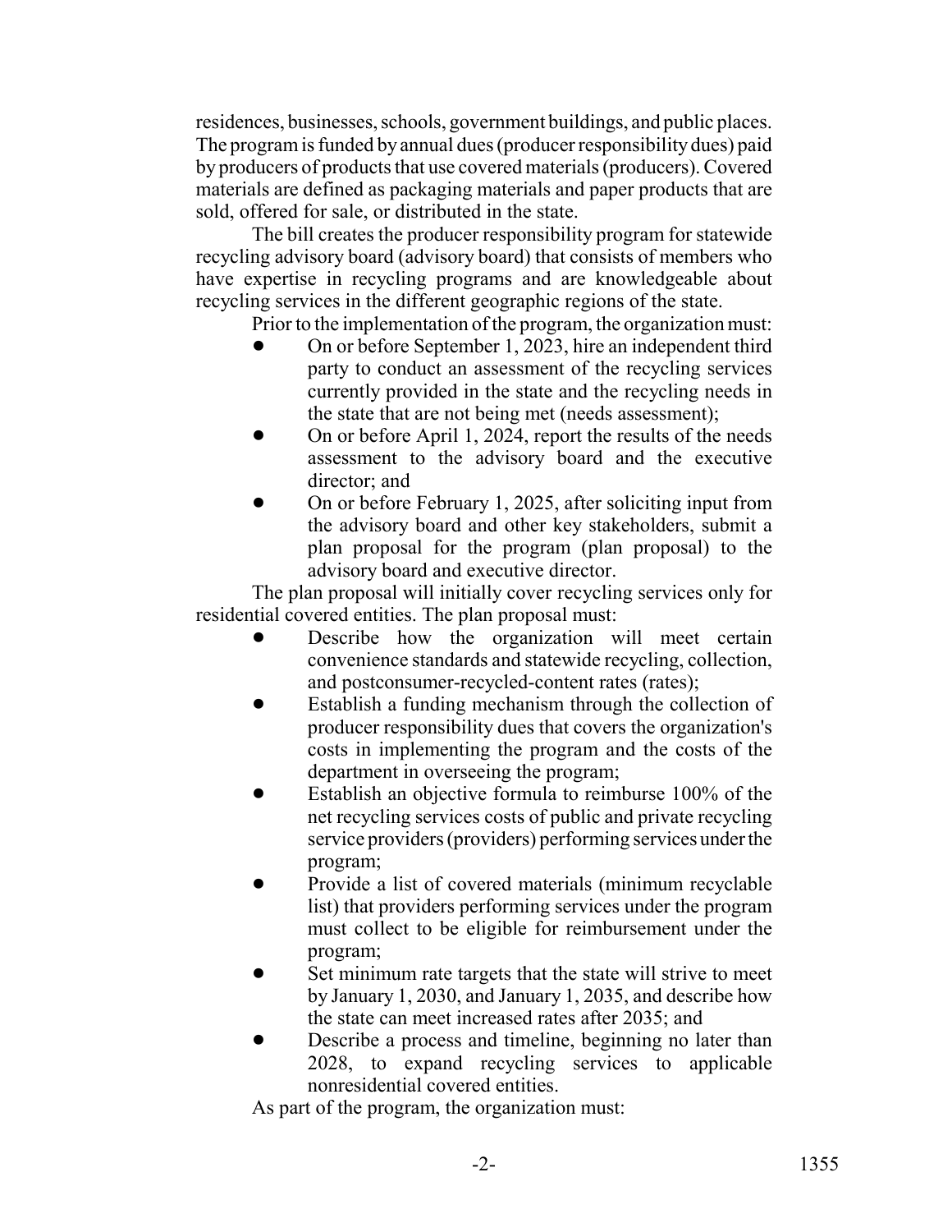residences, businesses, schools, government buildings, and public places. The program is funded by annual dues (producer responsibility dues) paid by producers of products that use covered materials (producers). Covered materials are defined as packaging materials and paper products that are sold, offered for sale, or distributed in the state.

The bill creates the producer responsibility program for statewide recycling advisory board (advisory board) that consists of members who have expertise in recycling programs and are knowledgeable about recycling services in the different geographic regions of the state.

Prior to the implementation of the program, the organization must:

- On or before September 1, 2023, hire an independent third party to conduct an assessment of the recycling services currently provided in the state and the recycling needs in the state that are not being met (needs assessment);
- On or before April 1, 2024, report the results of the needs assessment to the advisory board and the executive director; and
- On or before February 1, 2025, after soliciting input from the advisory board and other key stakeholders, submit a plan proposal for the program (plan proposal) to the advisory board and executive director.

The plan proposal will initially cover recycling services only for residential covered entities. The plan proposal must:

- Describe how the organization will meet certain convenience standards and statewide recycling, collection, and postconsumer-recycled-content rates (rates);
- Establish a funding mechanism through the collection of producer responsibility dues that covers the organization's costs in implementing the program and the costs of the department in overseeing the program;
- Establish an objective formula to reimburse 100% of the net recycling services costs of public and private recycling service providers (providers) performing services under the program;
- Provide a list of covered materials (minimum recyclable list) that providers performing services under the program must collect to be eligible for reimbursement under the program;
- Set minimum rate targets that the state will strive to meet by January 1, 2030, and January 1, 2035, and describe how the state can meet increased rates after 2035; and
- Describe a process and timeline, beginning no later than 2028, to expand recycling services to applicable nonresidential covered entities.

As part of the program, the organization must: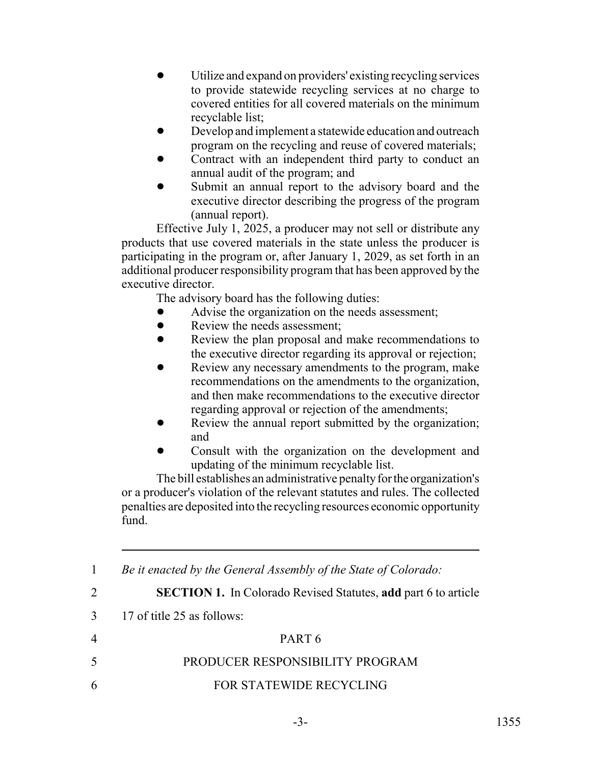- Utilize and expand on providers' existing recycling services to provide statewide recycling services at no charge to covered entities for all covered materials on the minimum recyclable list;
- Develop and implement a statewide education and outreach program on the recycling and reuse of covered materials;
- Contract with an independent third party to conduct an annual audit of the program; and
- Submit an annual report to the advisory board and the executive director describing the progress of the program (annual report).

Effective July 1, 2025, a producer may not sell or distribute any products that use covered materials in the state unless the producer is participating in the program or, after January 1, 2029, as set forth in an additional producer responsibility program that has been approved by the executive director.

The advisory board has the following duties:

- Advise the organization on the needs assessment;
- Review the needs assessment;
- Review the plan proposal and make recommendations to the executive director regarding its approval or rejection;
- Review any necessary amendments to the program, make recommendations on the amendments to the organization, and then make recommendations to the executive director regarding approval or rejection of the amendments;
- Review the annual report submitted by the organization; and
- Consult with the organization on the development and updating of the minimum recyclable list.

The bill establishes an administrative penalty for the organization's or a producer's violation of the relevant statutes and rules. The collected penalties are deposited into the recycling resources economic opportunity fund.

---

1 *Be it enacted by the General Assembly of the State of Colorado:*

2 **SECTION 1.** In Colorado Revised Statutes, **add** part 6 to article

3 17 of title 25 as follows:

4 PART 6

5 PRODUCER RESPONSIBILITY PROGRAM

6 FOR STATEWIDE RECYCLING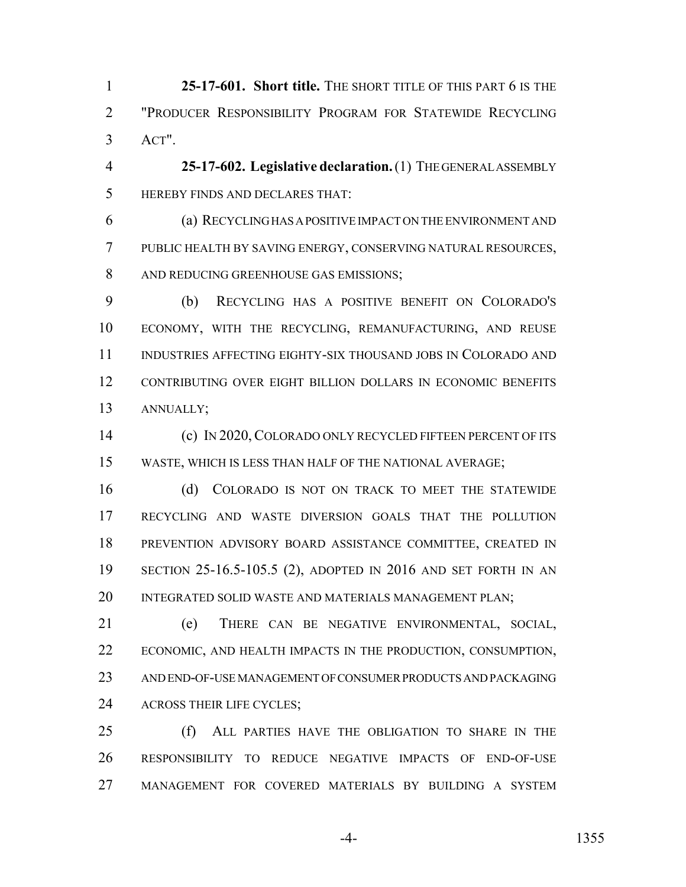**25-17-601. Short title.** THE SHORT TITLE OF THIS PART 6 IS THE "PRODUCER RESPONSIBILITY PROGRAM FOR STATEWIDE RECYCLING ACT".

**25-17-602. Legislative declaration.** (1) THE GENERAL ASSEMBLY HEREBY FINDS AND DECLARES THAT:

(a) RECYCLING HAS A POSITIVE IMPACT ON THE ENVIRONMENT AND PUBLIC HEALTH BY SAVING ENERGY, CONSERVING NATURAL RESOURCES, AND REDUCING GREENHOUSE GAS EMISSIONS;

(b) RECYCLING HAS A POSITIVE BENEFIT ON COLORADO'S ECONOMY, WITH THE RECYCLING, REMANUFACTURING, AND REUSE INDUSTRIES AFFECTING EIGHTY-SIX THOUSAND JOBS IN COLORADO AND CONTRIBUTING OVER EIGHT BILLION DOLLARS IN ECONOMIC BENEFITS ANNUALLY;

(c) IN 2020, COLORADO ONLY RECYCLED FIFTEEN PERCENT OF ITS WASTE, WHICH IS LESS THAN HALF OF THE NATIONAL AVERAGE;

(d) COLORADO IS NOT ON TRACK TO MEET THE STATEWIDE RECYCLING AND WASTE DIVERSION GOALS THAT THE POLLUTION PREVENTION ADVISORY BOARD ASSISTANCE COMMITTEE, CREATED IN SECTION 25-16.5-105.5 (2), ADOPTED IN 2016 AND SET FORTH IN AN INTEGRATED SOLID WASTE AND MATERIALS MANAGEMENT PLAN;

(e) THERE CAN BE NEGATIVE ENVIRONMENTAL, SOCIAL, ECONOMIC, AND HEALTH IMPACTS IN THE PRODUCTION, CONSUMPTION, AND END-OF-USE MANAGEMENT OF CONSUMER PRODUCTS AND PACKAGING ACROSS THEIR LIFE CYCLES;

(f) ALL PARTIES HAVE THE OBLIGATION TO SHARE IN THE RESPONSIBILITY TO REDUCE NEGATIVE IMPACTS OF END-OF-USE MANAGEMENT FOR COVERED MATERIALS BY BUILDING A SYSTEM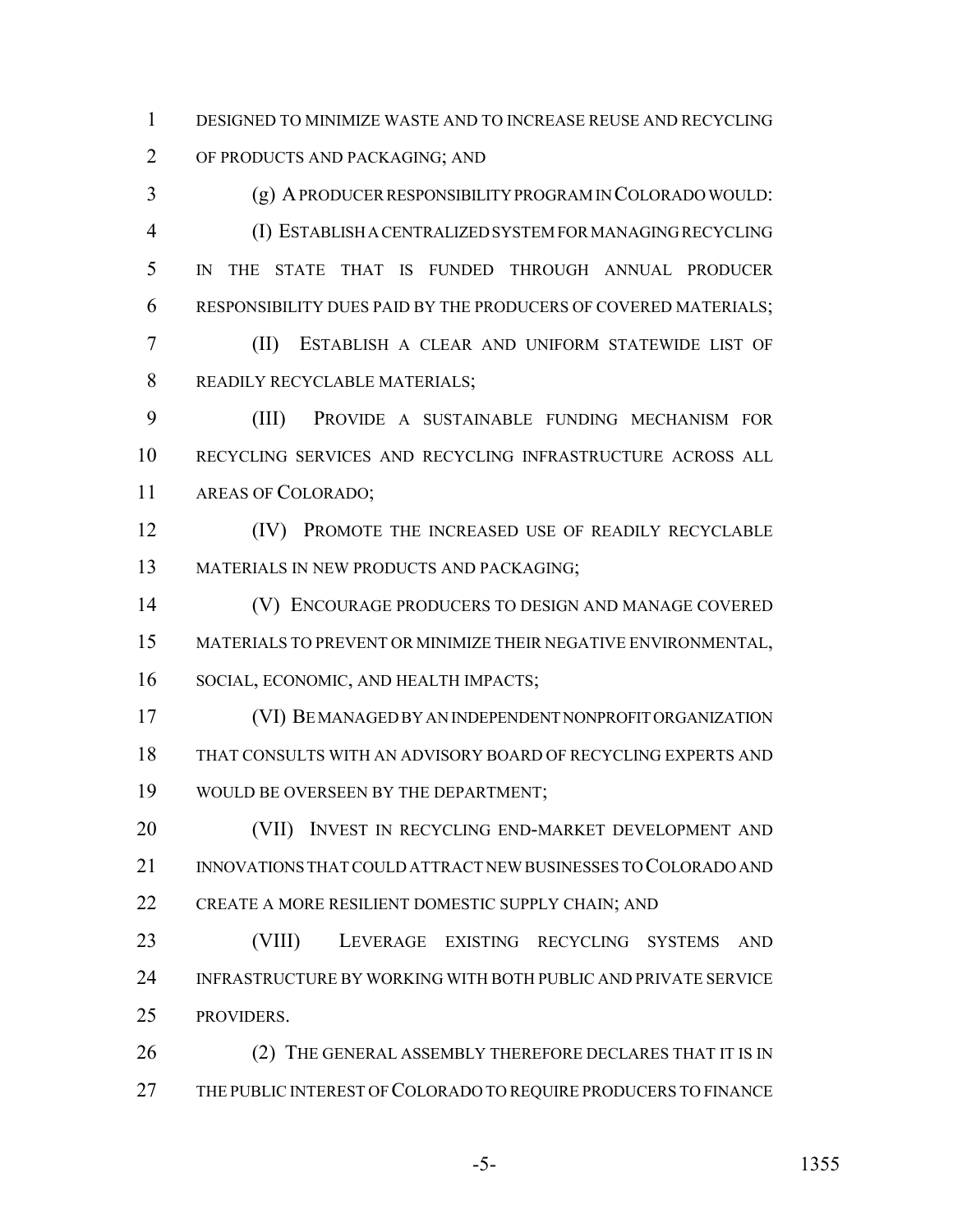DESIGNED TO MINIMIZE WASTE AND TO INCREASE REUSE AND RECYCLING OF PRODUCTS AND PACKAGING; AND

(g) A PRODUCER RESPONSIBILITY PROGRAM IN COLORADO WOULD:

(I) ESTABLISH A CENTRALIZED SYSTEM FOR MANAGING RECYCLING IN THE STATE THAT IS FUNDED THROUGH ANNUAL PRODUCER RESPONSIBILITY DUES PAID BY THE PRODUCERS OF COVERED MATERIALS;

(II) ESTABLISH A CLEAR AND UNIFORM STATEWIDE LIST OF READILY RECYCLABLE MATERIALS;

(III) PROVIDE A SUSTAINABLE FUNDING MECHANISM FOR RECYCLING SERVICES AND RECYCLING INFRASTRUCTURE ACROSS ALL AREAS OF COLORADO;

(IV) PROMOTE THE INCREASED USE OF READILY RECYCLABLE MATERIALS IN NEW PRODUCTS AND PACKAGING;

(V) ENCOURAGE PRODUCERS TO DESIGN AND MANAGE COVERED MATERIALS TO PREVENT OR MINIMIZE THEIR NEGATIVE ENVIRONMENTAL, SOCIAL, ECONOMIC, AND HEALTH IMPACTS;

(VI) BE MANAGED BY AN INDEPENDENT NONPROFIT ORGANIZATION THAT CONSULTS WITH AN ADVISORY BOARD OF RECYCLING EXPERTS AND WOULD BE OVERSEEN BY THE DEPARTMENT;

(VII) INVEST IN RECYCLING END-MARKET DEVELOPMENT AND INNOVATIONS THAT COULD ATTRACT NEW BUSINESSES TO COLORADO AND CREATE A MORE RESILIENT DOMESTIC SUPPLY CHAIN; AND

(VIII) LEVERAGE EXISTING RECYCLING SYSTEMS AND INFRASTRUCTURE BY WORKING WITH BOTH PUBLIC AND PRIVATE SERVICE PROVIDERS.

(2) THE GENERAL ASSEMBLY THEREFORE DECLARES THAT IT IS IN THE PUBLIC INTEREST OF COLORADO TO REQUIRE PRODUCERS TO FINANCE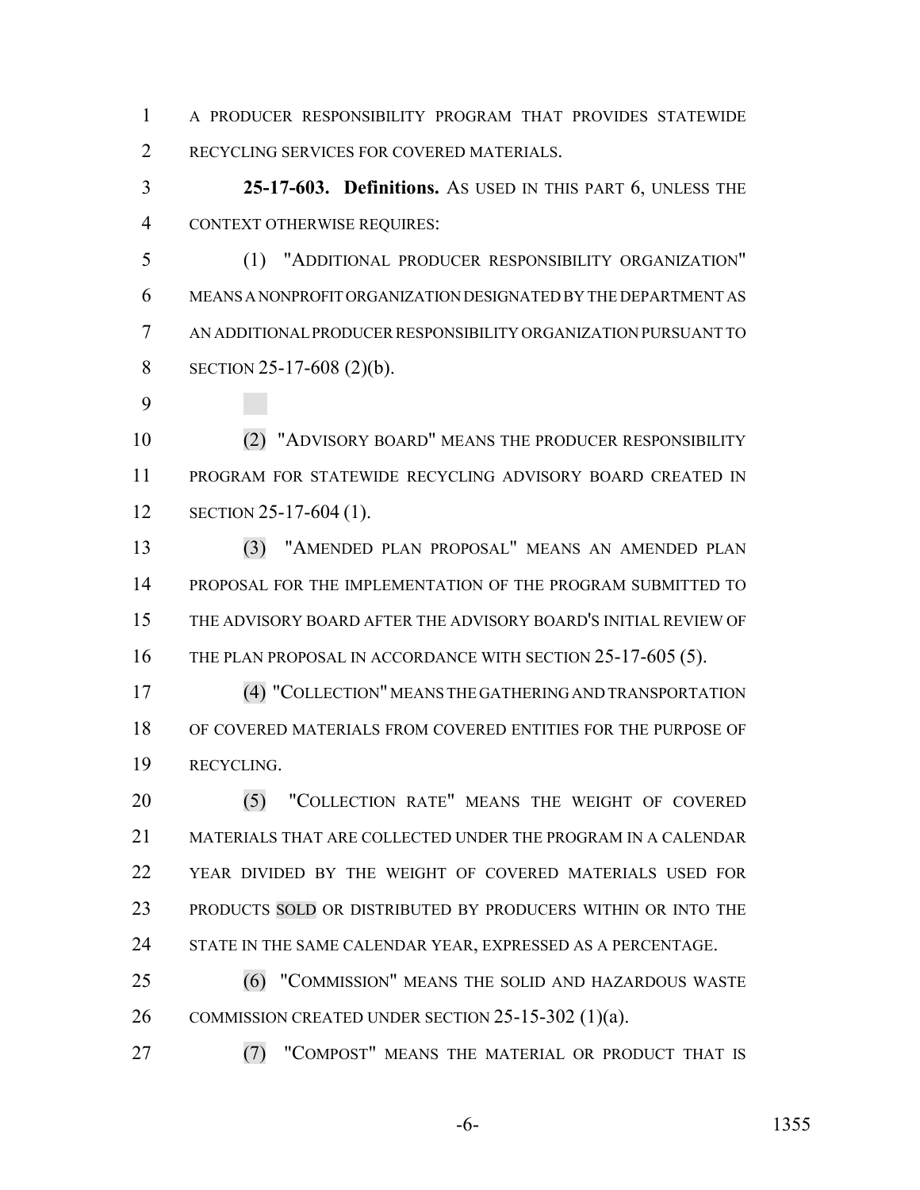A PRODUCER RESPONSIBILITY PROGRAM THAT PROVIDES STATEWIDE RECYCLING SERVICES FOR COVERED MATERIALS.

**25-17-603. Definitions.** AS USED IN THIS PART 6, UNLESS THE CONTEXT OTHERWISE REQUIRES:

(1) "ADDITIONAL PRODUCER RESPONSIBILITY ORGANIZATION" MEANS A NONPROFIT ORGANIZATION DESIGNATED BY THE DEPARTMENT AS AN ADDITIONAL PRODUCER RESPONSIBILITY ORGANIZATION PURSUANT TO SECTION 25-17-608 (2)(b).

(2) "ADVISORY BOARD" MEANS THE PRODUCER RESPONSIBILITY PROGRAM FOR STATEWIDE RECYCLING ADVISORY BOARD CREATED IN SECTION 25-17-604 (1).

(3) "AMENDED PLAN PROPOSAL" MEANS AN AMENDED PLAN PROPOSAL FOR THE IMPLEMENTATION OF THE PROGRAM SUBMITTED TO THE ADVISORY BOARD AFTER THE ADVISORY BOARD'S INITIAL REVIEW OF THE PLAN PROPOSAL IN ACCORDANCE WITH SECTION 25-17-605 (5).

(4) "COLLECTION" MEANS THE GATHERING AND TRANSPORTATION OF COVERED MATERIALS FROM COVERED ENTITIES FOR THE PURPOSE OF RECYCLING.

(5) "COLLECTION RATE" MEANS THE WEIGHT OF COVERED MATERIALS THAT ARE COLLECTED UNDER THE PROGRAM IN A CALENDAR YEAR DIVIDED BY THE WEIGHT OF COVERED MATERIALS USED FOR PRODUCTS SOLD OR DISTRIBUTED BY PRODUCERS WITHIN OR INTO THE STATE IN THE SAME CALENDAR YEAR, EXPRESSED AS A PERCENTAGE.

(6) "COMMISSION" MEANS THE SOLID AND HAZARDOUS WASTE COMMISSION CREATED UNDER SECTION 25-15-302 (1)(a).

(7) "COMPOST" MEANS THE MATERIAL OR PRODUCT THAT IS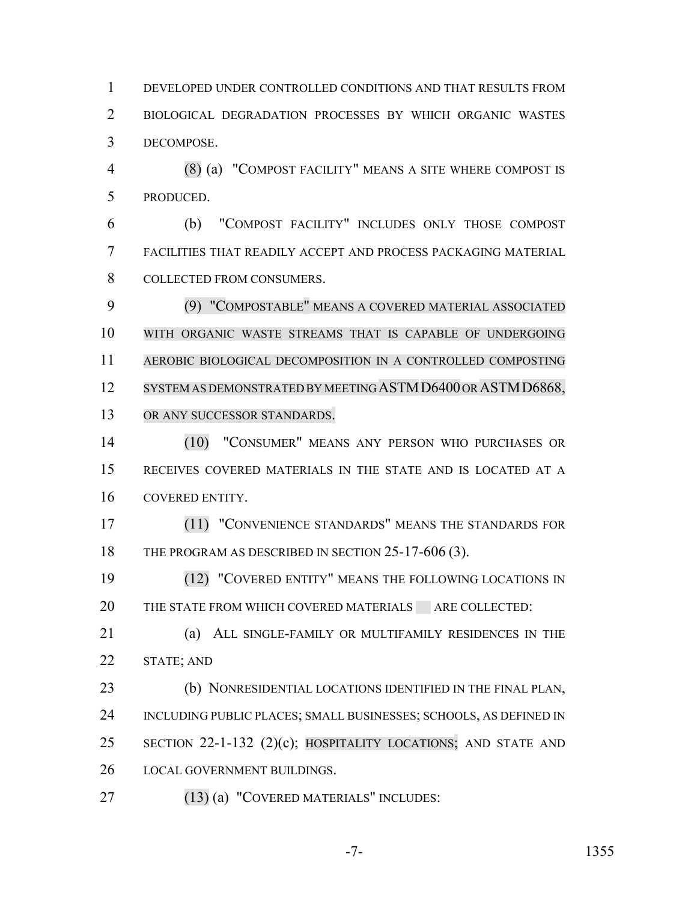DEVELOPED UNDER CONTROLLED CONDITIONS AND THAT RESULTS FROM BIOLOGICAL DEGRADATION PROCESSES BY WHICH ORGANIC WASTES DECOMPOSE.

(8) (a) "COMPOST FACILITY" MEANS A SITE WHERE COMPOST IS PRODUCED.

(b) "COMPOST FACILITY" INCLUDES ONLY THOSE COMPOST FACILITIES THAT READILY ACCEPT AND PROCESS PACKAGING MATERIAL COLLECTED FROM CONSUMERS.

(9) "COMPOSTABLE" MEANS A COVERED MATERIAL ASSOCIATED WITH ORGANIC WASTE STREAMS THAT IS CAPABLE OF UNDERGOING AEROBIC BIOLOGICAL DECOMPOSITION IN A CONTROLLED COMPOSTING SYSTEM AS DEMONSTRATED BY MEETING ASTM D6400 OR ASTM D6868, OR ANY SUCCESSOR STANDARDS.

(10) "CONSUMER" MEANS ANY PERSON WHO PURCHASES OR RECEIVES COVERED MATERIALS IN THE STATE AND IS LOCATED AT A COVERED ENTITY.

(11) "CONVENIENCE STANDARDS" MEANS THE STANDARDS FOR THE PROGRAM AS DESCRIBED IN SECTION 25-17-606 (3).

(12) "COVERED ENTITY" MEANS THE FOLLOWING LOCATIONS IN THE STATE FROM WHICH COVERED MATERIALS ARE COLLECTED:

(a) ALL SINGLE-FAMILY OR MULTIFAMILY RESIDENCES IN THE STATE; AND

(b) NONRESIDENTIAL LOCATIONS IDENTIFIED IN THE FINAL PLAN, INCLUDING PUBLIC PLACES; SMALL BUSINESSES; SCHOOLS, AS DEFINED IN SECTION 22-1-132 (2)(c); HOSPITALITY LOCATIONS; AND STATE AND LOCAL GOVERNMENT BUILDINGS.

(13) (a) "COVERED MATERIALS" INCLUDES: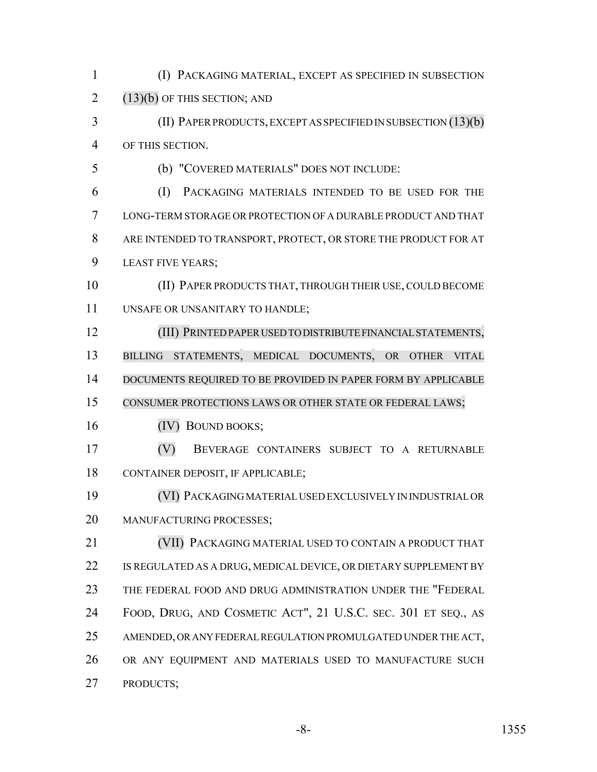(I) PACKAGING MATERIAL, EXCEPT AS SPECIFIED IN SUBSECTION (13)(b) OF THIS SECTION; AND

(II) PAPER PRODUCTS, EXCEPT AS SPECIFIED IN SUBSECTION (13)(b) OF THIS SECTION.

(b) "COVERED MATERIALS" DOES NOT INCLUDE:

(I) PACKAGING MATERIALS INTENDED TO BE USED FOR THE LONG-TERM STORAGE OR PROTECTION OF A DURABLE PRODUCT AND THAT ARE INTENDED TO TRANSPORT, PROTECT, OR STORE THE PRODUCT FOR AT LEAST FIVE YEARS;

(II) PAPER PRODUCTS THAT, THROUGH THEIR USE, COULD BECOME UNSAFE OR UNSANITARY TO HANDLE;

(III) PRINTED PAPER USED TO DISTRIBUTE FINANCIAL STATEMENTS, BILLING STATEMENTS, MEDICAL DOCUMENTS, OR OTHER VITAL DOCUMENTS REQUIRED TO BE PROVIDED IN PAPER FORM BY APPLICABLE CONSUMER PROTECTIONS LAWS OR OTHER STATE OR FEDERAL LAWS;

(IV) BOUND BOOKS;

(V) BEVERAGE CONTAINERS SUBJECT TO A RETURNABLE CONTAINER DEPOSIT, IF APPLICABLE;

(VI) PACKAGING MATERIAL USED EXCLUSIVELY IN INDUSTRIAL OR MANUFACTURING PROCESSES;

(VII) PACKAGING MATERIAL USED TO CONTAIN A PRODUCT THAT IS REGULATED AS A DRUG, MEDICAL DEVICE, OR DIETARY SUPPLEMENT BY THE FEDERAL FOOD AND DRUG ADMINISTRATION UNDER THE "FEDERAL FOOD, DRUG, AND COSMETIC ACT", 21 U.S.C. SEC. 301 ET SEQ., AS AMENDED, OR ANY FEDERAL REGULATION PROMULGATED UNDER THE ACT, OR ANY EQUIPMENT AND MATERIALS USED TO MANUFACTURE SUCH PRODUCTS;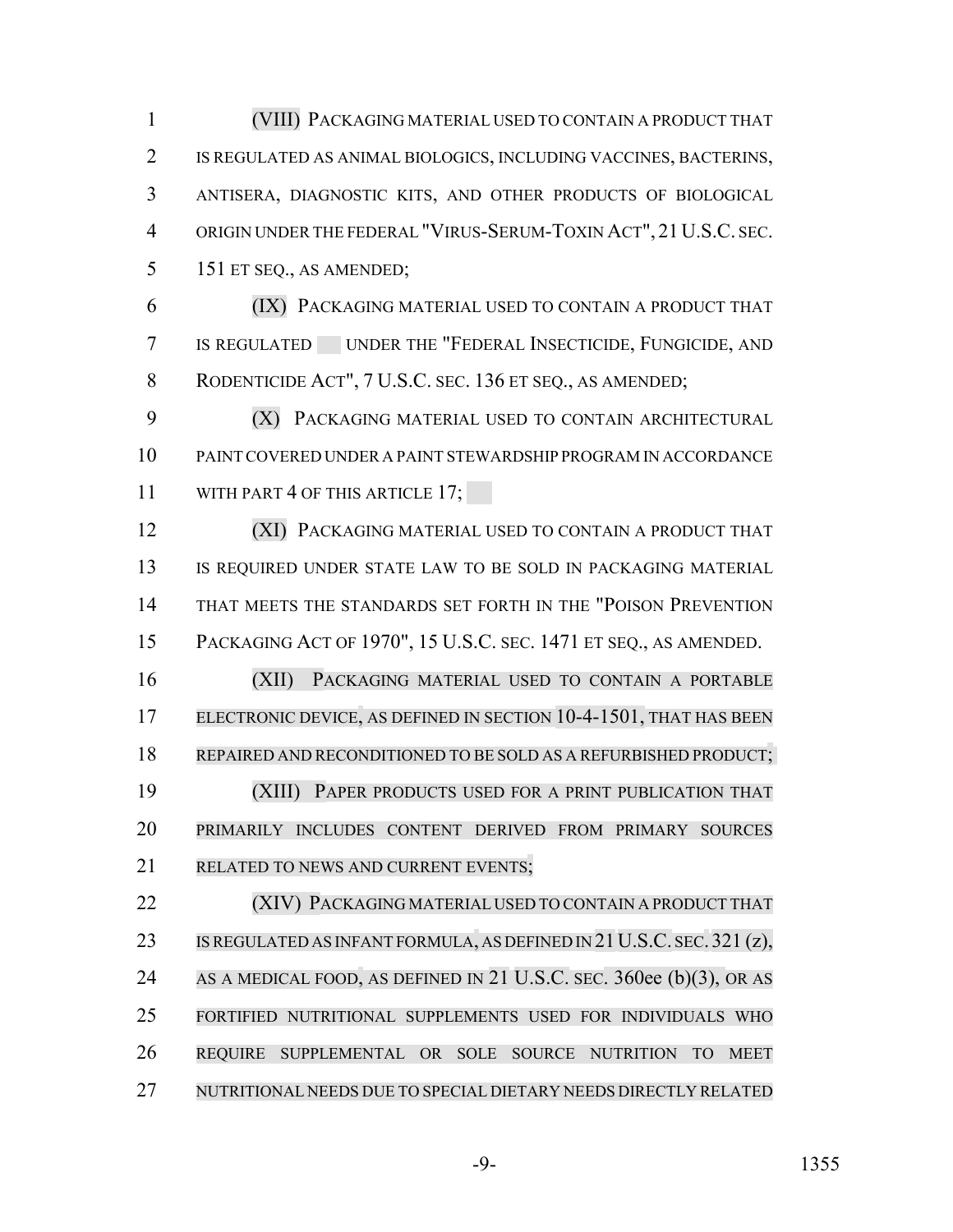(VIII) PACKAGING MATERIAL USED TO CONTAIN A PRODUCT THAT IS REGULATED AS ANIMAL BIOLOGICS, INCLUDING VACCINES, BACTERINS, ANTISERA, DIAGNOSTIC KITS, AND OTHER PRODUCTS OF BIOLOGICAL ORIGIN UNDER THE FEDERAL "VIRUS-SERUM-TOXIN ACT", 21 U.S.C. SEC. 151 ET SEQ., AS AMENDED;

(IX) PACKAGING MATERIAL USED TO CONTAIN A PRODUCT THAT IS REGULATED UNDER THE "FEDERAL INSECTICIDE, FUNGICIDE, AND RODENTICIDE ACT", 7 U.S.C. SEC. 136 ET SEQ., AS AMENDED;

(X) PACKAGING MATERIAL USED TO CONTAIN ARCHITECTURAL PAINT COVERED UNDER A PAINT STEWARDSHIP PROGRAM IN ACCORDANCE WITH PART 4 OF THIS ARTICLE 17;

(XI) PACKAGING MATERIAL USED TO CONTAIN A PRODUCT THAT IS REQUIRED UNDER STATE LAW TO BE SOLD IN PACKAGING MATERIAL THAT MEETS THE STANDARDS SET FORTH IN THE "POISON PREVENTION PACKAGING ACT OF 1970", 15 U.S.C. SEC. 1471 ET SEQ., AS AMENDED.

(XII) PACKAGING MATERIAL USED TO CONTAIN A PORTABLE ELECTRONIC DEVICE, AS DEFINED IN SECTION 10-4-1501, THAT HAS BEEN REPAIRED AND RECONDITIONED TO BE SOLD AS A REFURBISHED PRODUCT;

(XIII) PAPER PRODUCTS USED FOR A PRINT PUBLICATION THAT PRIMARILY INCLUDES CONTENT DERIVED FROM PRIMARY SOURCES RELATED TO NEWS AND CURRENT EVENTS;

(XIV) PACKAGING MATERIAL USED TO CONTAIN A PRODUCT THAT IS REGULATED AS INFANT FORMULA, AS DEFINED IN 21 U.S.C. SEC. 321 (z), AS A MEDICAL FOOD, AS DEFINED IN 21 U.S.C. SEC. 360ee (b)(3), OR AS FORTIFIED NUTRITIONAL SUPPLEMENTS USED FOR INDIVIDUALS WHO REQUIRE SUPPLEMENTAL OR SOLE SOURCE NUTRITION TO MEET NUTRITIONAL NEEDS DUE TO SPECIAL DIETARY NEEDS DIRECTLY RELATED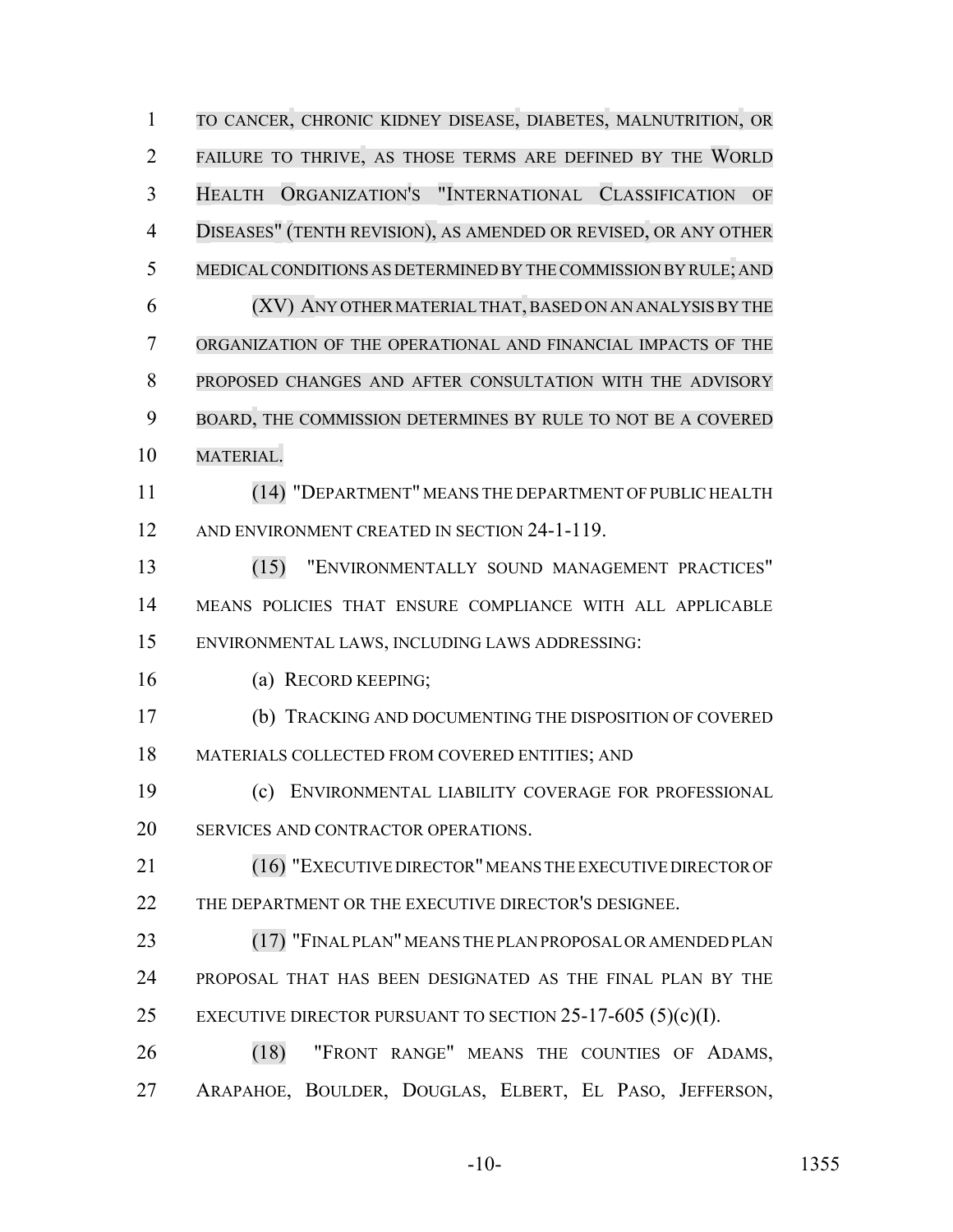TO CANCER, CHRONIC KIDNEY DISEASE, DIABETES, MALNUTRITION, OR FAILURE TO THRIVE, AS THOSE TERMS ARE DEFINED BY THE WORLD HEALTH ORGANIZATION'S "INTERNATIONAL CLASSIFICATION OF DISEASES" (TENTH REVISION), AS AMENDED OR REVISED, OR ANY OTHER MEDICAL CONDITIONS AS DETERMINED BY THE COMMISSION BY RULE; AND

(XV) ANY OTHER MATERIAL THAT, BASED ON AN ANALYSIS BY THE ORGANIZATION OF THE OPERATIONAL AND FINANCIAL IMPACTS OF THE PROPOSED CHANGES AND AFTER CONSULTATION WITH THE ADVISORY BOARD, THE COMMISSION DETERMINES BY RULE TO NOT BE A COVERED MATERIAL.

(14) "DEPARTMENT" MEANS THE DEPARTMENT OF PUBLIC HEALTH AND ENVIRONMENT CREATED IN SECTION 24-1-119.

(15) "ENVIRONMENTALLY SOUND MANAGEMENT PRACTICES" MEANS POLICIES THAT ENSURE COMPLIANCE WITH ALL APPLICABLE ENVIRONMENTAL LAWS, INCLUDING LAWS ADDRESSING:

(a) RECORD KEEPING;

(b) TRACKING AND DOCUMENTING THE DISPOSITION OF COVERED MATERIALS COLLECTED FROM COVERED ENTITIES; AND

(c) ENVIRONMENTAL LIABILITY COVERAGE FOR PROFESSIONAL SERVICES AND CONTRACTOR OPERATIONS.

(16) "EXECUTIVE DIRECTOR" MEANS THE EXECUTIVE DIRECTOR OF THE DEPARTMENT OR THE EXECUTIVE DIRECTOR'S DESIGNEE.

(17) "FINAL PLAN" MEANS THE PLAN PROPOSAL OR AMENDED PLAN PROPOSAL THAT HAS BEEN DESIGNATED AS THE FINAL PLAN BY THE EXECUTIVE DIRECTOR PURSUANT TO SECTION 25-17-605 (5)(c)(I).

(18) "FRONT RANGE" MEANS THE COUNTIES OF ADAMS, ARAPAHOE, BOULDER, DOUGLAS, ELBERT, EL PASO, JEFFERSON,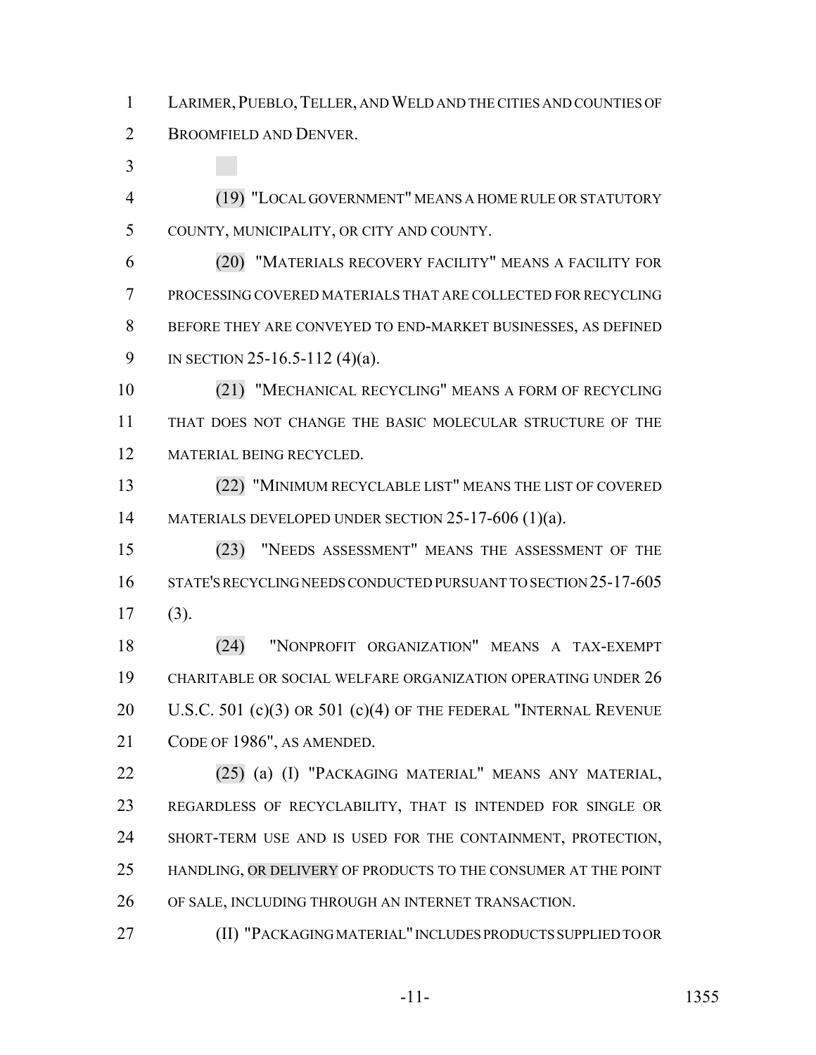LARIMER, PUEBLO, TELLER, AND WELD AND THE CITIES AND COUNTIES OF BROOMFIELD AND DENVER.

(19) "LOCAL GOVERNMENT" MEANS A HOME RULE OR STATUTORY COUNTY, MUNICIPALITY, OR CITY AND COUNTY.

(20) "MATERIALS RECOVERY FACILITY" MEANS A FACILITY FOR PROCESSING COVERED MATERIALS THAT ARE COLLECTED FOR RECYCLING BEFORE THEY ARE CONVEYED TO END-MARKET BUSINESSES, AS DEFINED IN SECTION 25-16.5-112 (4)(a).

(21) "MECHANICAL RECYCLING" MEANS A FORM OF RECYCLING THAT DOES NOT CHANGE THE BASIC MOLECULAR STRUCTURE OF THE MATERIAL BEING RECYCLED.

(22) "MINIMUM RECYCLABLE LIST" MEANS THE LIST OF COVERED MATERIALS DEVELOPED UNDER SECTION 25-17-606 (1)(a).

(23) "NEEDS ASSESSMENT" MEANS THE ASSESSMENT OF THE STATE'S RECYCLING NEEDS CONDUCTED PURSUANT TO SECTION 25-17-605 (3).

(24) "NONPROFIT ORGANIZATION" MEANS A TAX-EXEMPT CHARITABLE OR SOCIAL WELFARE ORGANIZATION OPERATING UNDER 26 U.S.C. 501 (c)(3) OR 501 (c)(4) OF THE FEDERAL "INTERNAL REVENUE CODE OF 1986", AS AMENDED.

(25) (a) (I) "PACKAGING MATERIAL" MEANS ANY MATERIAL, REGARDLESS OF RECYCLABILITY, THAT IS INTENDED FOR SINGLE OR SHORT-TERM USE AND IS USED FOR THE CONTAINMENT, PROTECTION, HANDLING, OR DELIVERY OF PRODUCTS TO THE CONSUMER AT THE POINT OF SALE, INCLUDING THROUGH AN INTERNET TRANSACTION.

(II) "PACKAGING MATERIAL" INCLUDES PRODUCTS SUPPLIED TO OR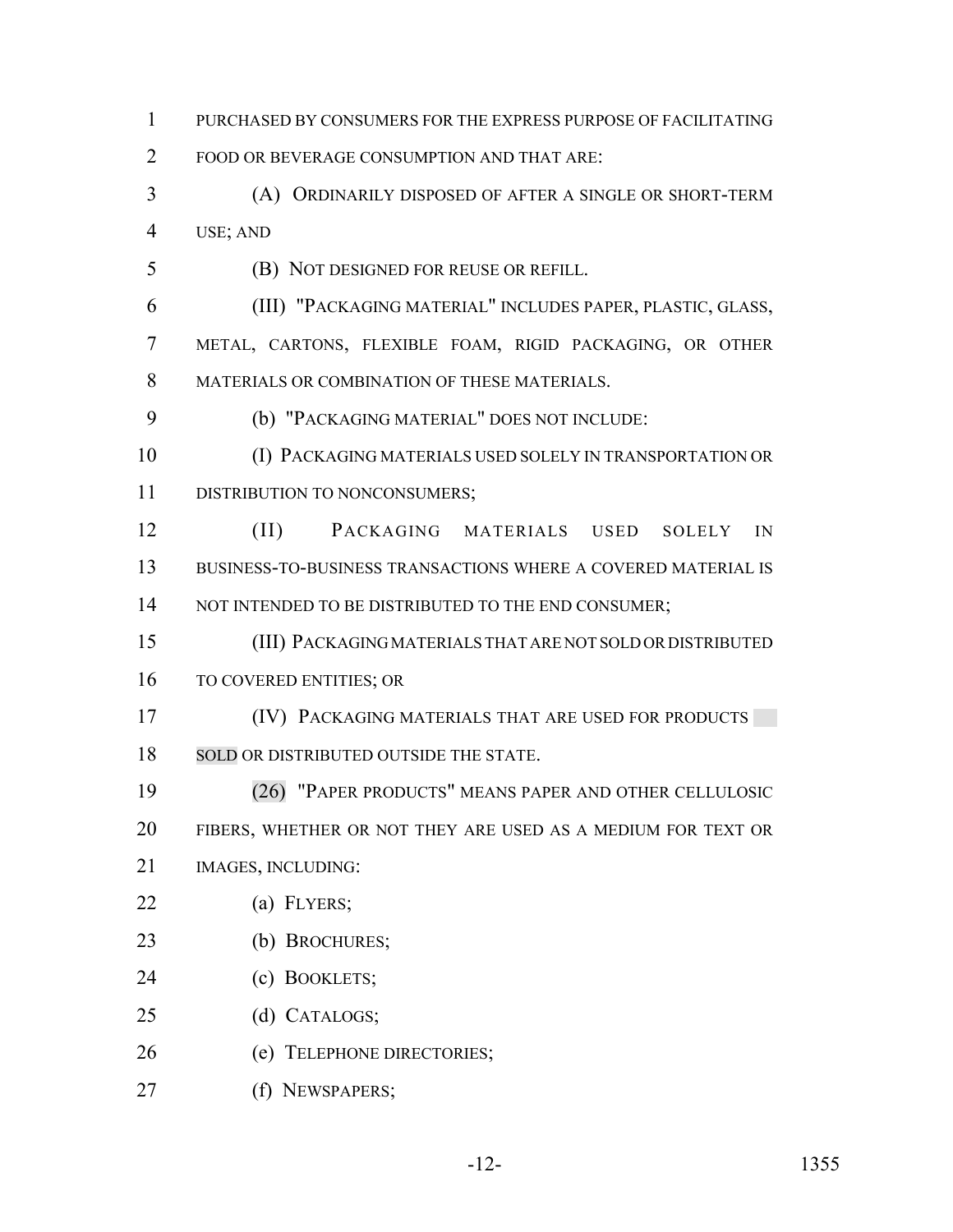PURCHASED BY CONSUMERS FOR THE EXPRESS PURPOSE OF FACILITATING FOOD OR BEVERAGE CONSUMPTION AND THAT ARE:

(A) ORDINARILY DISPOSED OF AFTER A SINGLE OR SHORT-TERM USE; AND

(B) NOT DESIGNED FOR REUSE OR REFILL.

(III) "PACKAGING MATERIAL" INCLUDES PAPER, PLASTIC, GLASS, METAL, CARTONS, FLEXIBLE FOAM, RIGID PACKAGING, OR OTHER MATERIALS OR COMBINATION OF THESE MATERIALS.

(b) "PACKAGING MATERIAL" DOES NOT INCLUDE:

(I) PACKAGING MATERIALS USED SOLELY IN TRANSPORTATION OR DISTRIBUTION TO NONCONSUMERS;

(II) PACKAGING MATERIALS USED SOLELY IN BUSINESS-TO-BUSINESS TRANSACTIONS WHERE A COVERED MATERIAL IS NOT INTENDED TO BE DISTRIBUTED TO THE END CONSUMER;

(III) PACKAGING MATERIALS THAT ARE NOT SOLD OR DISTRIBUTED TO COVERED ENTITIES; OR

(IV) PACKAGING MATERIALS THAT ARE USED FOR PRODUCTS SOLD OR DISTRIBUTED OUTSIDE THE STATE.

(26) "PAPER PRODUCTS" MEANS PAPER AND OTHER CELLULOSIC FIBERS, WHETHER OR NOT THEY ARE USED AS A MEDIUM FOR TEXT OR IMAGES, INCLUDING:

(a) FLYERS;

(b) BROCHURES;

(c) BOOKLETS;

(d) CATALOGS;

(e) TELEPHONE DIRECTORIES;

(f) NEWSPAPERS;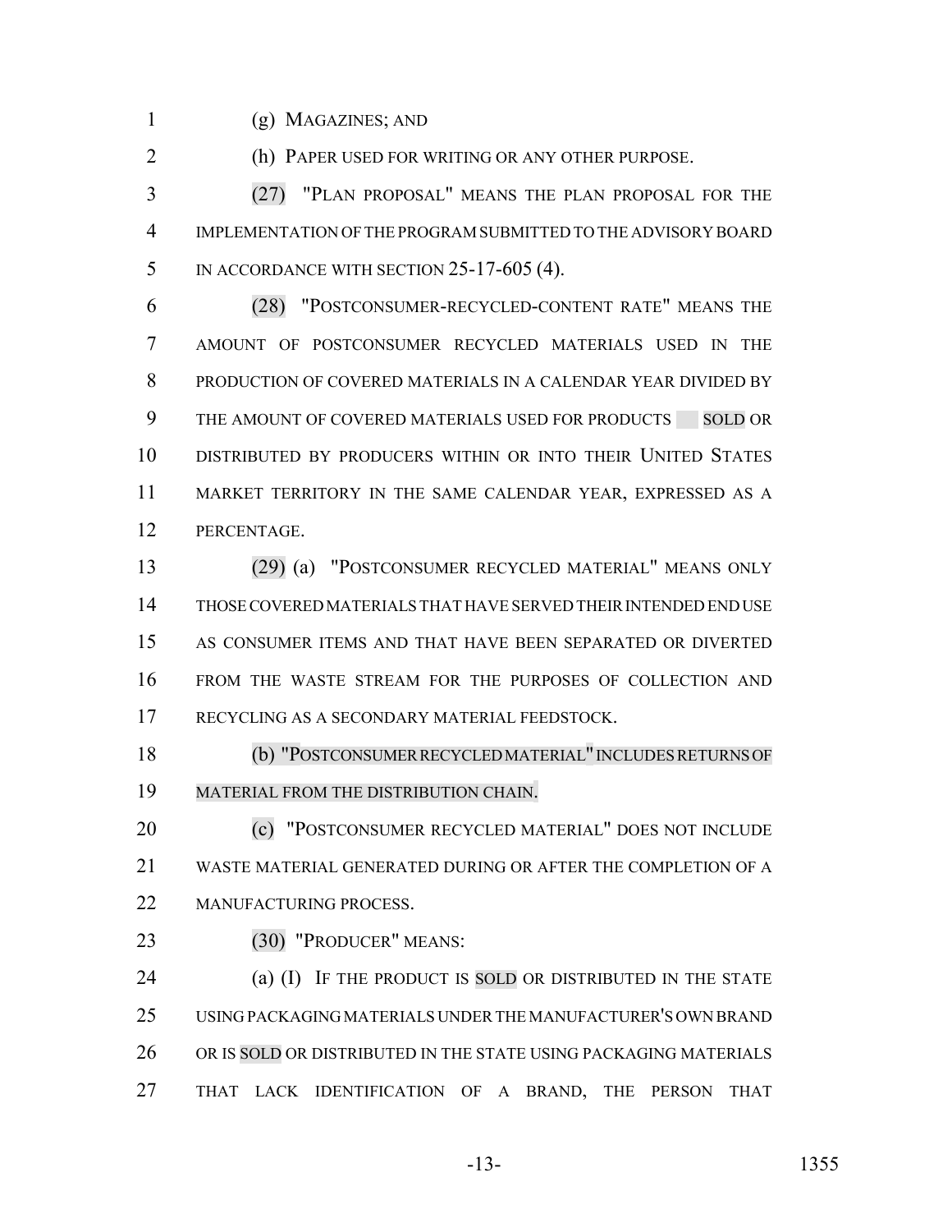(g) MAGAZINES; AND

(h) PAPER USED FOR WRITING OR ANY OTHER PURPOSE.

(27) "PLAN PROPOSAL" MEANS THE PLAN PROPOSAL FOR THE IMPLEMENTATION OF THE PROGRAM SUBMITTED TO THE ADVISORY BOARD IN ACCORDANCE WITH SECTION 25-17-605 (4).

(28) "POSTCONSUMER-RECYCLED-CONTENT RATE" MEANS THE AMOUNT OF POSTCONSUMER RECYCLED MATERIALS USED IN THE PRODUCTION OF COVERED MATERIALS IN A CALENDAR YEAR DIVIDED BY THE AMOUNT OF COVERED MATERIALS USED FOR PRODUCTS SOLD OR DISTRIBUTED BY PRODUCERS WITHIN OR INTO THEIR UNITED STATES MARKET TERRITORY IN THE SAME CALENDAR YEAR, EXPRESSED AS A PERCENTAGE.

(29) (a) "POSTCONSUMER RECYCLED MATERIAL" MEANS ONLY THOSE COVERED MATERIALS THAT HAVE SERVED THEIR INTENDED END USE AS CONSUMER ITEMS AND THAT HAVE BEEN SEPARATED OR DIVERTED FROM THE WASTE STREAM FOR THE PURPOSES OF COLLECTION AND RECYCLING AS A SECONDARY MATERIAL FEEDSTOCK.

(b) "POSTCONSUMER RECYCLED MATERIAL" INCLUDES RETURNS OF MATERIAL FROM THE DISTRIBUTION CHAIN.

(c) "POSTCONSUMER RECYCLED MATERIAL" DOES NOT INCLUDE WASTE MATERIAL GENERATED DURING OR AFTER THE COMPLETION OF A MANUFACTURING PROCESS.

(30) "PRODUCER" MEANS:

(a) (I) IF THE PRODUCT IS SOLD OR DISTRIBUTED IN THE STATE USING PACKAGING MATERIALS UNDER THE MANUFACTURER'S OWN BRAND OR IS SOLD OR DISTRIBUTED IN THE STATE USING PACKAGING MATERIALS THAT LACK IDENTIFICATION OF A BRAND, THE PERSON THAT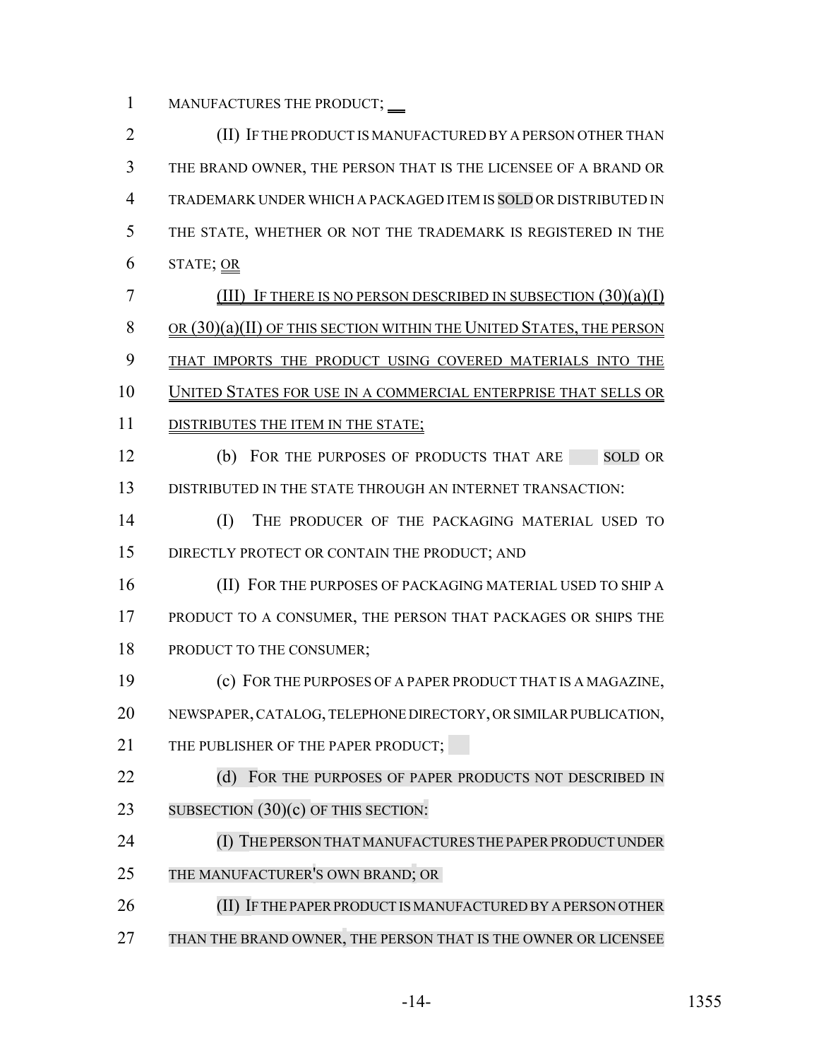MANUFACTURES THE PRODUCT;

(II) IF THE PRODUCT IS MANUFACTURED BY A PERSON OTHER THAN THE BRAND OWNER, THE PERSON THAT IS THE LICENSEE OF A BRAND OR TRADEMARK UNDER WHICH A PACKAGED ITEM IS SOLD OR DISTRIBUTED IN THE STATE, WHETHER OR NOT THE TRADEMARK IS REGISTERED IN THE STATE; OR

(III) IF THERE IS NO PERSON DESCRIBED IN SUBSECTION (30)(a)(I) OR (30)(a)(II) OF THIS SECTION WITHIN THE UNITED STATES, THE PERSON THAT IMPORTS THE PRODUCT USING COVERED MATERIALS INTO THE UNITED STATES FOR USE IN A COMMERCIAL ENTERPRISE THAT SELLS OR DISTRIBUTES THE ITEM IN THE STATE;

(b) FOR THE PURPOSES OF PRODUCTS THAT ARE SOLD OR DISTRIBUTED IN THE STATE THROUGH AN INTERNET TRANSACTION:

(I) THE PRODUCER OF THE PACKAGING MATERIAL USED TO DIRECTLY PROTECT OR CONTAIN THE PRODUCT; AND

(II) FOR THE PURPOSES OF PACKAGING MATERIAL USED TO SHIP A PRODUCT TO A CONSUMER, THE PERSON THAT PACKAGES OR SHIPS THE PRODUCT TO THE CONSUMER;

(c) FOR THE PURPOSES OF A PAPER PRODUCT THAT IS A MAGAZINE, NEWSPAPER, CATALOG, TELEPHONE DIRECTORY, OR SIMILAR PUBLICATION, THE PUBLISHER OF THE PAPER PRODUCT;

(d) FOR THE PURPOSES OF PAPER PRODUCTS NOT DESCRIBED IN SUBSECTION (30)(c) OF THIS SECTION:

(I) THE PERSON THAT MANUFACTURES THE PAPER PRODUCT UNDER THE MANUFACTURER'S OWN BRAND; OR

(II) IF THE PAPER PRODUCT IS MANUFACTURED BY A PERSON OTHER THAN THE BRAND OWNER, THE PERSON THAT IS THE OWNER OR LICENSEE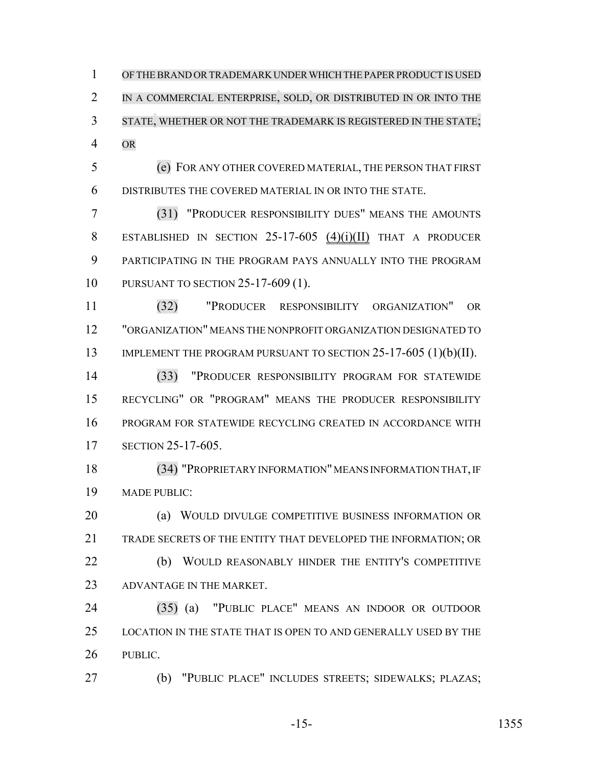OF THE BRAND OR TRADEMARK UNDER WHICH THE PAPER PRODUCT IS USED IN A COMMERCIAL ENTERPRISE, SOLD, OR DISTRIBUTED IN OR INTO THE STATE, WHETHER OR NOT THE TRADEMARK IS REGISTERED IN THE STATE; OR

(e) FOR ANY OTHER COVERED MATERIAL, THE PERSON THAT FIRST DISTRIBUTES THE COVERED MATERIAL IN OR INTO THE STATE.

(31) "PRODUCER RESPONSIBILITY DUES" MEANS THE AMOUNTS ESTABLISHED IN SECTION 25-17-605 (4)(i)(II) THAT A PRODUCER PARTICIPATING IN THE PROGRAM PAYS ANNUALLY INTO THE PROGRAM PURSUANT TO SECTION 25-17-609 (1).

(32) "PRODUCER RESPONSIBILITY ORGANIZATION" OR "ORGANIZATION" MEANS THE NONPROFIT ORGANIZATION DESIGNATED TO IMPLEMENT THE PROGRAM PURSUANT TO SECTION 25-17-605 (1)(b)(II).

(33) "PRODUCER RESPONSIBILITY PROGRAM FOR STATEWIDE RECYCLING" OR "PROGRAM" MEANS THE PRODUCER RESPONSIBILITY PROGRAM FOR STATEWIDE RECYCLING CREATED IN ACCORDANCE WITH SECTION 25-17-605.

(34) "PROPRIETARY INFORMATION" MEANS INFORMATION THAT, IF MADE PUBLIC:

(a) WOULD DIVULGE COMPETITIVE BUSINESS INFORMATION OR TRADE SECRETS OF THE ENTITY THAT DEVELOPED THE INFORMATION; OR

(b) WOULD REASONABLY HINDER THE ENTITY'S COMPETITIVE ADVANTAGE IN THE MARKET.

(35) (a) "PUBLIC PLACE" MEANS AN INDOOR OR OUTDOOR LOCATION IN THE STATE THAT IS OPEN TO AND GENERALLY USED BY THE PUBLIC.

(b) "PUBLIC PLACE" INCLUDES STREETS; SIDEWALKS; PLAZAS;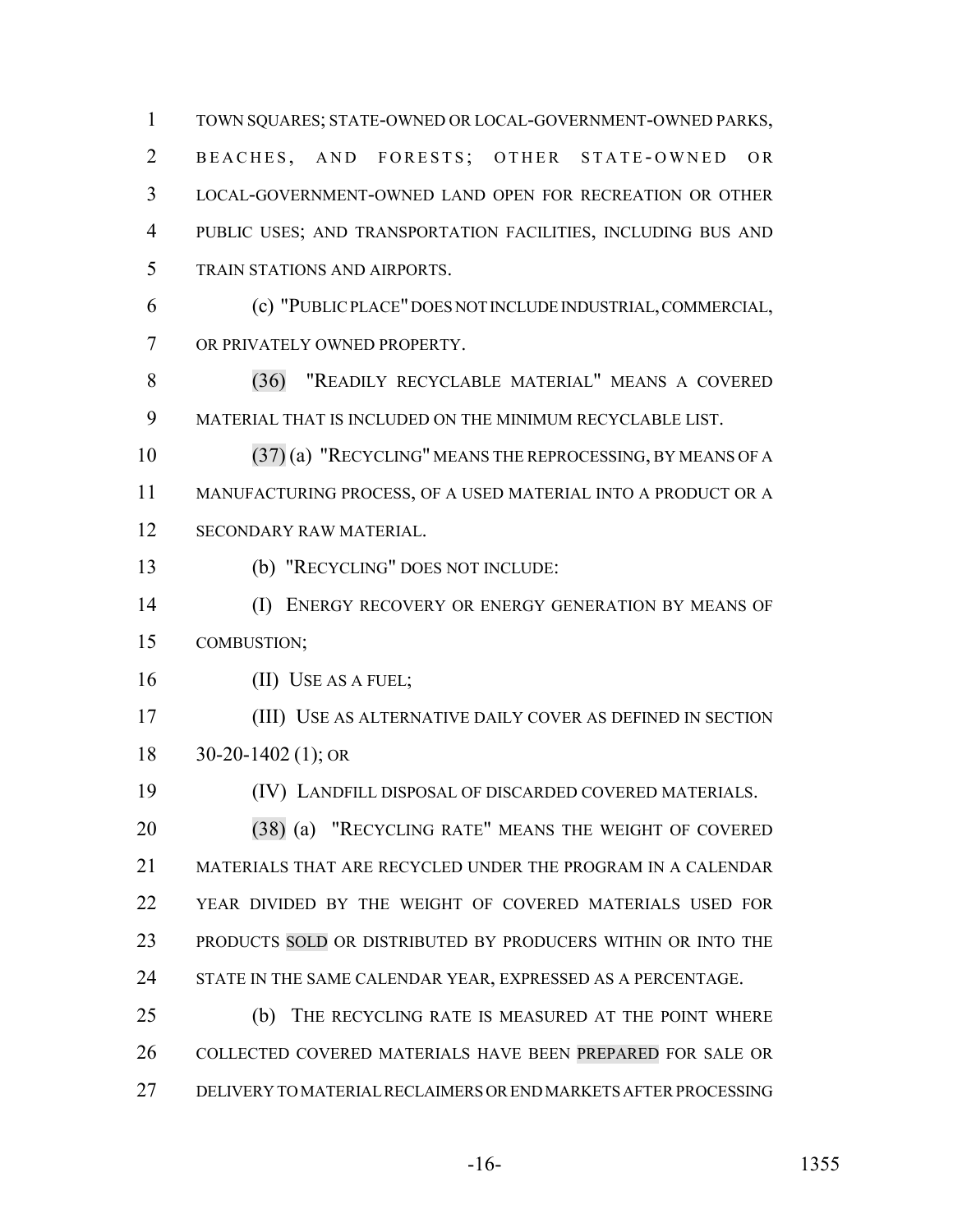TOWN SQUARES; STATE-OWNED OR LOCAL-GOVERNMENT-OWNED PARKS, BEACHES, AND FORESTS; OTHER STATE-OWNED OR LOCAL-GOVERNMENT-OWNED LAND OPEN FOR RECREATION OR OTHER PUBLIC USES; AND TRANSPORTATION FACILITIES, INCLUDING BUS AND TRAIN STATIONS AND AIRPORTS.

(c) "PUBLIC PLACE" DOES NOT INCLUDE INDUSTRIAL, COMMERCIAL, OR PRIVATELY OWNED PROPERTY.

(36) "READILY RECYCLABLE MATERIAL" MEANS A COVERED MATERIAL THAT IS INCLUDED ON THE MINIMUM RECYCLABLE LIST.

(37) (a) "RECYCLING" MEANS THE REPROCESSING, BY MEANS OF A MANUFACTURING PROCESS, OF A USED MATERIAL INTO A PRODUCT OR A SECONDARY RAW MATERIAL.

(b) "RECYCLING" DOES NOT INCLUDE:

(I) ENERGY RECOVERY OR ENERGY GENERATION BY MEANS OF COMBUSTION;

(II) USE AS A FUEL;

(III) USE AS ALTERNATIVE DAILY COVER AS DEFINED IN SECTION 30-20-1402 (1); OR

(IV) LANDFILL DISPOSAL OF DISCARDED COVERED MATERIALS.

(38) (a) "RECYCLING RATE" MEANS THE WEIGHT OF COVERED MATERIALS THAT ARE RECYCLED UNDER THE PROGRAM IN A CALENDAR YEAR DIVIDED BY THE WEIGHT OF COVERED MATERIALS USED FOR PRODUCTS SOLD OR DISTRIBUTED BY PRODUCERS WITHIN OR INTO THE STATE IN THE SAME CALENDAR YEAR, EXPRESSED AS A PERCENTAGE.

(b) THE RECYCLING RATE IS MEASURED AT THE POINT WHERE COLLECTED COVERED MATERIALS HAVE BEEN PREPARED FOR SALE OR DELIVERY TO MATERIAL RECLAIMERS OR END MARKETS AFTER PROCESSING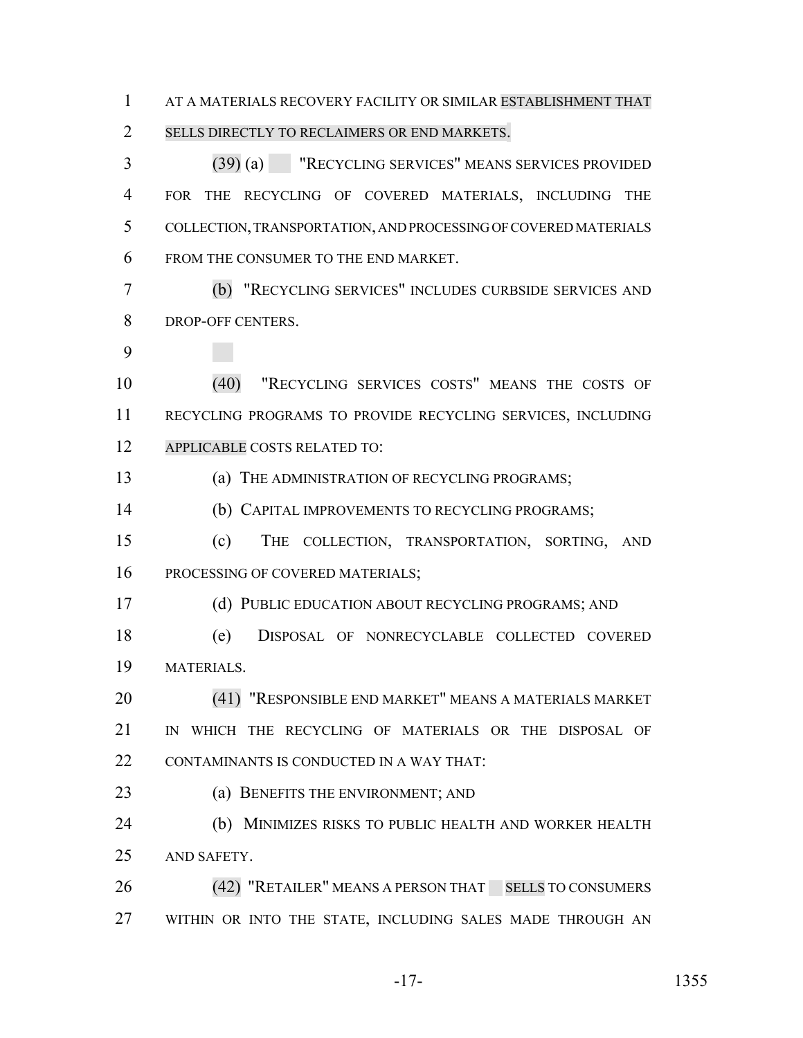AT A MATERIALS RECOVERY FACILITY OR SIMILAR ESTABLISHMENT THAT SELLS DIRECTLY TO RECLAIMERS OR END MARKETS.

(39) (a) "RECYCLING SERVICES" MEANS SERVICES PROVIDED FOR THE RECYCLING OF COVERED MATERIALS, INCLUDING THE COLLECTION, TRANSPORTATION, AND PROCESSING OF COVERED MATERIALS FROM THE CONSUMER TO THE END MARKET.

(b) "RECYCLING SERVICES" INCLUDES CURBSIDE SERVICES AND DROP-OFF CENTERS.

(40) "RECYCLING SERVICES COSTS" MEANS THE COSTS OF RECYCLING PROGRAMS TO PROVIDE RECYCLING SERVICES, INCLUDING APPLICABLE COSTS RELATED TO:

(a) THE ADMINISTRATION OF RECYCLING PROGRAMS;

(b) CAPITAL IMPROVEMENTS TO RECYCLING PROGRAMS;

(c) THE COLLECTION, TRANSPORTATION, SORTING, AND PROCESSING OF COVERED MATERIALS;

(d) PUBLIC EDUCATION ABOUT RECYCLING PROGRAMS; AND

(e) DISPOSAL OF NONRECYCLABLE COLLECTED COVERED MATERIALS.

(41) "RESPONSIBLE END MARKET" MEANS A MATERIALS MARKET IN WHICH THE RECYCLING OF MATERIALS OR THE DISPOSAL OF CONTAMINANTS IS CONDUCTED IN A WAY THAT:

(a) BENEFITS THE ENVIRONMENT; AND

(b) MINIMIZES RISKS TO PUBLIC HEALTH AND WORKER HEALTH AND SAFETY.

(42) "RETAILER" MEANS A PERSON THAT SELLS TO CONSUMERS WITHIN OR INTO THE STATE, INCLUDING SALES MADE THROUGH AN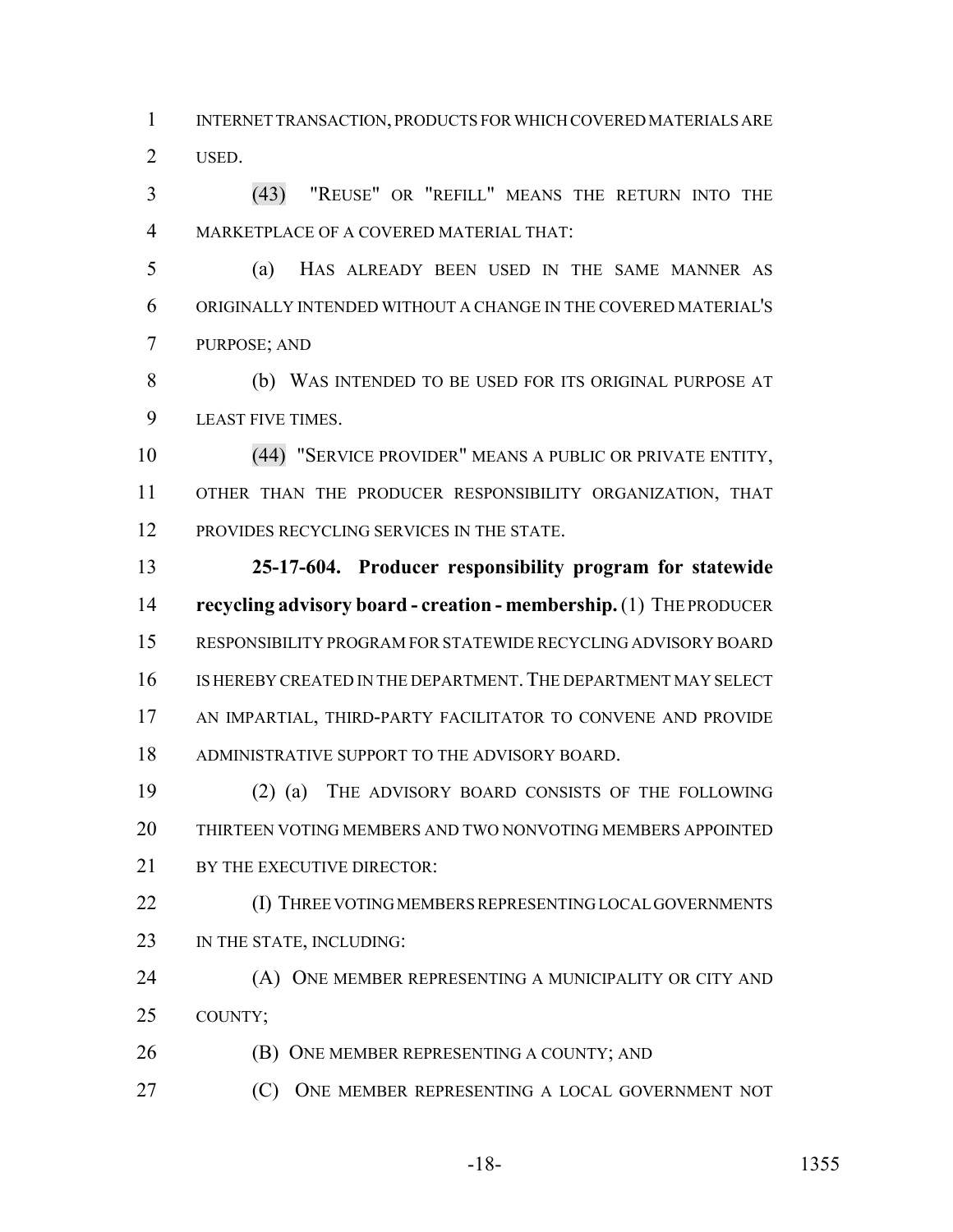INTERNET TRANSACTION, PRODUCTS FOR WHICH COVERED MATERIALS ARE USED.

(43) "REUSE" OR "REFILL" MEANS THE RETURN INTO THE MARKETPLACE OF A COVERED MATERIAL THAT:

(a) HAS ALREADY BEEN USED IN THE SAME MANNER AS ORIGINALLY INTENDED WITHOUT A CHANGE IN THE COVERED MATERIAL'S PURPOSE; AND

(b) WAS INTENDED TO BE USED FOR ITS ORIGINAL PURPOSE AT LEAST FIVE TIMES.

(44) "SERVICE PROVIDER" MEANS A PUBLIC OR PRIVATE ENTITY, OTHER THAN THE PRODUCER RESPONSIBILITY ORGANIZATION, THAT PROVIDES RECYCLING SERVICES IN THE STATE.

**25-17-604. Producer responsibility program for statewide recycling advisory board - creation - membership.** (1) THE PRODUCER RESPONSIBILITY PROGRAM FOR STATEWIDE RECYCLING ADVISORY BOARD IS HEREBY CREATED IN THE DEPARTMENT. THE DEPARTMENT MAY SELECT AN IMPARTIAL, THIRD-PARTY FACILITATOR TO CONVENE AND PROVIDE ADMINISTRATIVE SUPPORT TO THE ADVISORY BOARD.

(2) (a) THE ADVISORY BOARD CONSISTS OF THE FOLLOWING THIRTEEN VOTING MEMBERS AND TWO NONVOTING MEMBERS APPOINTED BY THE EXECUTIVE DIRECTOR:

(I) THREE VOTING MEMBERS REPRESENTING LOCAL GOVERNMENTS IN THE STATE, INCLUDING:

(A) ONE MEMBER REPRESENTING A MUNICIPALITY OR CITY AND COUNTY;

(B) ONE MEMBER REPRESENTING A COUNTY; AND

(C) ONE MEMBER REPRESENTING A LOCAL GOVERNMENT NOT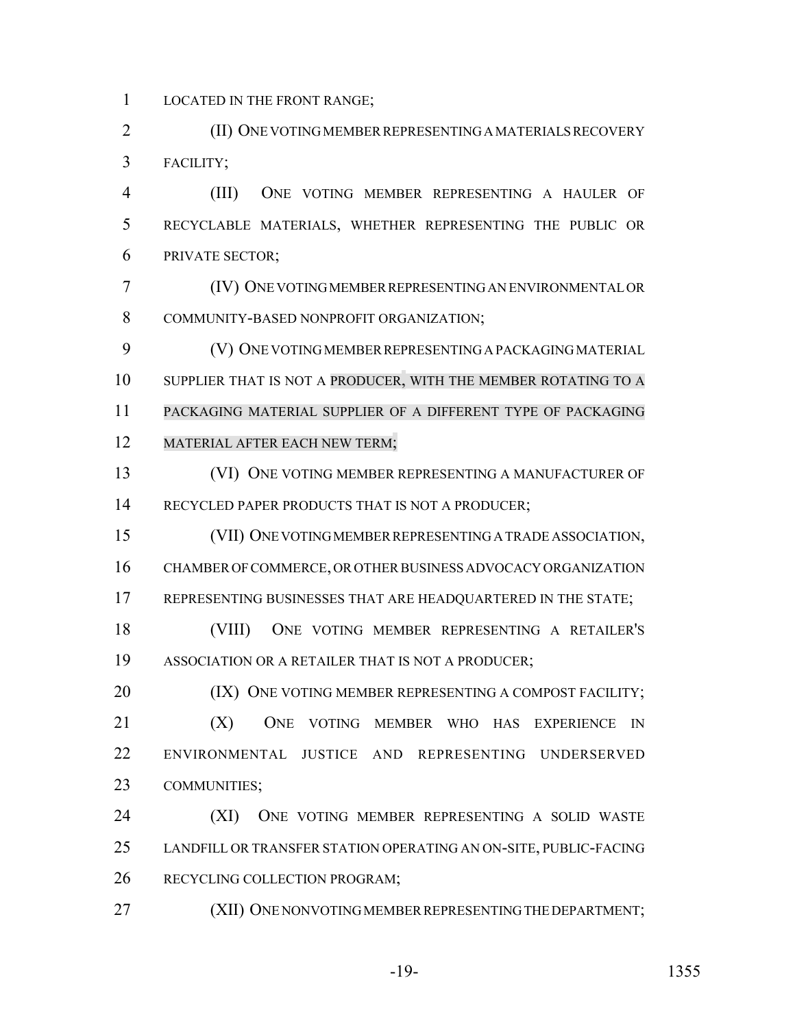LOCATED IN THE FRONT RANGE;

(II) ONE VOTING MEMBER REPRESENTING A MATERIALS RECOVERY FACILITY;

(III) ONE VOTING MEMBER REPRESENTING A HAULER OF RECYCLABLE MATERIALS, WHETHER REPRESENTING THE PUBLIC OR PRIVATE SECTOR;

(IV) ONE VOTING MEMBER REPRESENTING AN ENVIRONMENTAL OR COMMUNITY-BASED NONPROFIT ORGANIZATION;

(V) ONE VOTING MEMBER REPRESENTING A PACKAGING MATERIAL SUPPLIER THAT IS NOT A PRODUCER, WITH THE MEMBER ROTATING TO A PACKAGING MATERIAL SUPPLIER OF A DIFFERENT TYPE OF PACKAGING MATERIAL AFTER EACH NEW TERM;

(VI) ONE VOTING MEMBER REPRESENTING A MANUFACTURER OF RECYCLED PAPER PRODUCTS THAT IS NOT A PRODUCER;

(VII) ONE VOTING MEMBER REPRESENTING A TRADE ASSOCIATION, CHAMBER OF COMMERCE, OR OTHER BUSINESS ADVOCACY ORGANIZATION REPRESENTING BUSINESSES THAT ARE HEADQUARTERED IN THE STATE;

(VIII) ONE VOTING MEMBER REPRESENTING A RETAILER'S ASSOCIATION OR A RETAILER THAT IS NOT A PRODUCER;

(IX) ONE VOTING MEMBER REPRESENTING A COMPOST FACILITY;

(X) ONE VOTING MEMBER WHO HAS EXPERIENCE IN ENVIRONMENTAL JUSTICE AND REPRESENTING UNDERSERVED COMMUNITIES;

(XI) ONE VOTING MEMBER REPRESENTING A SOLID WASTE LANDFILL OR TRANSFER STATION OPERATING AN ON-SITE, PUBLIC-FACING RECYCLING COLLECTION PROGRAM;

(XII) ONE NONVOTING MEMBER REPRESENTING THE DEPARTMENT;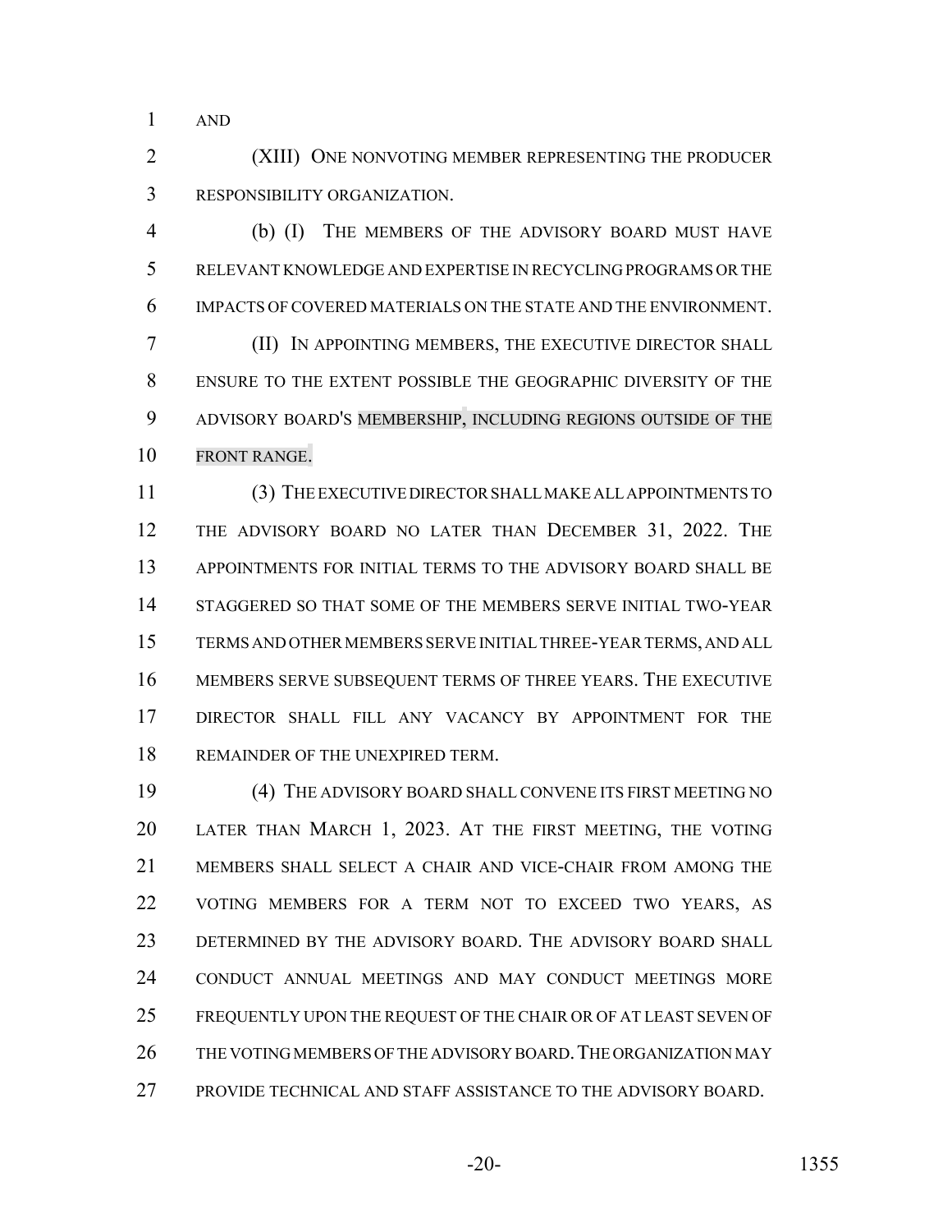AND

(XIII) ONE NONVOTING MEMBER REPRESENTING THE PRODUCER RESPONSIBILITY ORGANIZATION.

(b) (I) THE MEMBERS OF THE ADVISORY BOARD MUST HAVE RELEVANT KNOWLEDGE AND EXPERTISE IN RECYCLING PROGRAMS OR THE IMPACTS OF COVERED MATERIALS ON THE STATE AND THE ENVIRONMENT.

(II) IN APPOINTING MEMBERS, THE EXECUTIVE DIRECTOR SHALL ENSURE TO THE EXTENT POSSIBLE THE GEOGRAPHIC DIVERSITY OF THE ADVISORY BOARD'S MEMBERSHIP, INCLUDING REGIONS OUTSIDE OF THE FRONT RANGE.

(3) THE EXECUTIVE DIRECTOR SHALL MAKE ALL APPOINTMENTS TO THE ADVISORY BOARD NO LATER THAN DECEMBER 31, 2022. THE APPOINTMENTS FOR INITIAL TERMS TO THE ADVISORY BOARD SHALL BE STAGGERED SO THAT SOME OF THE MEMBERS SERVE INITIAL TWO-YEAR TERMS AND OTHER MEMBERS SERVE INITIAL THREE-YEAR TERMS, AND ALL MEMBERS SERVE SUBSEQUENT TERMS OF THREE YEARS. THE EXECUTIVE DIRECTOR SHALL FILL ANY VACANCY BY APPOINTMENT FOR THE REMAINDER OF THE UNEXPIRED TERM.

(4) THE ADVISORY BOARD SHALL CONVENE ITS FIRST MEETING NO LATER THAN MARCH 1, 2023. AT THE FIRST MEETING, THE VOTING MEMBERS SHALL SELECT A CHAIR AND VICE-CHAIR FROM AMONG THE VOTING MEMBERS FOR A TERM NOT TO EXCEED TWO YEARS, AS DETERMINED BY THE ADVISORY BOARD. THE ADVISORY BOARD SHALL CONDUCT ANNUAL MEETINGS AND MAY CONDUCT MEETINGS MORE FREQUENTLY UPON THE REQUEST OF THE CHAIR OR OF AT LEAST SEVEN OF THE VOTING MEMBERS OF THE ADVISORY BOARD. THE ORGANIZATION MAY PROVIDE TECHNICAL AND STAFF ASSISTANCE TO THE ADVISORY BOARD.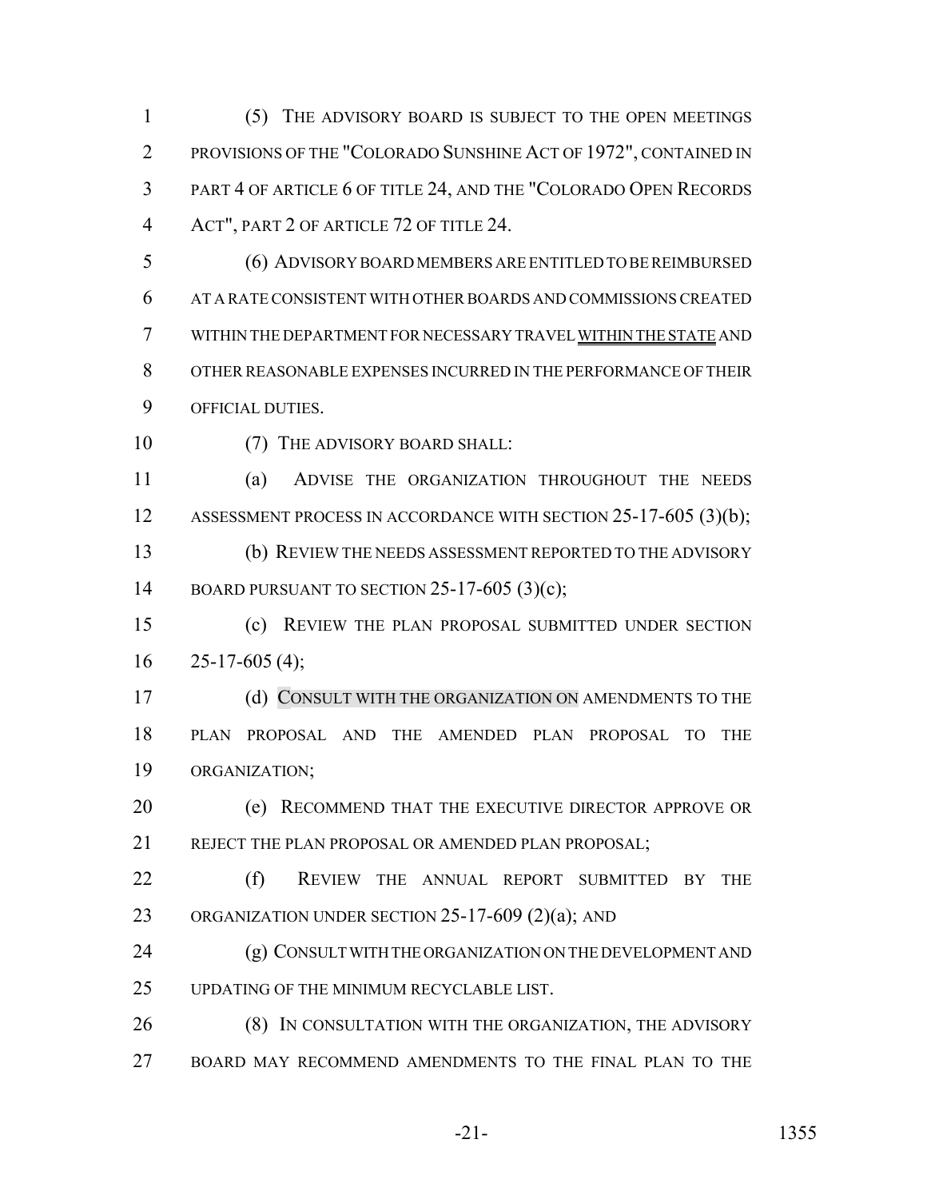(5) THE ADVISORY BOARD IS SUBJECT TO THE OPEN MEETINGS PROVISIONS OF THE "COLORADO SUNSHINE ACT OF 1972", CONTAINED IN PART 4 OF ARTICLE 6 OF TITLE 24, AND THE "COLORADO OPEN RECORDS ACT", PART 2 OF ARTICLE 72 OF TITLE 24.

(6) ADVISORY BOARD MEMBERS ARE ENTITLED TO BE REIMBURSED AT A RATE CONSISTENT WITH OTHER BOARDS AND COMMISSIONS CREATED WITHIN THE DEPARTMENT FOR NECESSARY TRAVEL WITHIN THE STATE AND OTHER REASONABLE EXPENSES INCURRED IN THE PERFORMANCE OF THEIR OFFICIAL DUTIES.

(7) THE ADVISORY BOARD SHALL:

(a) ADVISE THE ORGANIZATION THROUGHOUT THE NEEDS ASSESSMENT PROCESS IN ACCORDANCE WITH SECTION 25-17-605 (3)(b);

(b) REVIEW THE NEEDS ASSESSMENT REPORTED TO THE ADVISORY BOARD PURSUANT TO SECTION 25-17-605 (3)(c);

(c) REVIEW THE PLAN PROPOSAL SUBMITTED UNDER SECTION 25-17-605 (4);

(d) CONSULT WITH THE ORGANIZATION ON AMENDMENTS TO THE PLAN PROPOSAL AND THE AMENDED PLAN PROPOSAL TO THE ORGANIZATION;

(e) RECOMMEND THAT THE EXECUTIVE DIRECTOR APPROVE OR REJECT THE PLAN PROPOSAL OR AMENDED PLAN PROPOSAL;

(f) REVIEW THE ANNUAL REPORT SUBMITTED BY THE ORGANIZATION UNDER SECTION 25-17-609 (2)(a); AND

(g) CONSULT WITH THE ORGANIZATION ON THE DEVELOPMENT AND UPDATING OF THE MINIMUM RECYCLABLE LIST.

(8) IN CONSULTATION WITH THE ORGANIZATION, THE ADVISORY BOARD MAY RECOMMEND AMENDMENTS TO THE FINAL PLAN TO THE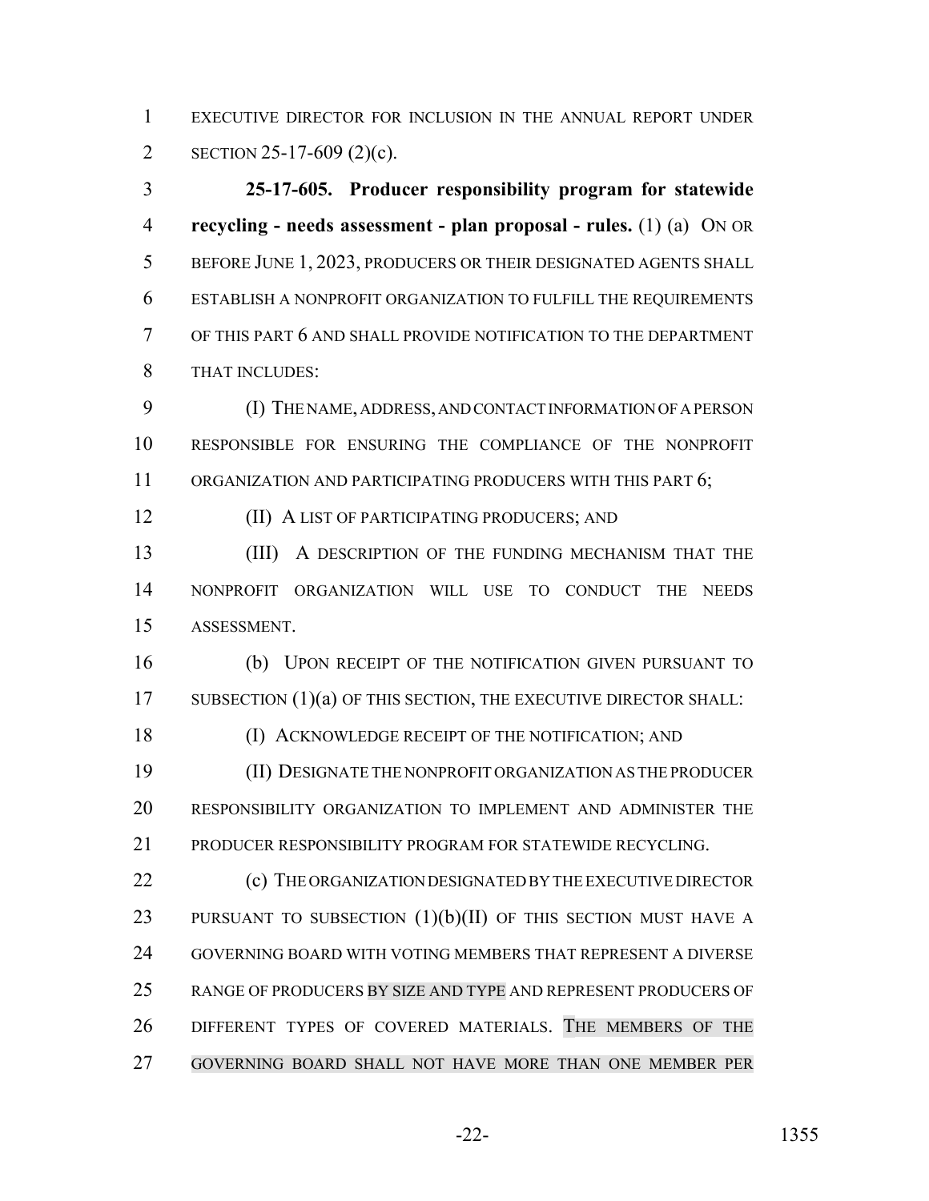EXECUTIVE DIRECTOR FOR INCLUSION IN THE ANNUAL REPORT UNDER SECTION 25-17-609 (2)(c).

**25-17-605. Producer responsibility program for statewide recycling - needs assessment - plan proposal - rules.** (1) (a) ON OR BEFORE JUNE 1, 2023, PRODUCERS OR THEIR DESIGNATED AGENTS SHALL ESTABLISH A NONPROFIT ORGANIZATION TO FULFILL THE REQUIREMENTS OF THIS PART 6 AND SHALL PROVIDE NOTIFICATION TO THE DEPARTMENT THAT INCLUDES:

(I) THE NAME, ADDRESS, AND CONTACT INFORMATION OF A PERSON RESPONSIBLE FOR ENSURING THE COMPLIANCE OF THE NONPROFIT ORGANIZATION AND PARTICIPATING PRODUCERS WITH THIS PART 6;

(II) A LIST OF PARTICIPATING PRODUCERS; AND

(III) A DESCRIPTION OF THE FUNDING MECHANISM THAT THE NONPROFIT ORGANIZATION WILL USE TO CONDUCT THE NEEDS ASSESSMENT.

(b) UPON RECEIPT OF THE NOTIFICATION GIVEN PURSUANT TO SUBSECTION (1)(a) OF THIS SECTION, THE EXECUTIVE DIRECTOR SHALL:

(I) ACKNOWLEDGE RECEIPT OF THE NOTIFICATION; AND

(II) DESIGNATE THE NONPROFIT ORGANIZATION AS THE PRODUCER RESPONSIBILITY ORGANIZATION TO IMPLEMENT AND ADMINISTER THE PRODUCER RESPONSIBILITY PROGRAM FOR STATEWIDE RECYCLING.

(c) THE ORGANIZATION DESIGNATED BY THE EXECUTIVE DIRECTOR PURSUANT TO SUBSECTION (1)(b)(II) OF THIS SECTION MUST HAVE A GOVERNING BOARD WITH VOTING MEMBERS THAT REPRESENT A DIVERSE RANGE OF PRODUCERS BY SIZE AND TYPE AND REPRESENT PRODUCERS OF DIFFERENT TYPES OF COVERED MATERIALS. THE MEMBERS OF THE GOVERNING BOARD SHALL NOT HAVE MORE THAN ONE MEMBER PER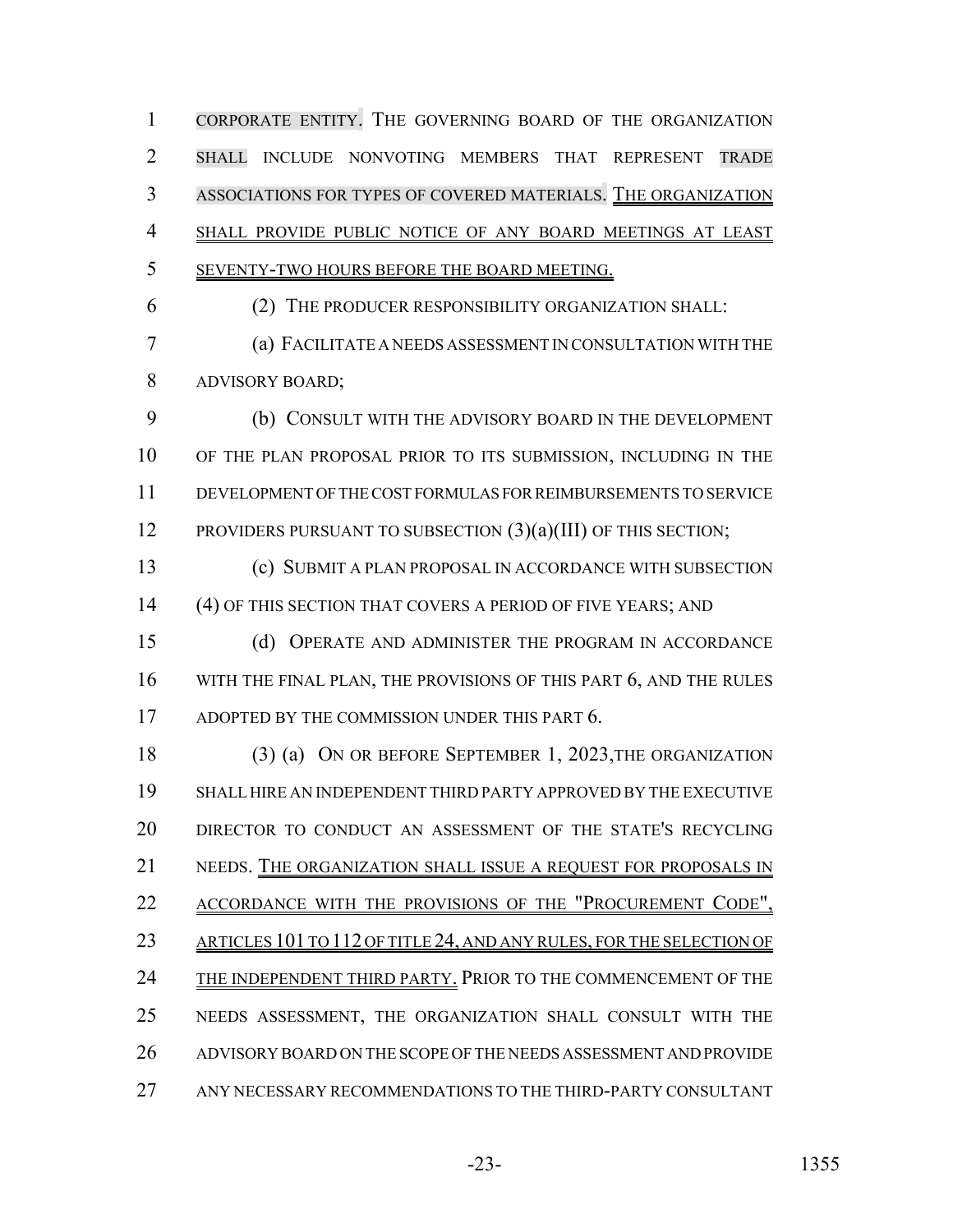CORPORATE ENTITY. THE GOVERNING BOARD OF THE ORGANIZATION SHALL INCLUDE NONVOTING MEMBERS THAT REPRESENT TRADE ASSOCIATIONS FOR TYPES OF COVERED MATERIALS. THE ORGANIZATION SHALL PROVIDE PUBLIC NOTICE OF ANY BOARD MEETINGS AT LEAST SEVENTY-TWO HOURS BEFORE THE BOARD MEETING.

(2) THE PRODUCER RESPONSIBILITY ORGANIZATION SHALL:

(a) FACILITATE A NEEDS ASSESSMENT IN CONSULTATION WITH THE ADVISORY BOARD;

(b) CONSULT WITH THE ADVISORY BOARD IN THE DEVELOPMENT OF THE PLAN PROPOSAL PRIOR TO ITS SUBMISSION, INCLUDING IN THE DEVELOPMENT OF THE COST FORMULAS FOR REIMBURSEMENTS TO SERVICE PROVIDERS PURSUANT TO SUBSECTION (3)(a)(III) OF THIS SECTION;

(c) SUBMIT A PLAN PROPOSAL IN ACCORDANCE WITH SUBSECTION (4) OF THIS SECTION THAT COVERS A PERIOD OF FIVE YEARS; AND

(d) OPERATE AND ADMINISTER THE PROGRAM IN ACCORDANCE WITH THE FINAL PLAN, THE PROVISIONS OF THIS PART 6, AND THE RULES ADOPTED BY THE COMMISSION UNDER THIS PART 6.

(3) (a) ON OR BEFORE SEPTEMBER 1, 2023,THE ORGANIZATION SHALL HIRE AN INDEPENDENT THIRD PARTY APPROVED BY THE EXECUTIVE DIRECTOR TO CONDUCT AN ASSESSMENT OF THE STATE'S RECYCLING NEEDS. THE ORGANIZATION SHALL ISSUE A REQUEST FOR PROPOSALS IN ACCORDANCE WITH THE PROVISIONS OF THE "PROCUREMENT CODE", ARTICLES 101 TO 112 OF TITLE 24, AND ANY RULES, FOR THE SELECTION OF THE INDEPENDENT THIRD PARTY. PRIOR TO THE COMMENCEMENT OF THE NEEDS ASSESSMENT, THE ORGANIZATION SHALL CONSULT WITH THE ADVISORY BOARD ON THE SCOPE OF THE NEEDS ASSESSMENT AND PROVIDE ANY NECESSARY RECOMMENDATIONS TO THE THIRD-PARTY CONSULTANT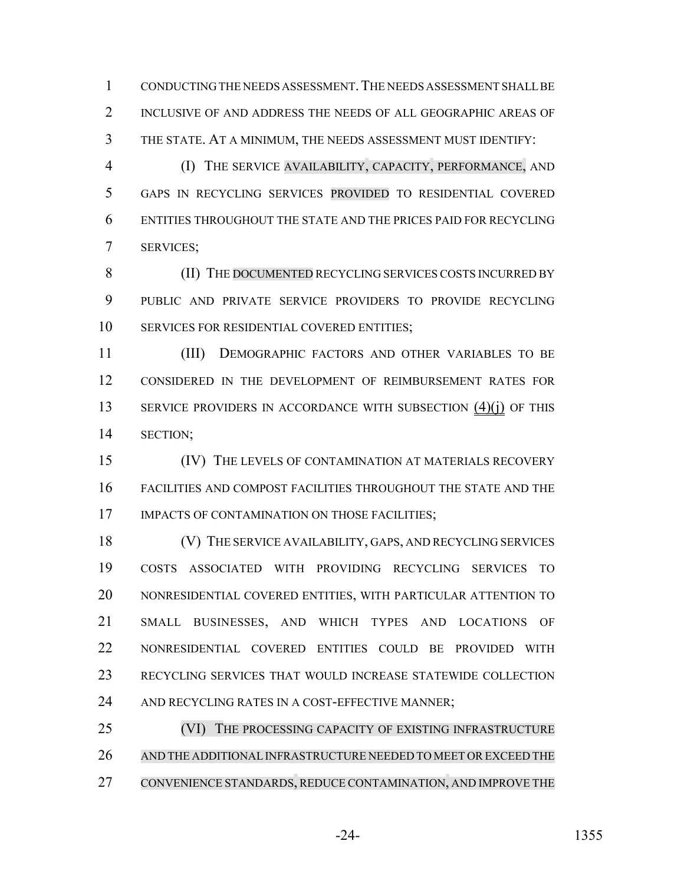CONDUCTING THE NEEDS ASSESSMENT. THE NEEDS ASSESSMENT SHALL BE INCLUSIVE OF AND ADDRESS THE NEEDS OF ALL GEOGRAPHIC AREAS OF THE STATE. AT A MINIMUM, THE NEEDS ASSESSMENT MUST IDENTIFY:

(I) THE SERVICE AVAILABILITY, CAPACITY, PERFORMANCE, AND GAPS IN RECYCLING SERVICES PROVIDED TO RESIDENTIAL COVERED ENTITIES THROUGHOUT THE STATE AND THE PRICES PAID FOR RECYCLING SERVICES;

(II) THE DOCUMENTED RECYCLING SERVICES COSTS INCURRED BY PUBLIC AND PRIVATE SERVICE PROVIDERS TO PROVIDE RECYCLING SERVICES FOR RESIDENTIAL COVERED ENTITIES;

(III) DEMOGRAPHIC FACTORS AND OTHER VARIABLES TO BE CONSIDERED IN THE DEVELOPMENT OF REIMBURSEMENT RATES FOR SERVICE PROVIDERS IN ACCORDANCE WITH SUBSECTION (4)(j) OF THIS SECTION;

(IV) THE LEVELS OF CONTAMINATION AT MATERIALS RECOVERY FACILITIES AND COMPOST FACILITIES THROUGHOUT THE STATE AND THE IMPACTS OF CONTAMINATION ON THOSE FACILITIES;

(V) THE SERVICE AVAILABILITY, GAPS, AND RECYCLING SERVICES COSTS ASSOCIATED WITH PROVIDING RECYCLING SERVICES TO NONRESIDENTIAL COVERED ENTITIES, WITH PARTICULAR ATTENTION TO SMALL BUSINESSES, AND WHICH TYPES AND LOCATIONS OF NONRESIDENTIAL COVERED ENTITIES COULD BE PROVIDED WITH RECYCLING SERVICES THAT WOULD INCREASE STATEWIDE COLLECTION AND RECYCLING RATES IN A COST-EFFECTIVE MANNER;

(VI) THE PROCESSING CAPACITY OF EXISTING INFRASTRUCTURE AND THE ADDITIONAL INFRASTRUCTURE NEEDED TO MEET OR EXCEED THE CONVENIENCE STANDARDS, REDUCE CONTAMINATION, AND IMPROVE THE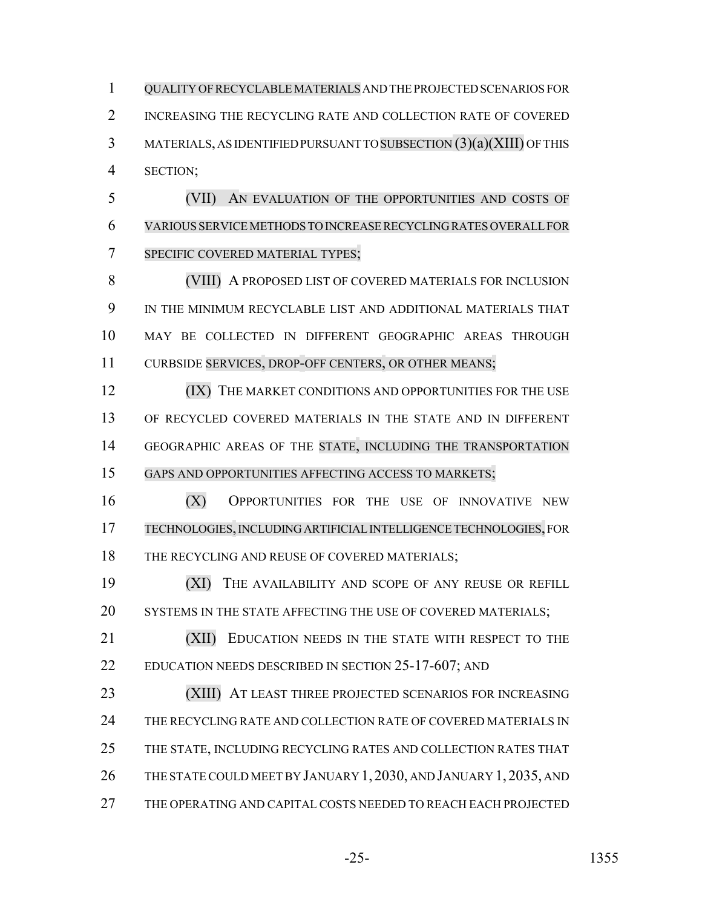QUALITY OF RECYCLABLE MATERIALS AND THE PROJECTED SCENARIOS FOR INCREASING THE RECYCLING RATE AND COLLECTION RATE OF COVERED MATERIALS, AS IDENTIFIED PURSUANT TO SUBSECTION (3)(a)(XIII) OF THIS SECTION;

(VII) AN EVALUATION OF THE OPPORTUNITIES AND COSTS OF VARIOUS SERVICE METHODS TO INCREASE RECYCLING RATES OVERALL FOR SPECIFIC COVERED MATERIAL TYPES;

(VIII) A PROPOSED LIST OF COVERED MATERIALS FOR INCLUSION IN THE MINIMUM RECYCLABLE LIST AND ADDITIONAL MATERIALS THAT MAY BE COLLECTED IN DIFFERENT GEOGRAPHIC AREAS THROUGH CURBSIDE SERVICES, DROP-OFF CENTERS, OR OTHER MEANS;

(IX) THE MARKET CONDITIONS AND OPPORTUNITIES FOR THE USE OF RECYCLED COVERED MATERIALS IN THE STATE AND IN DIFFERENT GEOGRAPHIC AREAS OF THE STATE, INCLUDING THE TRANSPORTATION GAPS AND OPPORTUNITIES AFFECTING ACCESS TO MARKETS;

(X) OPPORTUNITIES FOR THE USE OF INNOVATIVE NEW TECHNOLOGIES, INCLUDING ARTIFICIAL INTELLIGENCE TECHNOLOGIES, FOR THE RECYCLING AND REUSE OF COVERED MATERIALS;

(XI) THE AVAILABILITY AND SCOPE OF ANY REUSE OR REFILL SYSTEMS IN THE STATE AFFECTING THE USE OF COVERED MATERIALS;

(XII) EDUCATION NEEDS IN THE STATE WITH RESPECT TO THE EDUCATION NEEDS DESCRIBED IN SECTION 25-17-607; AND

(XIII) AT LEAST THREE PROJECTED SCENARIOS FOR INCREASING THE RECYCLING RATE AND COLLECTION RATE OF COVERED MATERIALS IN THE STATE, INCLUDING RECYCLING RATES AND COLLECTION RATES THAT THE STATE COULD MEET BY JANUARY 1, 2030, AND JANUARY 1, 2035, AND THE OPERATING AND CAPITAL COSTS NEEDED TO REACH EACH PROJECTED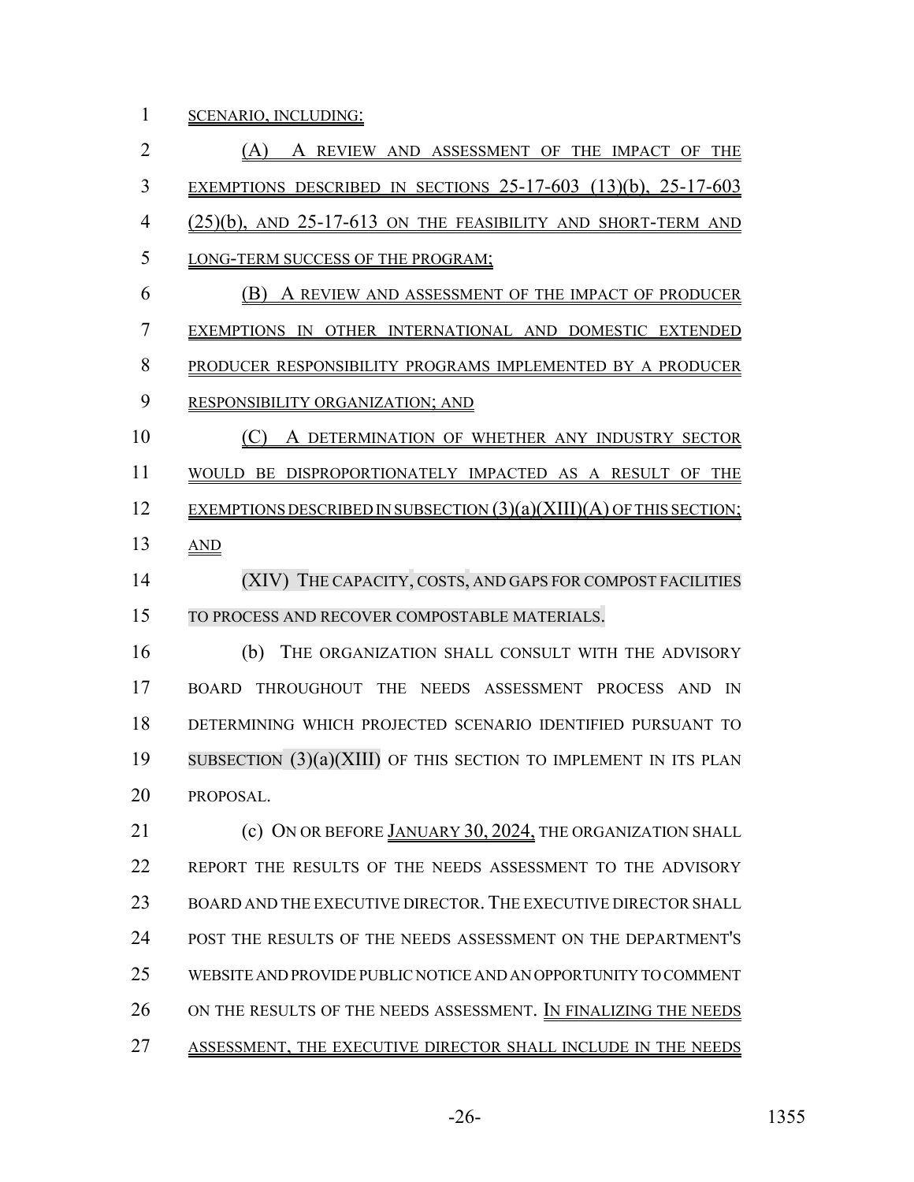SCENARIO, INCLUDING:

(A) A REVIEW AND ASSESSMENT OF THE IMPACT OF THE EXEMPTIONS DESCRIBED IN SECTIONS 25-17-603 (13)(b), 25-17-603 (25)(b), AND 25-17-613 ON THE FEASIBILITY AND SHORT-TERM AND LONG-TERM SUCCESS OF THE PROGRAM;

(B) A REVIEW AND ASSESSMENT OF THE IMPACT OF PRODUCER EXEMPTIONS IN OTHER INTERNATIONAL AND DOMESTIC EXTENDED PRODUCER RESPONSIBILITY PROGRAMS IMPLEMENTED BY A PRODUCER RESPONSIBILITY ORGANIZATION; AND

(C) A DETERMINATION OF WHETHER ANY INDUSTRY SECTOR WOULD BE DISPROPORTIONATELY IMPACTED AS A RESULT OF THE EXEMPTIONS DESCRIBED IN SUBSECTION (3)(a)(XIII)(A) OF THIS SECTION; AND

(XIV) THE CAPACITY, COSTS, AND GAPS FOR COMPOST FACILITIES TO PROCESS AND RECOVER COMPOSTABLE MATERIALS.

(b) THE ORGANIZATION SHALL CONSULT WITH THE ADVISORY BOARD THROUGHOUT THE NEEDS ASSESSMENT PROCESS AND IN DETERMINING WHICH PROJECTED SCENARIO IDENTIFIED PURSUANT TO SUBSECTION (3)(a)(XIII) OF THIS SECTION TO IMPLEMENT IN ITS PLAN PROPOSAL.

(c) ON OR BEFORE JANUARY 30, 2024, THE ORGANIZATION SHALL REPORT THE RESULTS OF THE NEEDS ASSESSMENT TO THE ADVISORY BOARD AND THE EXECUTIVE DIRECTOR. THE EXECUTIVE DIRECTOR SHALL POST THE RESULTS OF THE NEEDS ASSESSMENT ON THE DEPARTMENT'S WEBSITE AND PROVIDE PUBLIC NOTICE AND AN OPPORTUNITY TO COMMENT ON THE RESULTS OF THE NEEDS ASSESSMENT. IN FINALIZING THE NEEDS ASSESSMENT, THE EXECUTIVE DIRECTOR SHALL INCLUDE IN THE NEEDS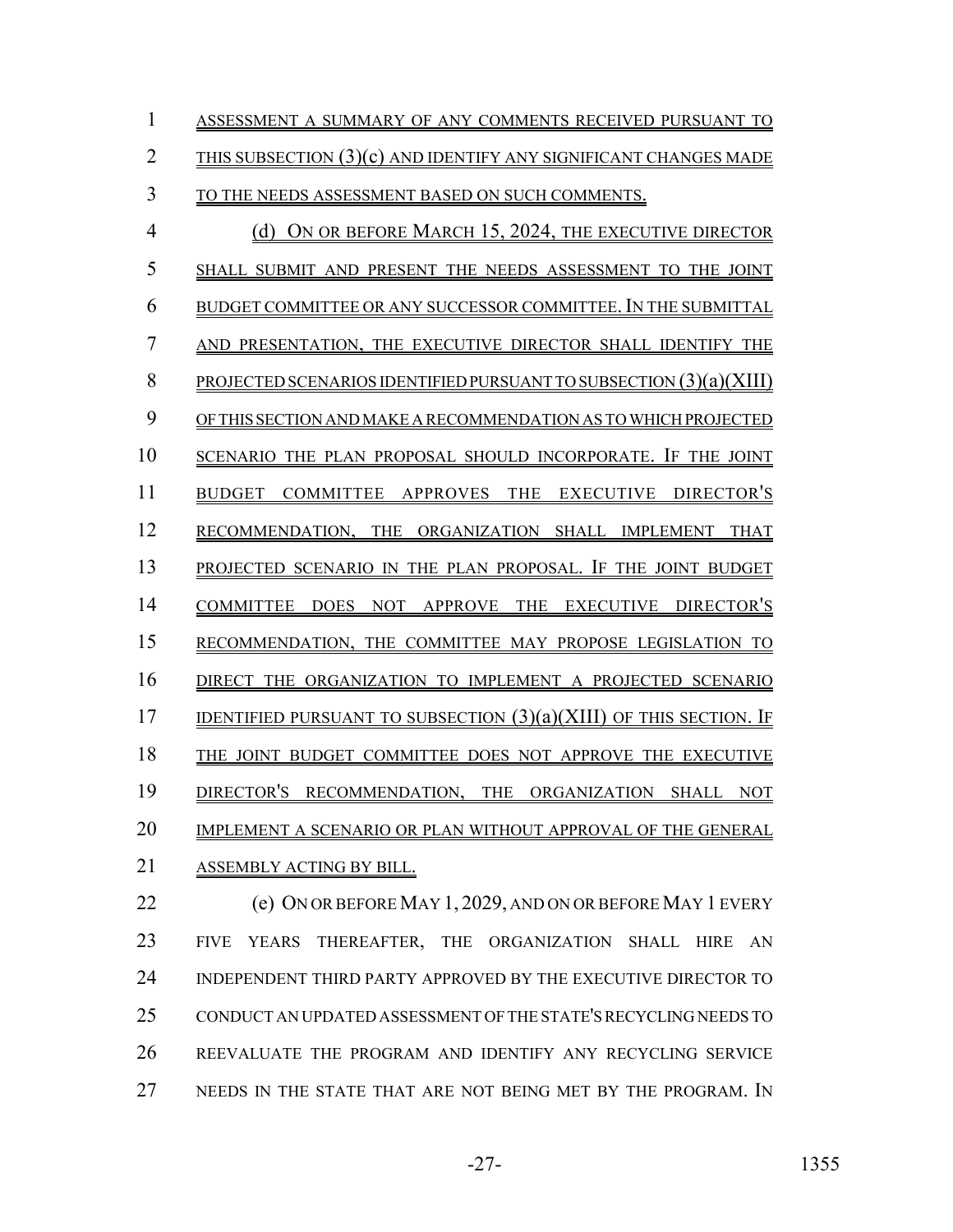ASSESSMENT A SUMMARY OF ANY COMMENTS RECEIVED PURSUANT TO THIS SUBSECTION (3)(c) AND IDENTIFY ANY SIGNIFICANT CHANGES MADE TO THE NEEDS ASSESSMENT BASED ON SUCH COMMENTS.

(d) ON OR BEFORE MARCH 15, 2024, THE EXECUTIVE DIRECTOR SHALL SUBMIT AND PRESENT THE NEEDS ASSESSMENT TO THE JOINT BUDGET COMMITTEE OR ANY SUCCESSOR COMMITTEE. IN THE SUBMITTAL AND PRESENTATION, THE EXECUTIVE DIRECTOR SHALL IDENTIFY THE PROJECTED SCENARIOS IDENTIFIED PURSUANT TO SUBSECTION (3)(a)(XIII) OF THIS SECTION AND MAKE A RECOMMENDATION AS TO WHICH PROJECTED SCENARIO THE PLAN PROPOSAL SHOULD INCORPORATE. IF THE JOINT BUDGET COMMITTEE APPROVES THE EXECUTIVE DIRECTOR'S RECOMMENDATION, THE ORGANIZATION SHALL IMPLEMENT THAT PROJECTED SCENARIO IN THE PLAN PROPOSAL. IF THE JOINT BUDGET COMMITTEE DOES NOT APPROVE THE EXECUTIVE DIRECTOR'S RECOMMENDATION, THE COMMITTEE MAY PROPOSE LEGISLATION TO DIRECT THE ORGANIZATION TO IMPLEMENT A PROJECTED SCENARIO IDENTIFIED PURSUANT TO SUBSECTION (3)(a)(XIII) OF THIS SECTION. IF THE JOINT BUDGET COMMITTEE DOES NOT APPROVE THE EXECUTIVE DIRECTOR'S RECOMMENDATION, THE ORGANIZATION SHALL NOT IMPLEMENT A SCENARIO OR PLAN WITHOUT APPROVAL OF THE GENERAL ASSEMBLY ACTING BY BILL.

(e) ON OR BEFORE MAY 1, 2029, AND ON OR BEFORE MAY 1 EVERY FIVE YEARS THEREAFTER, THE ORGANIZATION SHALL HIRE AN INDEPENDENT THIRD PARTY APPROVED BY THE EXECUTIVE DIRECTOR TO CONDUCT AN UPDATED ASSESSMENT OF THE STATE'S RECYCLING NEEDS TO REEVALUATE THE PROGRAM AND IDENTIFY ANY RECYCLING SERVICE NEEDS IN THE STATE THAT ARE NOT BEING MET BY THE PROGRAM. IN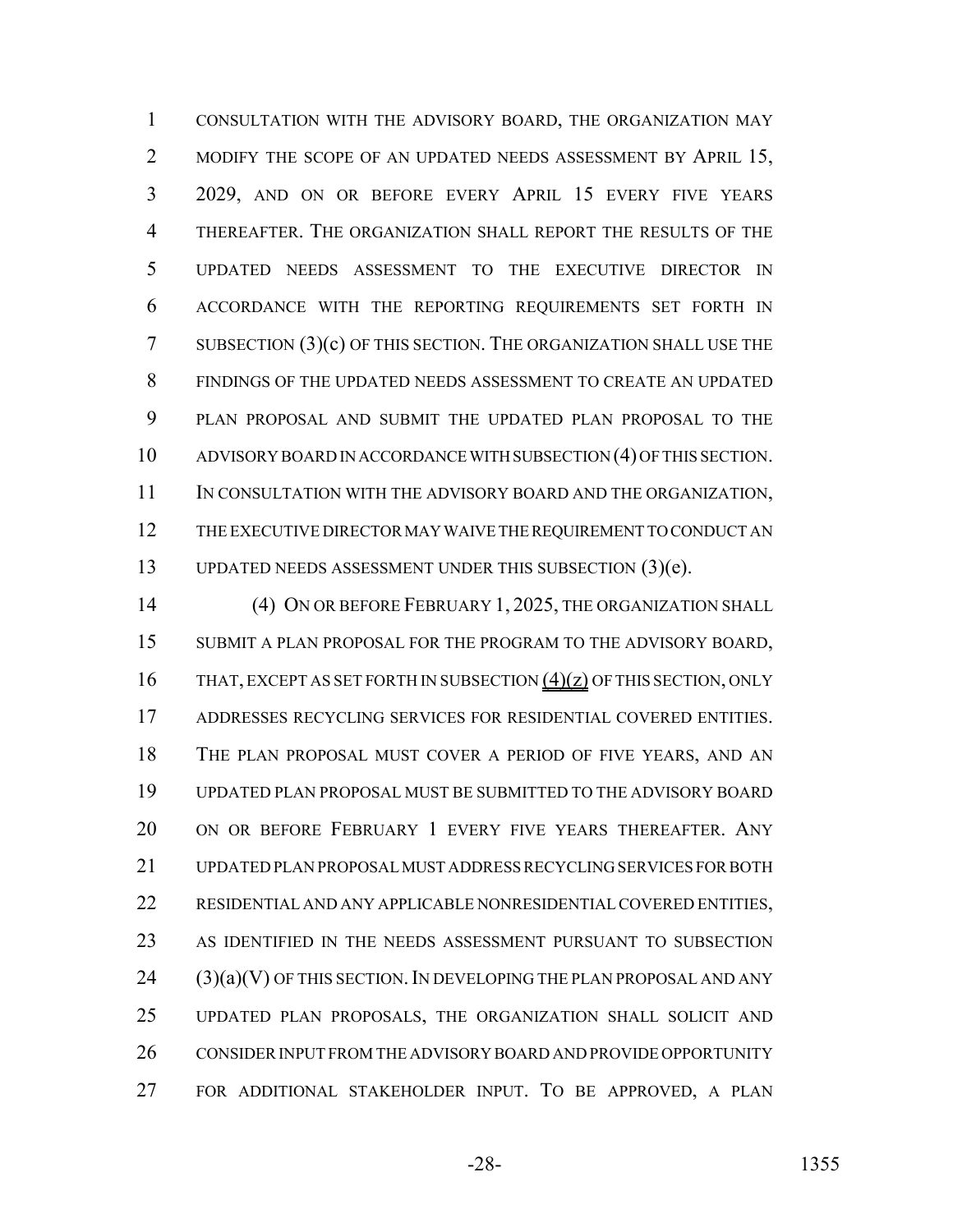CONSULTATION WITH THE ADVISORY BOARD, THE ORGANIZATION MAY MODIFY THE SCOPE OF AN UPDATED NEEDS ASSESSMENT BY APRIL 15, 2029, AND ON OR BEFORE EVERY APRIL 15 EVERY FIVE YEARS THEREAFTER. THE ORGANIZATION SHALL REPORT THE RESULTS OF THE UPDATED NEEDS ASSESSMENT TO THE EXECUTIVE DIRECTOR IN ACCORDANCE WITH THE REPORTING REQUIREMENTS SET FORTH IN SUBSECTION (3)(c) OF THIS SECTION. THE ORGANIZATION SHALL USE THE FINDINGS OF THE UPDATED NEEDS ASSESSMENT TO CREATE AN UPDATED PLAN PROPOSAL AND SUBMIT THE UPDATED PLAN PROPOSAL TO THE ADVISORY BOARD IN ACCORDANCE WITH SUBSECTION (4) OF THIS SECTION. IN CONSULTATION WITH THE ADVISORY BOARD AND THE ORGANIZATION, THE EXECUTIVE DIRECTOR MAY WAIVE THE REQUIREMENT TO CONDUCT AN UPDATED NEEDS ASSESSMENT UNDER THIS SUBSECTION (3)(e).

(4) ON OR BEFORE FEBRUARY 1, 2025, THE ORGANIZATION SHALL SUBMIT A PLAN PROPOSAL FOR THE PROGRAM TO THE ADVISORY BOARD, THAT, EXCEPT AS SET FORTH IN SUBSECTION (4)(z) OF THIS SECTION, ONLY ADDRESSES RECYCLING SERVICES FOR RESIDENTIAL COVERED ENTITIES. THE PLAN PROPOSAL MUST COVER A PERIOD OF FIVE YEARS, AND AN UPDATED PLAN PROPOSAL MUST BE SUBMITTED TO THE ADVISORY BOARD ON OR BEFORE FEBRUARY 1 EVERY FIVE YEARS THEREAFTER. ANY UPDATED PLAN PROPOSAL MUST ADDRESS RECYCLING SERVICES FOR BOTH RESIDENTIAL AND ANY APPLICABLE NONRESIDENTIAL COVERED ENTITIES, AS IDENTIFIED IN THE NEEDS ASSESSMENT PURSUANT TO SUBSECTION (3)(a)(V) OF THIS SECTION. IN DEVELOPING THE PLAN PROPOSAL AND ANY UPDATED PLAN PROPOSALS, THE ORGANIZATION SHALL SOLICIT AND CONSIDER INPUT FROM THE ADVISORY BOARD AND PROVIDE OPPORTUNITY FOR ADDITIONAL STAKEHOLDER INPUT. TO BE APPROVED, A PLAN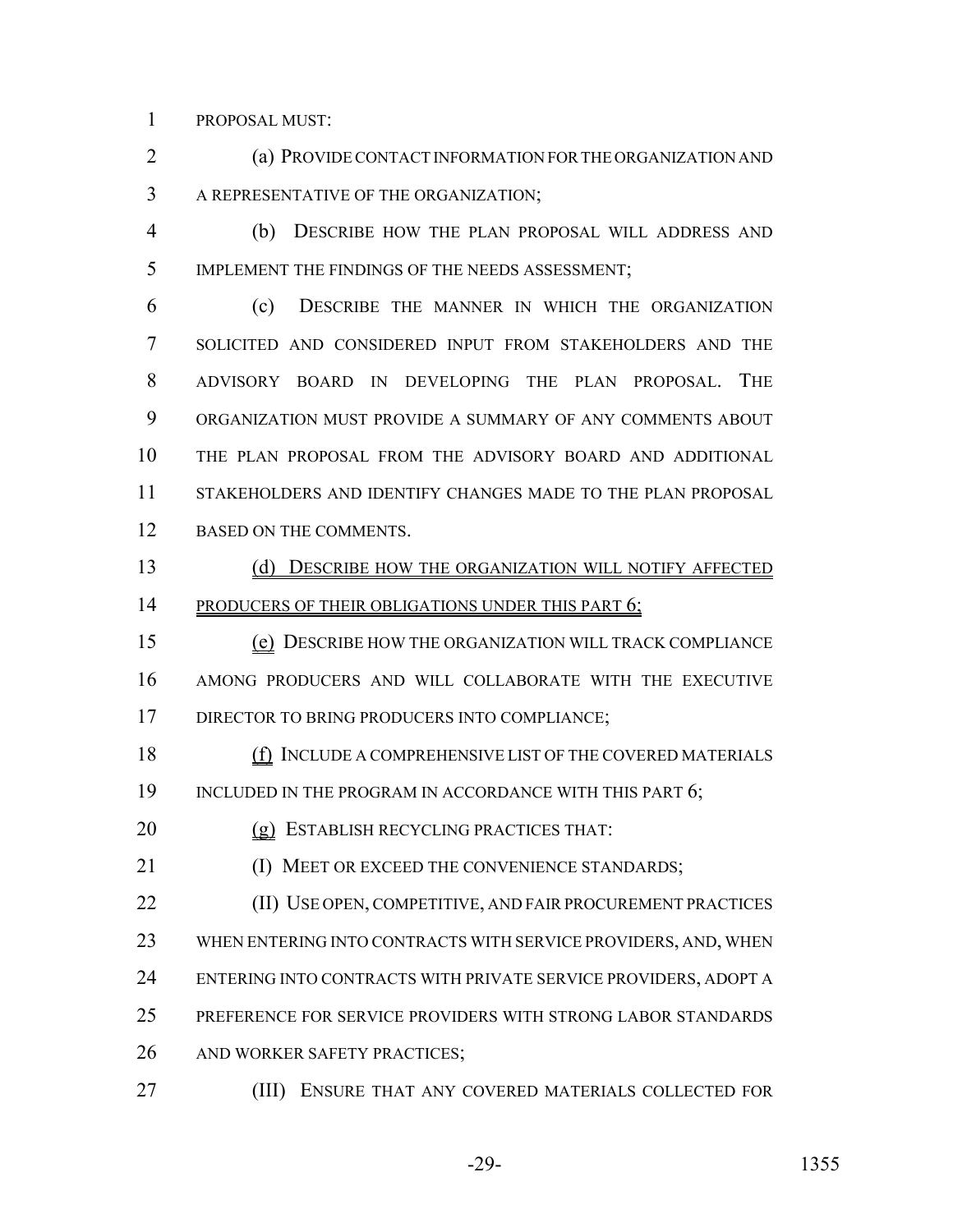PROPOSAL MUST:

(a) PROVIDE CONTACT INFORMATION FOR THE ORGANIZATION AND A REPRESENTATIVE OF THE ORGANIZATION;

(b) DESCRIBE HOW THE PLAN PROPOSAL WILL ADDRESS AND IMPLEMENT THE FINDINGS OF THE NEEDS ASSESSMENT;

(c) DESCRIBE THE MANNER IN WHICH THE ORGANIZATION SOLICITED AND CONSIDERED INPUT FROM STAKEHOLDERS AND THE ADVISORY BOARD IN DEVELOPING THE PLAN PROPOSAL. THE ORGANIZATION MUST PROVIDE A SUMMARY OF ANY COMMENTS ABOUT THE PLAN PROPOSAL FROM THE ADVISORY BOARD AND ADDITIONAL STAKEHOLDERS AND IDENTIFY CHANGES MADE TO THE PLAN PROPOSAL BASED ON THE COMMENTS.

(d) DESCRIBE HOW THE ORGANIZATION WILL NOTIFY AFFECTED PRODUCERS OF THEIR OBLIGATIONS UNDER THIS PART 6;

(e) DESCRIBE HOW THE ORGANIZATION WILL TRACK COMPLIANCE AMONG PRODUCERS AND WILL COLLABORATE WITH THE EXECUTIVE DIRECTOR TO BRING PRODUCERS INTO COMPLIANCE;

(f) INCLUDE A COMPREHENSIVE LIST OF THE COVERED MATERIALS INCLUDED IN THE PROGRAM IN ACCORDANCE WITH THIS PART 6;

(g) ESTABLISH RECYCLING PRACTICES THAT:

(I) MEET OR EXCEED THE CONVENIENCE STANDARDS;

(II) USE OPEN, COMPETITIVE, AND FAIR PROCUREMENT PRACTICES WHEN ENTERING INTO CONTRACTS WITH SERVICE PROVIDERS, AND, WHEN ENTERING INTO CONTRACTS WITH PRIVATE SERVICE PROVIDERS, ADOPT A PREFERENCE FOR SERVICE PROVIDERS WITH STRONG LABOR STANDARDS AND WORKER SAFETY PRACTICES;

(III) ENSURE THAT ANY COVERED MATERIALS COLLECTED FOR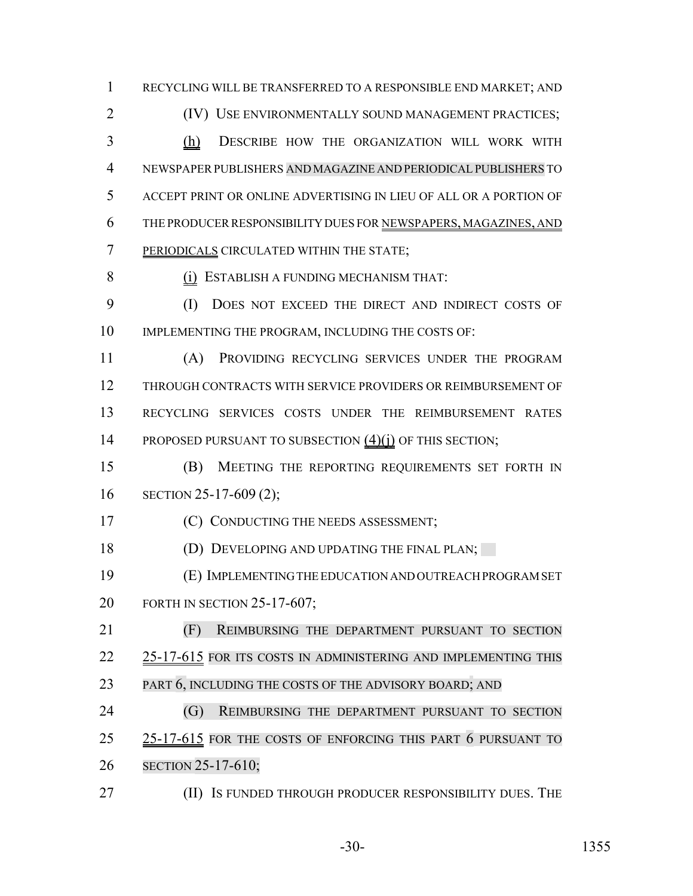RECYCLING WILL BE TRANSFERRED TO A RESPONSIBLE END MARKET; AND

(IV) USE ENVIRONMENTALLY SOUND MANAGEMENT PRACTICES;

(h) DESCRIBE HOW THE ORGANIZATION WILL WORK WITH NEWSPAPER PUBLISHERS AND MAGAZINE AND PERIODICAL PUBLISHERS TO ACCEPT PRINT OR ONLINE ADVERTISING IN LIEU OF ALL OR A PORTION OF THE PRODUCER RESPONSIBILITY DUES FOR NEWSPAPERS, MAGAZINES, AND PERIODICALS CIRCULATED WITHIN THE STATE;

(i) ESTABLISH A FUNDING MECHANISM THAT:

(I) DOES NOT EXCEED THE DIRECT AND INDIRECT COSTS OF IMPLEMENTING THE PROGRAM, INCLUDING THE COSTS OF:

(A) PROVIDING RECYCLING SERVICES UNDER THE PROGRAM THROUGH CONTRACTS WITH SERVICE PROVIDERS OR REIMBURSEMENT OF RECYCLING SERVICES COSTS UNDER THE REIMBURSEMENT RATES PROPOSED PURSUANT TO SUBSECTION (4)(j) OF THIS SECTION;

(B) MEETING THE REPORTING REQUIREMENTS SET FORTH IN SECTION 25-17-609 (2);

(C) CONDUCTING THE NEEDS ASSESSMENT;

(D) DEVELOPING AND UPDATING THE FINAL PLAN;

(E) IMPLEMENTING THE EDUCATION AND OUTREACH PROGRAM SET FORTH IN SECTION 25-17-607;

(F) REIMBURSING THE DEPARTMENT PURSUANT TO SECTION 25-17-615 FOR ITS COSTS IN ADMINISTERING AND IMPLEMENTING THIS PART 6, INCLUDING THE COSTS OF THE ADVISORY BOARD; AND

(G) REIMBURSING THE DEPARTMENT PURSUANT TO SECTION 25-17-615 FOR THE COSTS OF ENFORCING THIS PART 6 PURSUANT TO SECTION 25-17-610;

(II) IS FUNDED THROUGH PRODUCER RESPONSIBILITY DUES. THE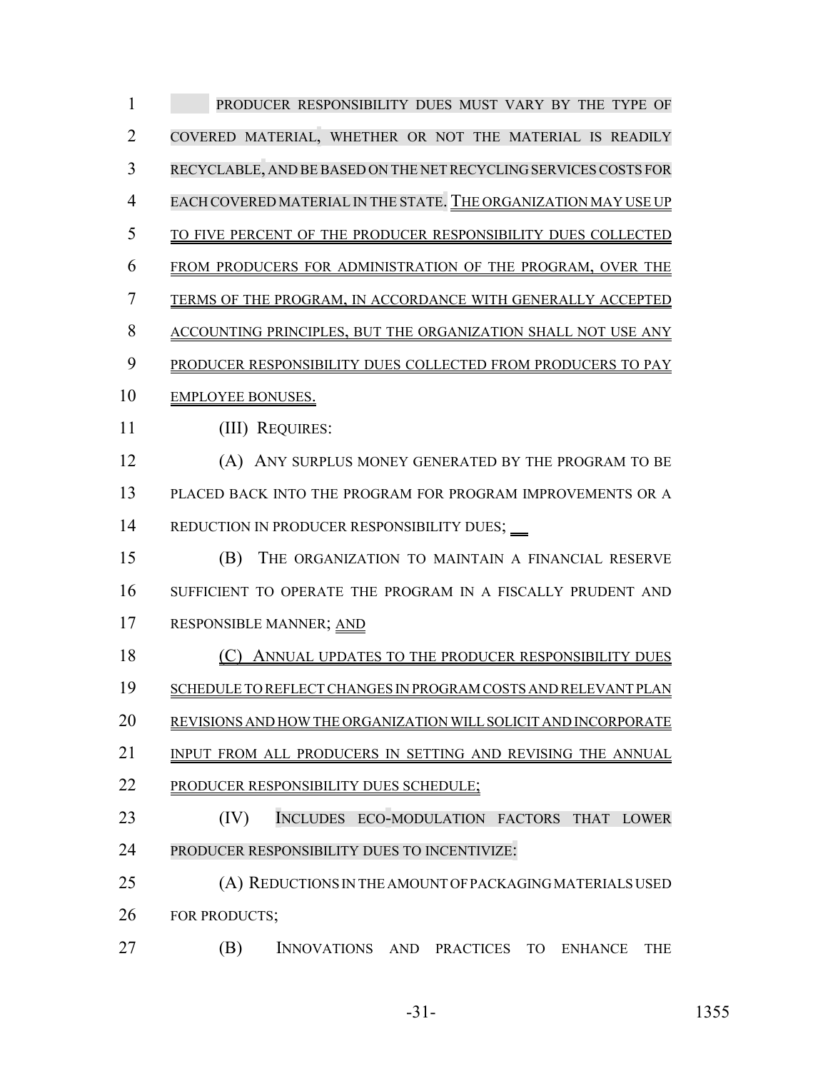PRODUCER RESPONSIBILITY DUES MUST VARY BY THE TYPE OF COVERED MATERIAL, WHETHER OR NOT THE MATERIAL IS READILY RECYCLABLE, AND BE BASED ON THE NET RECYCLING SERVICES COSTS FOR EACH COVERED MATERIAL IN THE STATE. THE ORGANIZATION MAY USE UP TO FIVE PERCENT OF THE PRODUCER RESPONSIBILITY DUES COLLECTED FROM PRODUCERS FOR ADMINISTRATION OF THE PROGRAM, OVER THE TERMS OF THE PROGRAM, IN ACCORDANCE WITH GENERALLY ACCEPTED ACCOUNTING PRINCIPLES, BUT THE ORGANIZATION SHALL NOT USE ANY PRODUCER RESPONSIBILITY DUES COLLECTED FROM PRODUCERS TO PAY EMPLOYEE BONUSES.

(III) REQUIRES:

(A) ANY SURPLUS MONEY GENERATED BY THE PROGRAM TO BE PLACED BACK INTO THE PROGRAM FOR PROGRAM IMPROVEMENTS OR A REDUCTION IN PRODUCER RESPONSIBILITY DUES;

(B) THE ORGANIZATION TO MAINTAIN A FINANCIAL RESERVE SUFFICIENT TO OPERATE THE PROGRAM IN A FISCALLY PRUDENT AND RESPONSIBLE MANNER; AND

(C) ANNUAL UPDATES TO THE PRODUCER RESPONSIBILITY DUES SCHEDULE TO REFLECT CHANGES IN PROGRAM COSTS AND RELEVANT PLAN REVISIONS AND HOW THE ORGANIZATION WILL SOLICIT AND INCORPORATE INPUT FROM ALL PRODUCERS IN SETTING AND REVISING THE ANNUAL PRODUCER RESPONSIBILITY DUES SCHEDULE;

(IV) INCLUDES ECO-MODULATION FACTORS THAT LOWER PRODUCER RESPONSIBILITY DUES TO INCENTIVIZE:

(A) REDUCTIONS IN THE AMOUNT OF PACKAGING MATERIALS USED FOR PRODUCTS;

(B) INNOVATIONS AND PRACTICES TO ENHANCE THE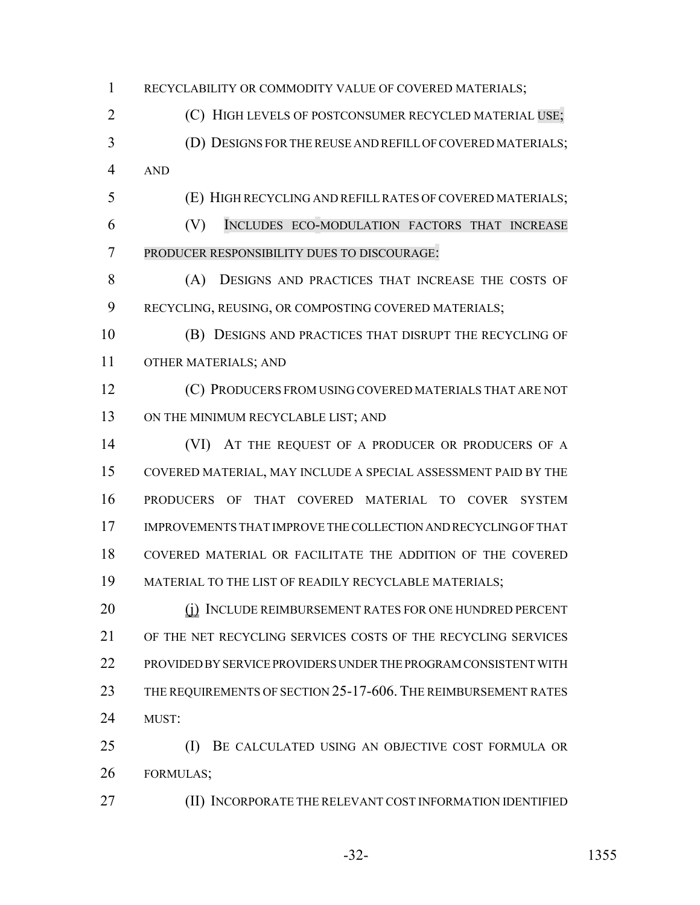RECYCLABILITY OR COMMODITY VALUE OF COVERED MATERIALS;

(C) HIGH LEVELS OF POSTCONSUMER RECYCLED MATERIAL USE;

(D) DESIGNS FOR THE REUSE AND REFILL OF COVERED MATERIALS; AND

(E) HIGH RECYCLING AND REFILL RATES OF COVERED MATERIALS;

(V) INCLUDES ECO-MODULATION FACTORS THAT INCREASE PRODUCER RESPONSIBILITY DUES TO DISCOURAGE:

(A) DESIGNS AND PRACTICES THAT INCREASE THE COSTS OF RECYCLING, REUSING, OR COMPOSTING COVERED MATERIALS;

(B) DESIGNS AND PRACTICES THAT DISRUPT THE RECYCLING OF OTHER MATERIALS; AND

(C) PRODUCERS FROM USING COVERED MATERIALS THAT ARE NOT ON THE MINIMUM RECYCLABLE LIST; AND

(VI) AT THE REQUEST OF A PRODUCER OR PRODUCERS OF A COVERED MATERIAL, MAY INCLUDE A SPECIAL ASSESSMENT PAID BY THE PRODUCERS OF THAT COVERED MATERIAL TO COVER SYSTEM IMPROVEMENTS THAT IMPROVE THE COLLECTION AND RECYCLING OF THAT COVERED MATERIAL OR FACILITATE THE ADDITION OF THE COVERED MATERIAL TO THE LIST OF READILY RECYCLABLE MATERIALS;

(j) INCLUDE REIMBURSEMENT RATES FOR ONE HUNDRED PERCENT OF THE NET RECYCLING SERVICES COSTS OF THE RECYCLING SERVICES PROVIDED BY SERVICE PROVIDERS UNDER THE PROGRAM CONSISTENT WITH THE REQUIREMENTS OF SECTION 25-17-606. THE REIMBURSEMENT RATES MUST:

(I) BE CALCULATED USING AN OBJECTIVE COST FORMULA OR FORMULAS;

(II) INCORPORATE THE RELEVANT COST INFORMATION IDENTIFIED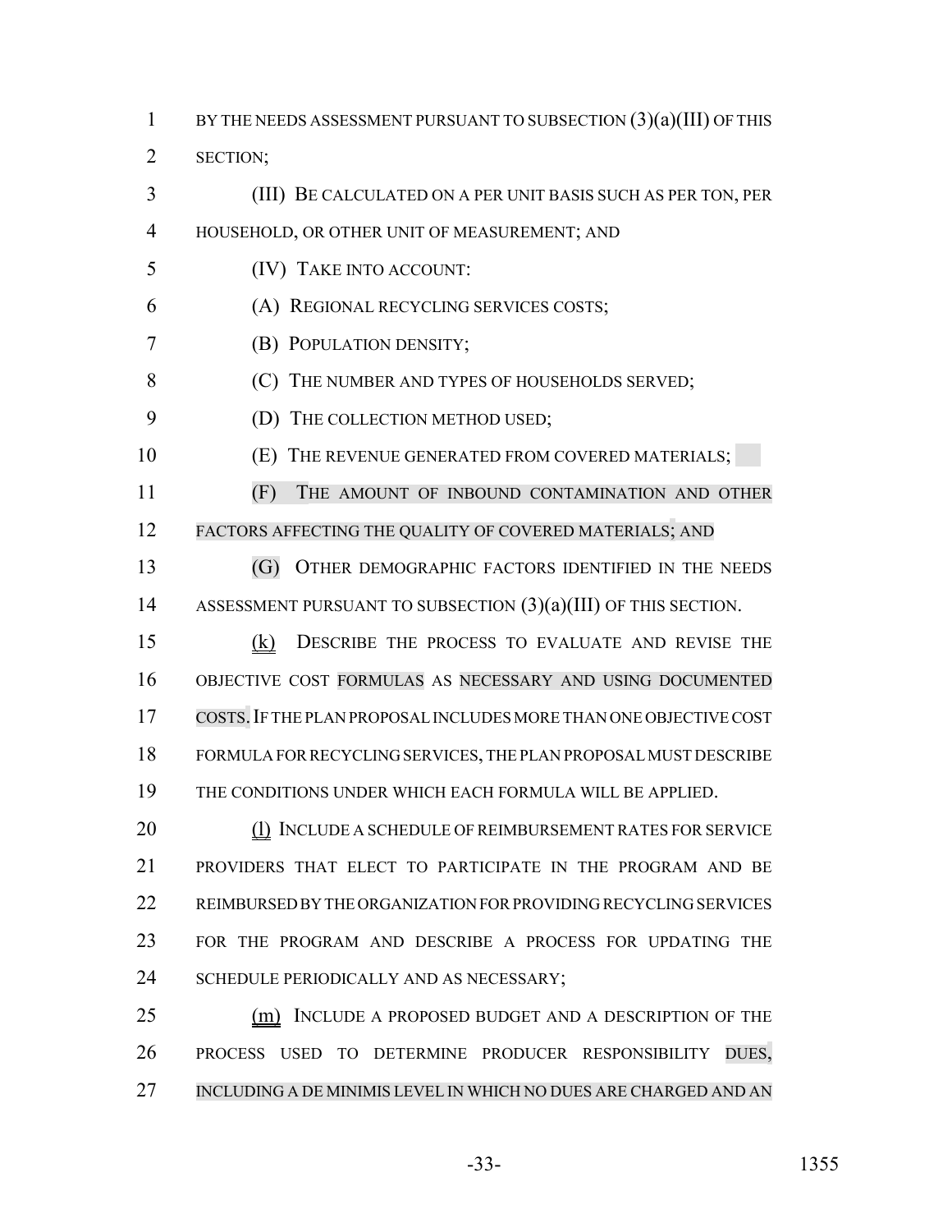BY THE NEEDS ASSESSMENT PURSUANT TO SUBSECTION (3)(a)(III) OF THIS SECTION;

(III) BE CALCULATED ON A PER UNIT BASIS SUCH AS PER TON, PER HOUSEHOLD, OR OTHER UNIT OF MEASUREMENT; AND

(IV) TAKE INTO ACCOUNT:

(A) REGIONAL RECYCLING SERVICES COSTS;

(B) POPULATION DENSITY;

(C) THE NUMBER AND TYPES OF HOUSEHOLDS SERVED;

(D) THE COLLECTION METHOD USED;

(E) THE REVENUE GENERATED FROM COVERED MATERIALS;

(F) THE AMOUNT OF INBOUND CONTAMINATION AND OTHER FACTORS AFFECTING THE QUALITY OF COVERED MATERIALS; AND

(G) OTHER DEMOGRAPHIC FACTORS IDENTIFIED IN THE NEEDS ASSESSMENT PURSUANT TO SUBSECTION (3)(a)(III) OF THIS SECTION.

(k) DESCRIBE THE PROCESS TO EVALUATE AND REVISE THE OBJECTIVE COST FORMULAS AS NECESSARY AND USING DOCUMENTED COSTS. IF THE PLAN PROPOSAL INCLUDES MORE THAN ONE OBJECTIVE COST FORMULA FOR RECYCLING SERVICES, THE PLAN PROPOSAL MUST DESCRIBE THE CONDITIONS UNDER WHICH EACH FORMULA WILL BE APPLIED.

(l) INCLUDE A SCHEDULE OF REIMBURSEMENT RATES FOR SERVICE PROVIDERS THAT ELECT TO PARTICIPATE IN THE PROGRAM AND BE REIMBURSED BY THE ORGANIZATION FOR PROVIDING RECYCLING SERVICES FOR THE PROGRAM AND DESCRIBE A PROCESS FOR UPDATING THE SCHEDULE PERIODICALLY AND AS NECESSARY;

(m) INCLUDE A PROPOSED BUDGET AND A DESCRIPTION OF THE PROCESS USED TO DETERMINE PRODUCER RESPONSIBILITY DUES, INCLUDING A DE MINIMIS LEVEL IN WHICH NO DUES ARE CHARGED AND AN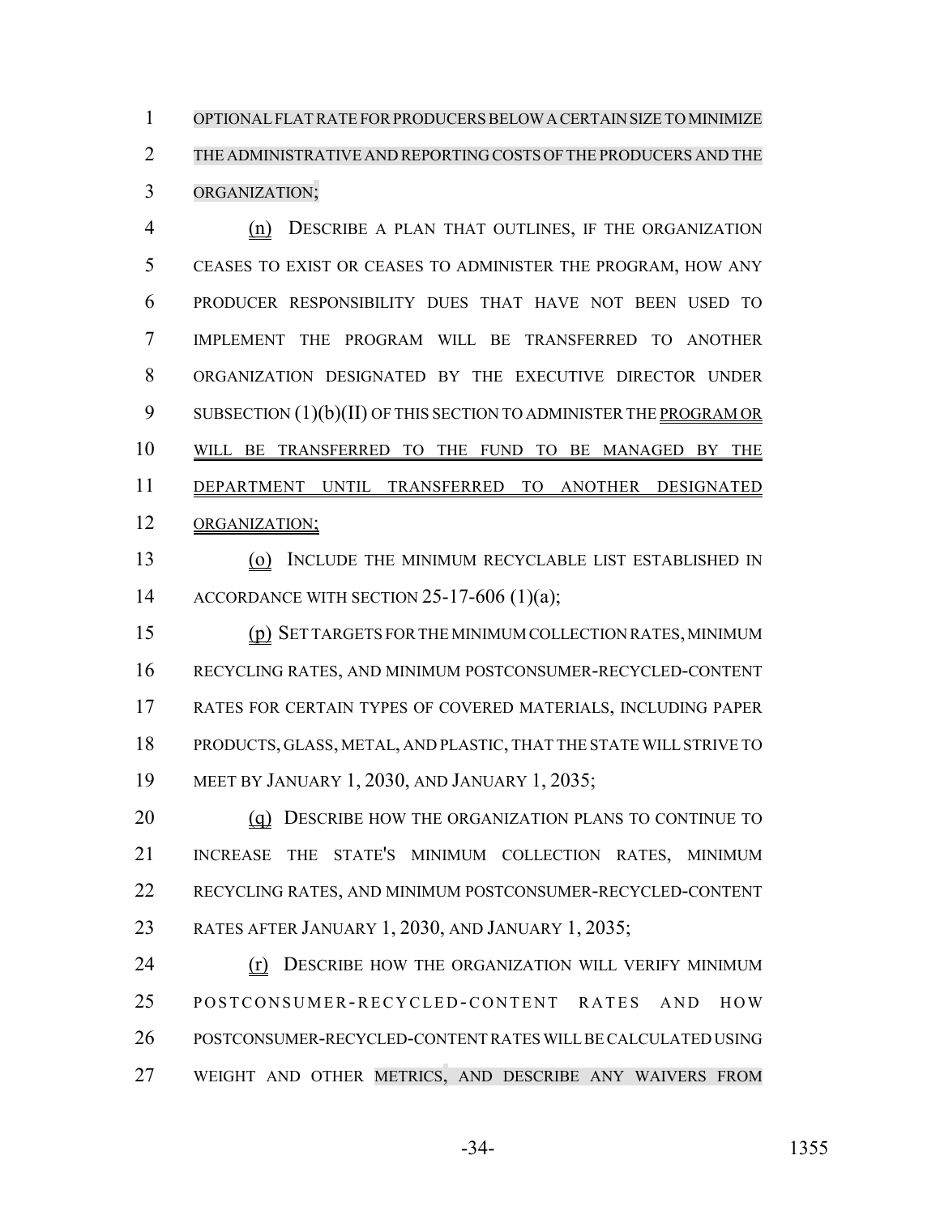OPTIONAL FLAT RATE FOR PRODUCERS BELOW A CERTAIN SIZE TO MINIMIZE THE ADMINISTRATIVE AND REPORTING COSTS OF THE PRODUCERS AND THE ORGANIZATION;

(n) DESCRIBE A PLAN THAT OUTLINES, IF THE ORGANIZATION CEASES TO EXIST OR CEASES TO ADMINISTER THE PROGRAM, HOW ANY PRODUCER RESPONSIBILITY DUES THAT HAVE NOT BEEN USED TO IMPLEMENT THE PROGRAM WILL BE TRANSFERRED TO ANOTHER ORGANIZATION DESIGNATED BY THE EXECUTIVE DIRECTOR UNDER SUBSECTION (1)(b)(II) OF THIS SECTION TO ADMINISTER THE PROGRAM OR WILL BE TRANSFERRED TO THE FUND TO BE MANAGED BY THE DEPARTMENT UNTIL TRANSFERRED TO ANOTHER DESIGNATED ORGANIZATION;

(o) INCLUDE THE MINIMUM RECYCLABLE LIST ESTABLISHED IN ACCORDANCE WITH SECTION 25-17-606 (1)(a);

(p) SET TARGETS FOR THE MINIMUM COLLECTION RATES, MINIMUM RECYCLING RATES, AND MINIMUM POSTCONSUMER-RECYCLED-CONTENT RATES FOR CERTAIN TYPES OF COVERED MATERIALS, INCLUDING PAPER PRODUCTS, GLASS, METAL, AND PLASTIC, THAT THE STATE WILL STRIVE TO MEET BY JANUARY 1, 2030, AND JANUARY 1, 2035;

(q) DESCRIBE HOW THE ORGANIZATION PLANS TO CONTINUE TO INCREASE THE STATE'S MINIMUM COLLECTION RATES, MINIMUM RECYCLING RATES, AND MINIMUM POSTCONSUMER-RECYCLED-CONTENT RATES AFTER JANUARY 1, 2030, AND JANUARY 1, 2035;

(r) DESCRIBE HOW THE ORGANIZATION WILL VERIFY MINIMUM POSTCONSUMER-RECYCLED-CONTENT RATES AND HOW POSTCONSUMER-RECYCLED-CONTENT RATES WILL BE CALCULATED USING WEIGHT AND OTHER METRICS, AND DESCRIBE ANY WAIVERS FROM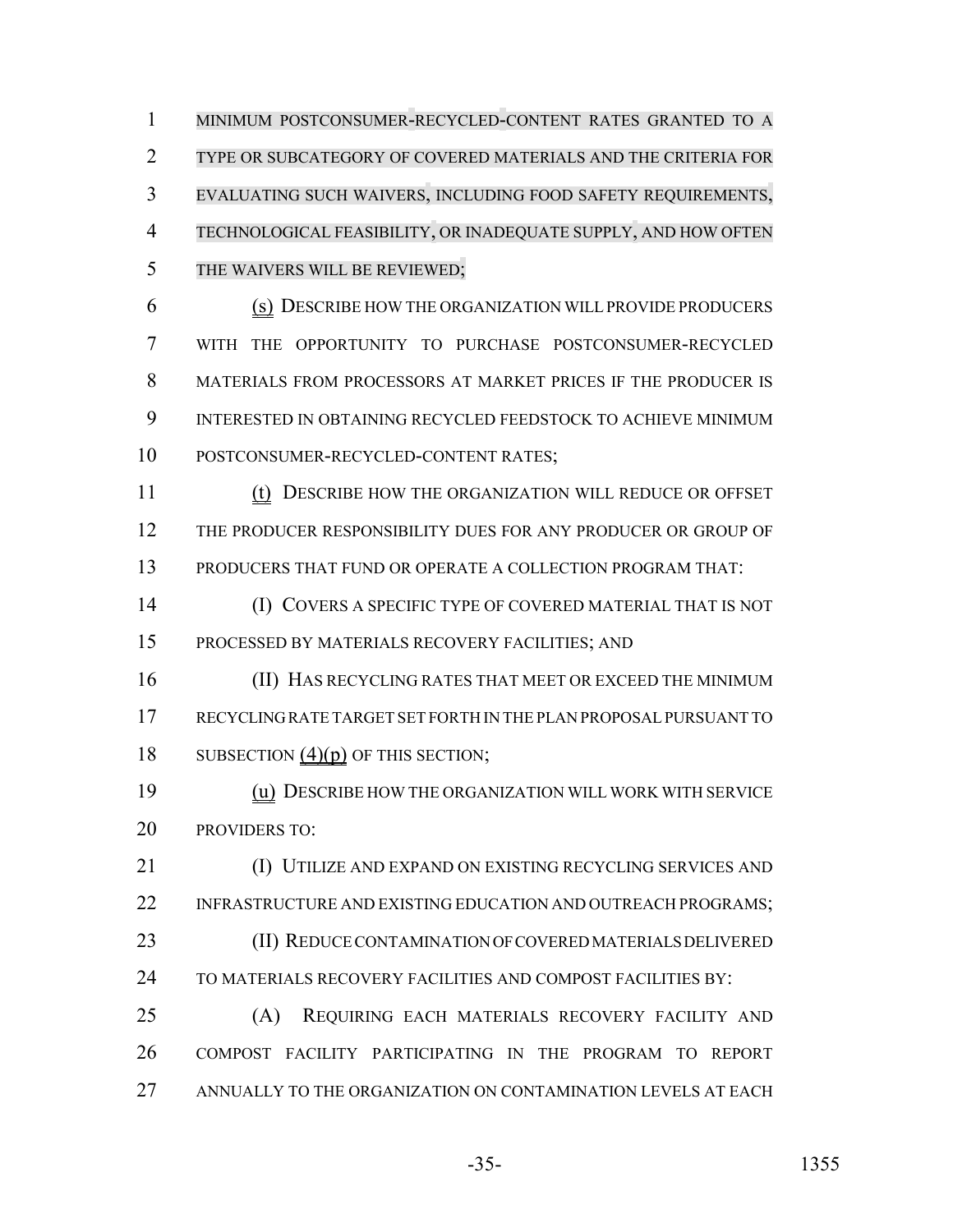MINIMUM POSTCONSUMER-RECYCLED-CONTENT RATES GRANTED TO A TYPE OR SUBCATEGORY OF COVERED MATERIALS AND THE CRITERIA FOR EVALUATING SUCH WAIVERS, INCLUDING FOOD SAFETY REQUIREMENTS, TECHNOLOGICAL FEASIBILITY, OR INADEQUATE SUPPLY, AND HOW OFTEN THE WAIVERS WILL BE REVIEWED;

(s) DESCRIBE HOW THE ORGANIZATION WILL PROVIDE PRODUCERS WITH THE OPPORTUNITY TO PURCHASE POSTCONSUMER-RECYCLED MATERIALS FROM PROCESSORS AT MARKET PRICES IF THE PRODUCER IS INTERESTED IN OBTAINING RECYCLED FEEDSTOCK TO ACHIEVE MINIMUM POSTCONSUMER-RECYCLED-CONTENT RATES;

(t) DESCRIBE HOW THE ORGANIZATION WILL REDUCE OR OFFSET THE PRODUCER RESPONSIBILITY DUES FOR ANY PRODUCER OR GROUP OF PRODUCERS THAT FUND OR OPERATE A COLLECTION PROGRAM THAT:

(I) COVERS A SPECIFIC TYPE OF COVERED MATERIAL THAT IS NOT PROCESSED BY MATERIALS RECOVERY FACILITIES; AND

(II) HAS RECYCLING RATES THAT MEET OR EXCEED THE MINIMUM RECYCLING RATE TARGET SET FORTH IN THE PLAN PROPOSAL PURSUANT TO SUBSECTION (4)(p) OF THIS SECTION;

(u) DESCRIBE HOW THE ORGANIZATION WILL WORK WITH SERVICE PROVIDERS TO:

(I) UTILIZE AND EXPAND ON EXISTING RECYCLING SERVICES AND INFRASTRUCTURE AND EXISTING EDUCATION AND OUTREACH PROGRAMS;

(II) REDUCE CONTAMINATION OF COVERED MATERIALS DELIVERED TO MATERIALS RECOVERY FACILITIES AND COMPOST FACILITIES BY:

(A) REQUIRING EACH MATERIALS RECOVERY FACILITY AND COMPOST FACILITY PARTICIPATING IN THE PROGRAM TO REPORT ANNUALLY TO THE ORGANIZATION ON CONTAMINATION LEVELS AT EACH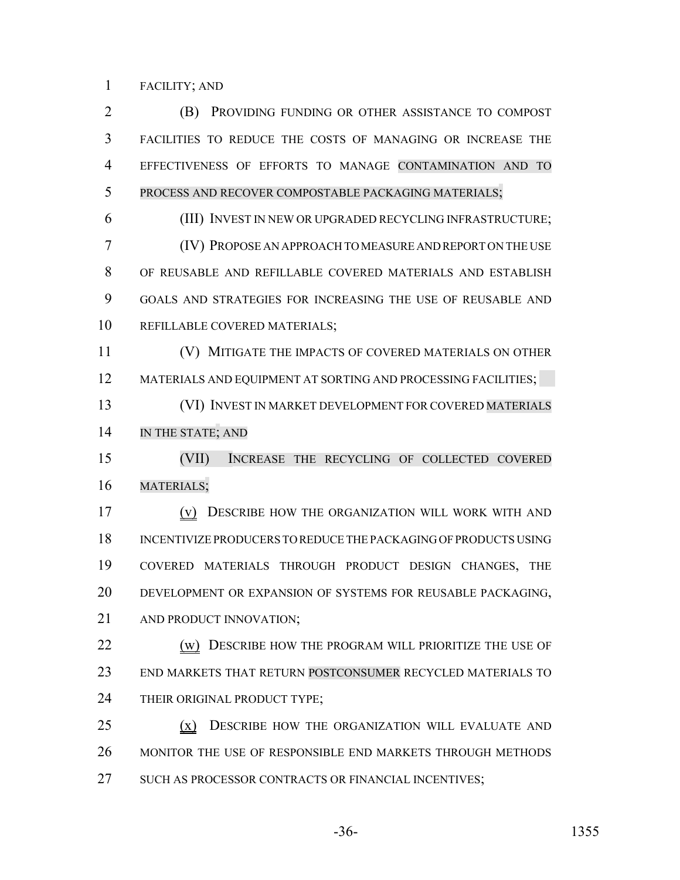FACILITY; AND

(B) PROVIDING FUNDING OR OTHER ASSISTANCE TO COMPOST FACILITIES TO REDUCE THE COSTS OF MANAGING OR INCREASE THE EFFECTIVENESS OF EFFORTS TO MANAGE CONTAMINATION AND TO PROCESS AND RECOVER COMPOSTABLE PACKAGING MATERIALS;

(III) INVEST IN NEW OR UPGRADED RECYCLING INFRASTRUCTURE;

(IV) PROPOSE AN APPROACH TO MEASURE AND REPORT ON THE USE OF REUSABLE AND REFILLABLE COVERED MATERIALS AND ESTABLISH GOALS AND STRATEGIES FOR INCREASING THE USE OF REUSABLE AND REFILLABLE COVERED MATERIALS;

(V) MITIGATE THE IMPACTS OF COVERED MATERIALS ON OTHER MATERIALS AND EQUIPMENT AT SORTING AND PROCESSING FACILITIES;

(VI) INVEST IN MARKET DEVELOPMENT FOR COVERED MATERIALS IN THE STATE; AND

(VII) INCREASE THE RECYCLING OF COLLECTED COVERED MATERIALS;

(v) DESCRIBE HOW THE ORGANIZATION WILL WORK WITH AND INCENTIVIZE PRODUCERS TO REDUCE THE PACKAGING OF PRODUCTS USING COVERED MATERIALS THROUGH PRODUCT DESIGN CHANGES, THE DEVELOPMENT OR EXPANSION OF SYSTEMS FOR REUSABLE PACKAGING, AND PRODUCT INNOVATION;

(w) DESCRIBE HOW THE PROGRAM WILL PRIORITIZE THE USE OF END MARKETS THAT RETURN POSTCONSUMER RECYCLED MATERIALS TO THEIR ORIGINAL PRODUCT TYPE;

(x) DESCRIBE HOW THE ORGANIZATION WILL EVALUATE AND MONITOR THE USE OF RESPONSIBLE END MARKETS THROUGH METHODS SUCH AS PROCESSOR CONTRACTS OR FINANCIAL INCENTIVES;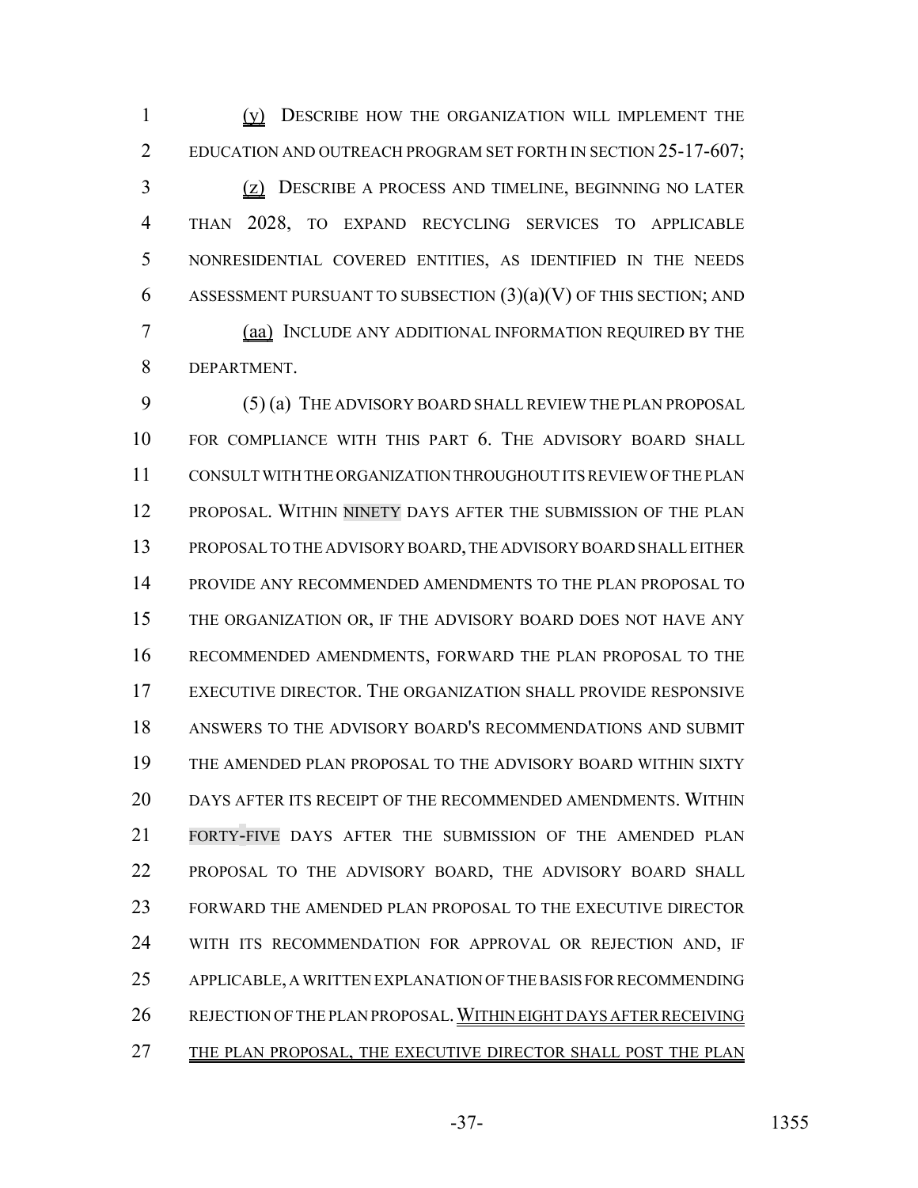(y) DESCRIBE HOW THE ORGANIZATION WILL IMPLEMENT THE EDUCATION AND OUTREACH PROGRAM SET FORTH IN SECTION 25-17-607;

(z) DESCRIBE A PROCESS AND TIMELINE, BEGINNING NO LATER THAN 2028, TO EXPAND RECYCLING SERVICES TO APPLICABLE NONRESIDENTIAL COVERED ENTITIES, AS IDENTIFIED IN THE NEEDS ASSESSMENT PURSUANT TO SUBSECTION (3)(a)(V) OF THIS SECTION; AND

(aa) INCLUDE ANY ADDITIONAL INFORMATION REQUIRED BY THE DEPARTMENT.

(5) (a) THE ADVISORY BOARD SHALL REVIEW THE PLAN PROPOSAL FOR COMPLIANCE WITH THIS PART 6. THE ADVISORY BOARD SHALL CONSULT WITH THE ORGANIZATION THROUGHOUT ITS REVIEW OF THE PLAN PROPOSAL. WITHIN NINETY DAYS AFTER THE SUBMISSION OF THE PLAN PROPOSAL TO THE ADVISORY BOARD, THE ADVISORY BOARD SHALL EITHER PROVIDE ANY RECOMMENDED AMENDMENTS TO THE PLAN PROPOSAL TO THE ORGANIZATION OR, IF THE ADVISORY BOARD DOES NOT HAVE ANY RECOMMENDED AMENDMENTS, FORWARD THE PLAN PROPOSAL TO THE EXECUTIVE DIRECTOR. THE ORGANIZATION SHALL PROVIDE RESPONSIVE ANSWERS TO THE ADVISORY BOARD'S RECOMMENDATIONS AND SUBMIT THE AMENDED PLAN PROPOSAL TO THE ADVISORY BOARD WITHIN SIXTY DAYS AFTER ITS RECEIPT OF THE RECOMMENDED AMENDMENTS. WITHIN FORTY-FIVE DAYS AFTER THE SUBMISSION OF THE AMENDED PLAN PROPOSAL TO THE ADVISORY BOARD, THE ADVISORY BOARD SHALL FORWARD THE AMENDED PLAN PROPOSAL TO THE EXECUTIVE DIRECTOR WITH ITS RECOMMENDATION FOR APPROVAL OR REJECTION AND, IF APPLICABLE, A WRITTEN EXPLANATION OF THE BASIS FOR RECOMMENDING REJECTION OF THE PLAN PROPOSAL. WITHIN EIGHT DAYS AFTER RECEIVING THE PLAN PROPOSAL, THE EXECUTIVE DIRECTOR SHALL POST THE PLAN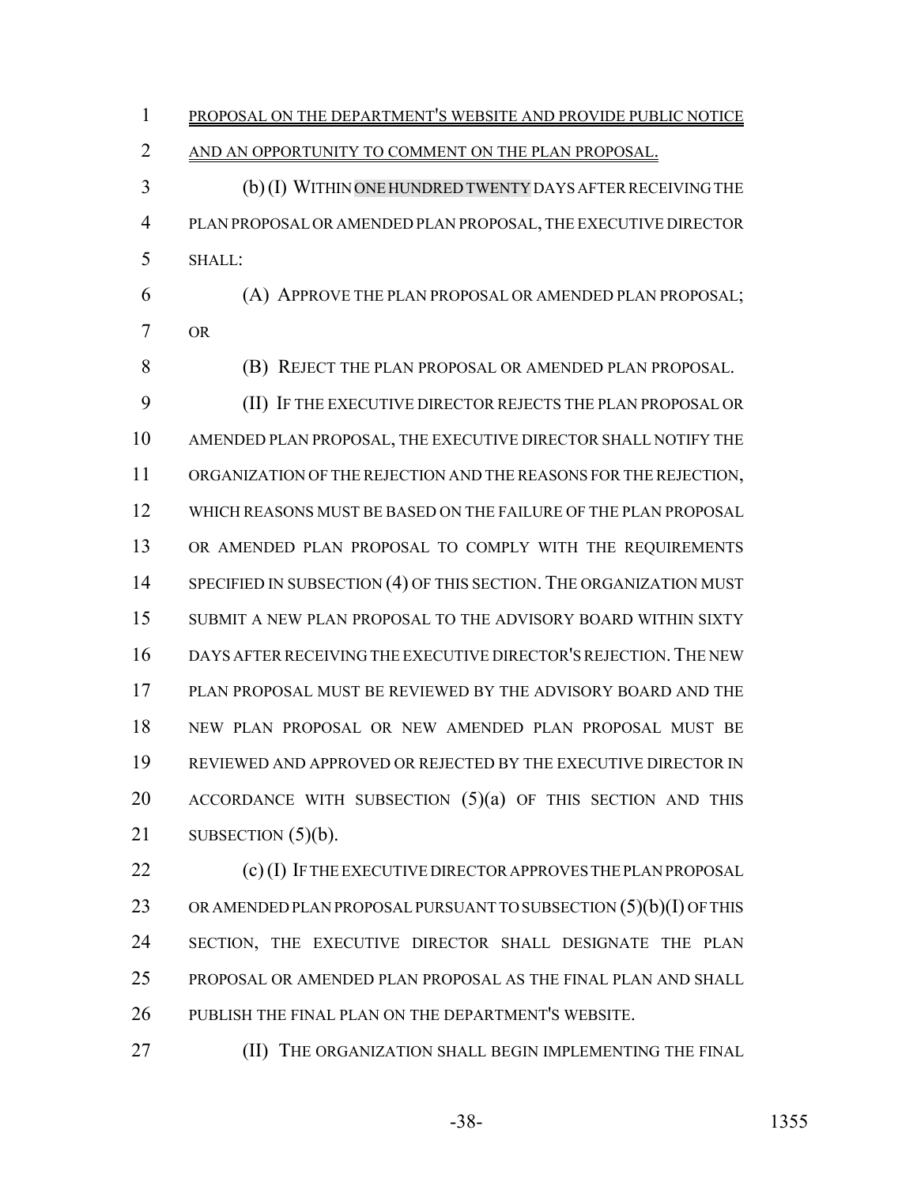PROPOSAL ON THE DEPARTMENT'S WEBSITE AND PROVIDE PUBLIC NOTICE AND AN OPPORTUNITY TO COMMENT ON THE PLAN PROPOSAL.

(b) (I) WITHIN ONE HUNDRED TWENTY DAYS AFTER RECEIVING THE PLAN PROPOSAL OR AMENDED PLAN PROPOSAL, THE EXECUTIVE DIRECTOR SHALL:

(A) APPROVE THE PLAN PROPOSAL OR AMENDED PLAN PROPOSAL; OR

(B) REJECT THE PLAN PROPOSAL OR AMENDED PLAN PROPOSAL.

(II) IF THE EXECUTIVE DIRECTOR REJECTS THE PLAN PROPOSAL OR AMENDED PLAN PROPOSAL, THE EXECUTIVE DIRECTOR SHALL NOTIFY THE ORGANIZATION OF THE REJECTION AND THE REASONS FOR THE REJECTION, WHICH REASONS MUST BE BASED ON THE FAILURE OF THE PLAN PROPOSAL OR AMENDED PLAN PROPOSAL TO COMPLY WITH THE REQUIREMENTS SPECIFIED IN SUBSECTION (4) OF THIS SECTION. THE ORGANIZATION MUST SUBMIT A NEW PLAN PROPOSAL TO THE ADVISORY BOARD WITHIN SIXTY DAYS AFTER RECEIVING THE EXECUTIVE DIRECTOR'S REJECTION. THE NEW PLAN PROPOSAL MUST BE REVIEWED BY THE ADVISORY BOARD AND THE NEW PLAN PROPOSAL OR NEW AMENDED PLAN PROPOSAL MUST BE REVIEWED AND APPROVED OR REJECTED BY THE EXECUTIVE DIRECTOR IN ACCORDANCE WITH SUBSECTION (5)(a) OF THIS SECTION AND THIS SUBSECTION (5)(b).

(c) (I) IF THE EXECUTIVE DIRECTOR APPROVES THE PLAN PROPOSAL OR AMENDED PLAN PROPOSAL PURSUANT TO SUBSECTION (5)(b)(I) OF THIS SECTION, THE EXECUTIVE DIRECTOR SHALL DESIGNATE THE PLAN PROPOSAL OR AMENDED PLAN PROPOSAL AS THE FINAL PLAN AND SHALL PUBLISH THE FINAL PLAN ON THE DEPARTMENT'S WEBSITE.

(II) THE ORGANIZATION SHALL BEGIN IMPLEMENTING THE FINAL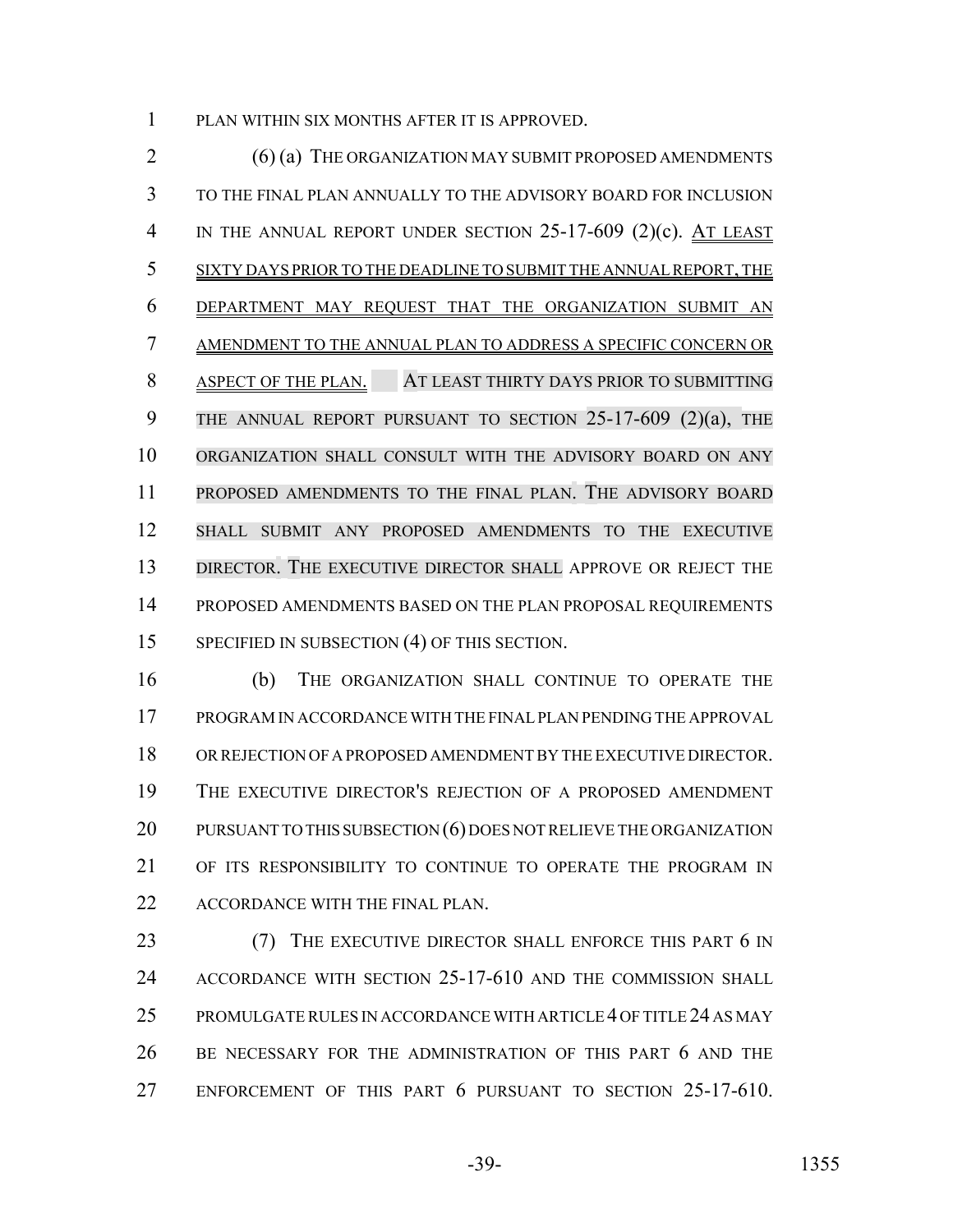PLAN WITHIN SIX MONTHS AFTER IT IS APPROVED.

(6) (a) THE ORGANIZATION MAY SUBMIT PROPOSED AMENDMENTS TO THE FINAL PLAN ANNUALLY TO THE ADVISORY BOARD FOR INCLUSION IN THE ANNUAL REPORT UNDER SECTION 25-17-609 (2)(c). AT LEAST SIXTY DAYS PRIOR TO THE DEADLINE TO SUBMIT THE ANNUAL REPORT, THE DEPARTMENT MAY REQUEST THAT THE ORGANIZATION SUBMIT AN AMENDMENT TO THE ANNUAL PLAN TO ADDRESS A SPECIFIC CONCERN OR ASPECT OF THE PLAN. AT LEAST THIRTY DAYS PRIOR TO SUBMITTING THE ANNUAL REPORT PURSUANT TO SECTION 25-17-609 (2)(a), THE ORGANIZATION SHALL CONSULT WITH THE ADVISORY BOARD ON ANY PROPOSED AMENDMENTS TO THE FINAL PLAN. THE ADVISORY BOARD SHALL SUBMIT ANY PROPOSED AMENDMENTS TO THE EXECUTIVE DIRECTOR. THE EXECUTIVE DIRECTOR SHALL APPROVE OR REJECT THE PROPOSED AMENDMENTS BASED ON THE PLAN PROPOSAL REQUIREMENTS SPECIFIED IN SUBSECTION (4) OF THIS SECTION.

(b) THE ORGANIZATION SHALL CONTINUE TO OPERATE THE PROGRAM IN ACCORDANCE WITH THE FINAL PLAN PENDING THE APPROVAL OR REJECTION OF A PROPOSED AMENDMENT BY THE EXECUTIVE DIRECTOR. THE EXECUTIVE DIRECTOR'S REJECTION OF A PROPOSED AMENDMENT PURSUANT TO THIS SUBSECTION (6) DOES NOT RELIEVE THE ORGANIZATION OF ITS RESPONSIBILITY TO CONTINUE TO OPERATE THE PROGRAM IN ACCORDANCE WITH THE FINAL PLAN.

(7) THE EXECUTIVE DIRECTOR SHALL ENFORCE THIS PART 6 IN ACCORDANCE WITH SECTION 25-17-610 AND THE COMMISSION SHALL PROMULGATE RULES IN ACCORDANCE WITH ARTICLE 4 OF TITLE 24 AS MAY BE NECESSARY FOR THE ADMINISTRATION OF THIS PART 6 AND THE ENFORCEMENT OF THIS PART 6 PURSUANT TO SECTION 25-17-610.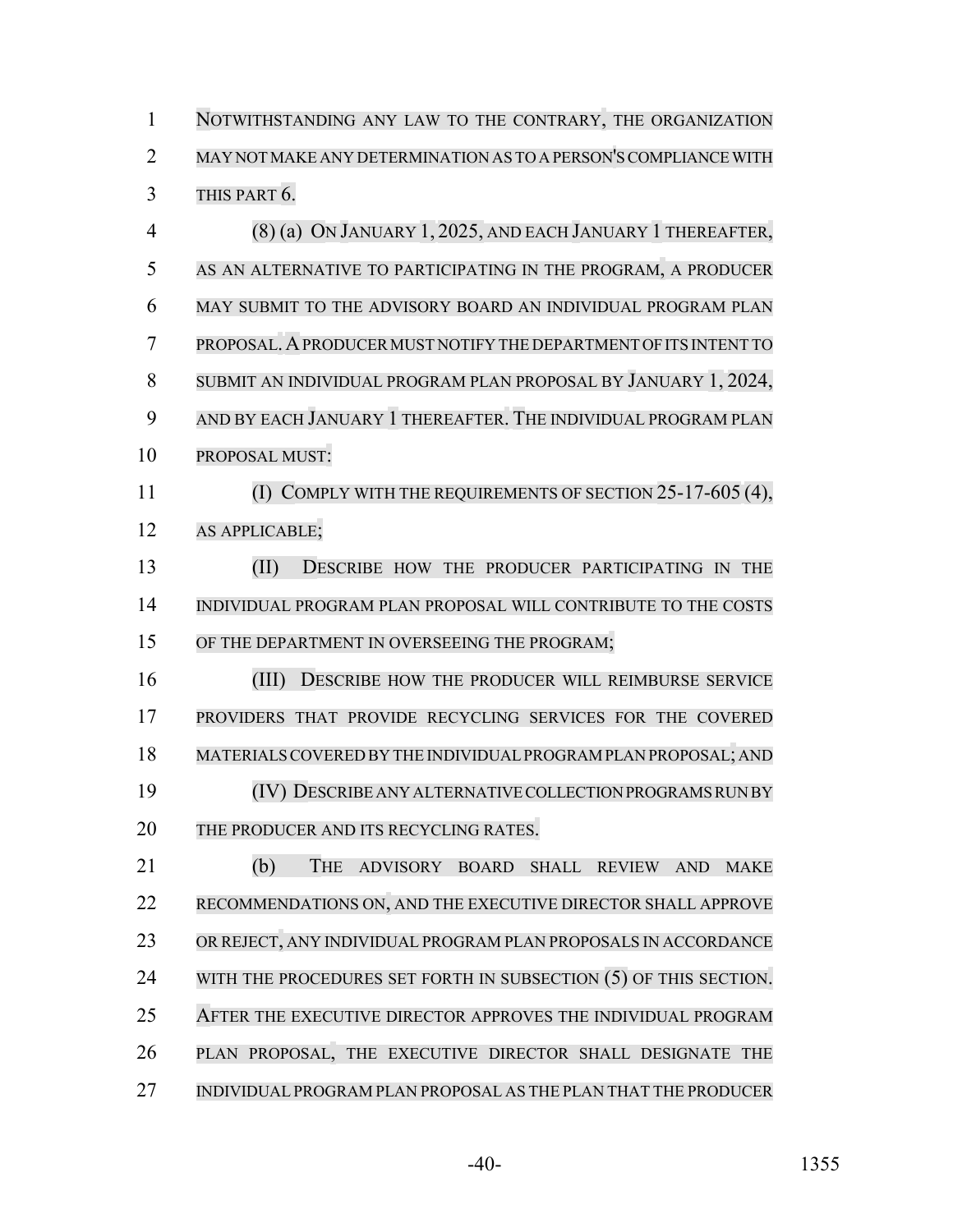NOTWITHSTANDING ANY LAW TO THE CONTRARY, THE ORGANIZATION MAY NOT MAKE ANY DETERMINATION AS TO A PERSON'S COMPLIANCE WITH THIS PART 6.

(8) (a) ON JANUARY 1, 2025, AND EACH JANUARY 1 THEREAFTER, AS AN ALTERNATIVE TO PARTICIPATING IN THE PROGRAM, A PRODUCER MAY SUBMIT TO THE ADVISORY BOARD AN INDIVIDUAL PROGRAM PLAN PROPOSAL. A PRODUCER MUST NOTIFY THE DEPARTMENT OF ITS INTENT TO SUBMIT AN INDIVIDUAL PROGRAM PLAN PROPOSAL BY JANUARY 1, 2024, AND BY EACH JANUARY 1 THEREAFTER. THE INDIVIDUAL PROGRAM PLAN PROPOSAL MUST:

(I) COMPLY WITH THE REQUIREMENTS OF SECTION 25-17-605 (4), AS APPLICABLE;

(II) DESCRIBE HOW THE PRODUCER PARTICIPATING IN THE INDIVIDUAL PROGRAM PLAN PROPOSAL WILL CONTRIBUTE TO THE COSTS OF THE DEPARTMENT IN OVERSEEING THE PROGRAM;

(III) DESCRIBE HOW THE PRODUCER WILL REIMBURSE SERVICE PROVIDERS THAT PROVIDE RECYCLING SERVICES FOR THE COVERED MATERIALS COVERED BY THE INDIVIDUAL PROGRAM PLAN PROPOSAL; AND

(IV) DESCRIBE ANY ALTERNATIVE COLLECTION PROGRAMS RUN BY THE PRODUCER AND ITS RECYCLING RATES.

(b) THE ADVISORY BOARD SHALL REVIEW AND MAKE RECOMMENDATIONS ON, AND THE EXECUTIVE DIRECTOR SHALL APPROVE OR REJECT, ANY INDIVIDUAL PROGRAM PLAN PROPOSALS IN ACCORDANCE WITH THE PROCEDURES SET FORTH IN SUBSECTION (5) OF THIS SECTION. AFTER THE EXECUTIVE DIRECTOR APPROVES THE INDIVIDUAL PROGRAM PLAN PROPOSAL, THE EXECUTIVE DIRECTOR SHALL DESIGNATE THE INDIVIDUAL PROGRAM PLAN PROPOSAL AS THE PLAN THAT THE PRODUCER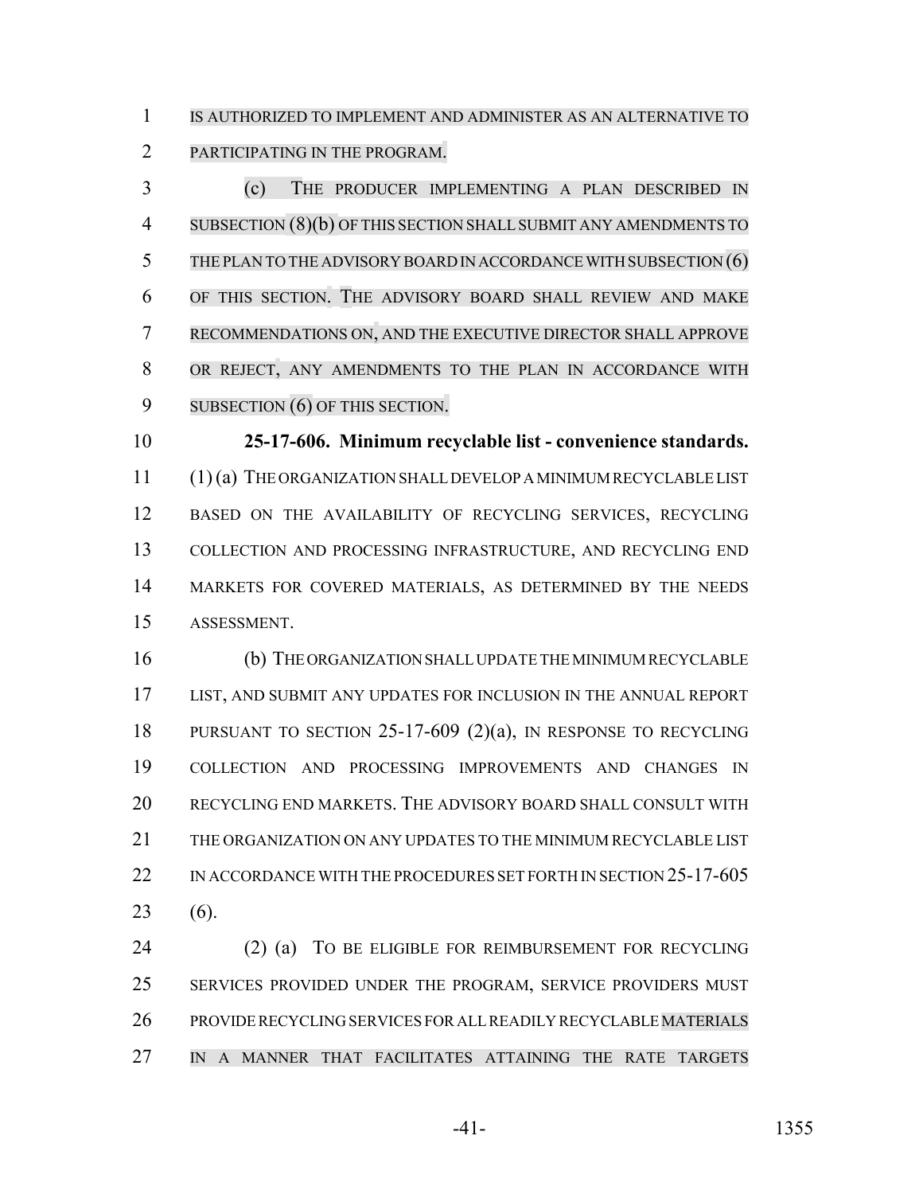IS AUTHORIZED TO IMPLEMENT AND ADMINISTER AS AN ALTERNATIVE TO PARTICIPATING IN THE PROGRAM.

(c) THE PRODUCER IMPLEMENTING A PLAN DESCRIBED IN SUBSECTION (8)(b) OF THIS SECTION SHALL SUBMIT ANY AMENDMENTS TO THE PLAN TO THE ADVISORY BOARD IN ACCORDANCE WITH SUBSECTION (6) OF THIS SECTION. THE ADVISORY BOARD SHALL REVIEW AND MAKE RECOMMENDATIONS ON, AND THE EXECUTIVE DIRECTOR SHALL APPROVE OR REJECT, ANY AMENDMENTS TO THE PLAN IN ACCORDANCE WITH SUBSECTION (6) OF THIS SECTION.

**25-17-606. Minimum recyclable list - convenience standards.** (1) (a) THE ORGANIZATION SHALL DEVELOP A MINIMUM RECYCLABLE LIST BASED ON THE AVAILABILITY OF RECYCLING SERVICES, RECYCLING COLLECTION AND PROCESSING INFRASTRUCTURE, AND RECYCLING END MARKETS FOR COVERED MATERIALS, AS DETERMINED BY THE NEEDS ASSESSMENT.

(b) THE ORGANIZATION SHALL UPDATE THE MINIMUM RECYCLABLE LIST, AND SUBMIT ANY UPDATES FOR INCLUSION IN THE ANNUAL REPORT PURSUANT TO SECTION 25-17-609 (2)(a), IN RESPONSE TO RECYCLING COLLECTION AND PROCESSING IMPROVEMENTS AND CHANGES IN RECYCLING END MARKETS. THE ADVISORY BOARD SHALL CONSULT WITH THE ORGANIZATION ON ANY UPDATES TO THE MINIMUM RECYCLABLE LIST IN ACCORDANCE WITH THE PROCEDURES SET FORTH IN SECTION 25-17-605 (6).

(2) (a) TO BE ELIGIBLE FOR REIMBURSEMENT FOR RECYCLING SERVICES PROVIDED UNDER THE PROGRAM, SERVICE PROVIDERS MUST PROVIDE RECYCLING SERVICES FOR ALL READILY RECYCLABLE MATERIALS IN A MANNER THAT FACILITATES ATTAINING THE RATE TARGETS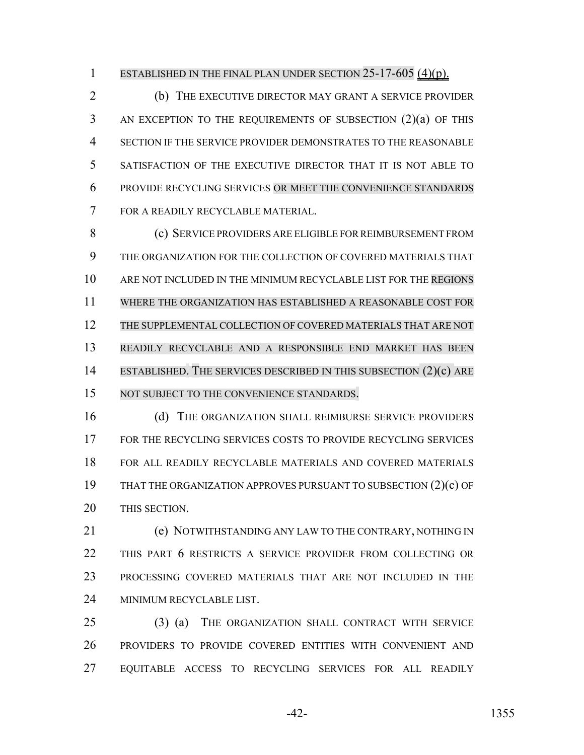ESTABLISHED IN THE FINAL PLAN UNDER SECTION 25-17-605 (4)(p).

(b) THE EXECUTIVE DIRECTOR MAY GRANT A SERVICE PROVIDER AN EXCEPTION TO THE REQUIREMENTS OF SUBSECTION (2)(a) OF THIS SECTION IF THE SERVICE PROVIDER DEMONSTRATES TO THE REASONABLE SATISFACTION OF THE EXECUTIVE DIRECTOR THAT IT IS NOT ABLE TO PROVIDE RECYCLING SERVICES OR MEET THE CONVENIENCE STANDARDS FOR A READILY RECYCLABLE MATERIAL.

(c) SERVICE PROVIDERS ARE ELIGIBLE FOR REIMBURSEMENT FROM THE ORGANIZATION FOR THE COLLECTION OF COVERED MATERIALS THAT ARE NOT INCLUDED IN THE MINIMUM RECYCLABLE LIST FOR THE REGIONS WHERE THE ORGANIZATION HAS ESTABLISHED A REASONABLE COST FOR THE SUPPLEMENTAL COLLECTION OF COVERED MATERIALS THAT ARE NOT READILY RECYCLABLE AND A RESPONSIBLE END MARKET HAS BEEN ESTABLISHED. THE SERVICES DESCRIBED IN THIS SUBSECTION (2)(c) ARE NOT SUBJECT TO THE CONVENIENCE STANDARDS.

(d) THE ORGANIZATION SHALL REIMBURSE SERVICE PROVIDERS FOR THE RECYCLING SERVICES COSTS TO PROVIDE RECYCLING SERVICES FOR ALL READILY RECYCLABLE MATERIALS AND COVERED MATERIALS THAT THE ORGANIZATION APPROVES PURSUANT TO SUBSECTION (2)(c) OF THIS SECTION.

(e) NOTWITHSTANDING ANY LAW TO THE CONTRARY, NOTHING IN THIS PART 6 RESTRICTS A SERVICE PROVIDER FROM COLLECTING OR PROCESSING COVERED MATERIALS THAT ARE NOT INCLUDED IN THE MINIMUM RECYCLABLE LIST.

(3) (a) THE ORGANIZATION SHALL CONTRACT WITH SERVICE PROVIDERS TO PROVIDE COVERED ENTITIES WITH CONVENIENT AND EQUITABLE ACCESS TO RECYCLING SERVICES FOR ALL READILY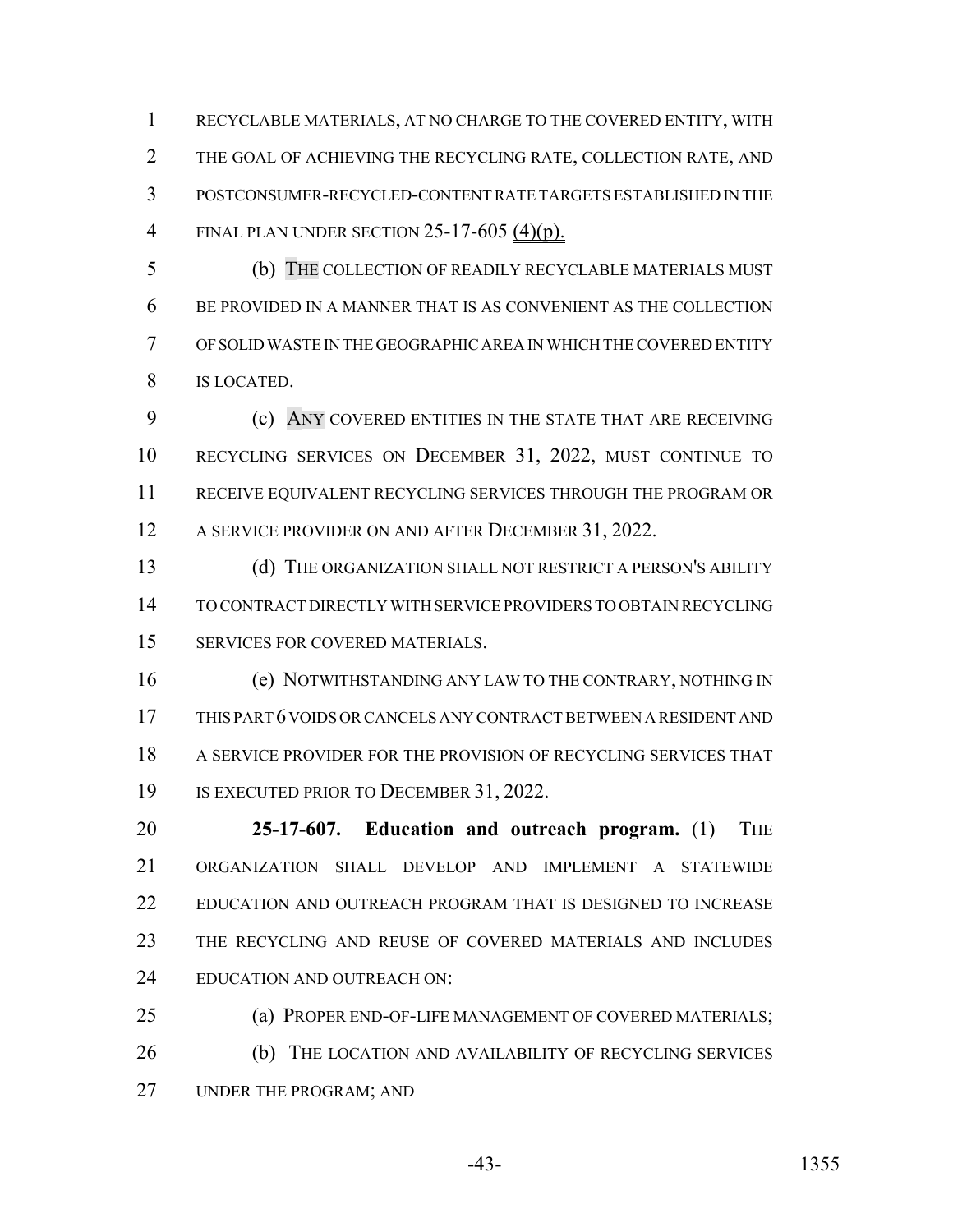RECYCLABLE MATERIALS, AT NO CHARGE TO THE COVERED ENTITY, WITH THE GOAL OF ACHIEVING THE RECYCLING RATE, COLLECTION RATE, AND POSTCONSUMER-RECYCLED-CONTENT RATE TARGETS ESTABLISHED IN THE FINAL PLAN UNDER SECTION 25-17-605 (4)(p).

(b) THE COLLECTION OF READILY RECYCLABLE MATERIALS MUST BE PROVIDED IN A MANNER THAT IS AS CONVENIENT AS THE COLLECTION OF SOLID WASTE IN THE GEOGRAPHIC AREA IN WHICH THE COVERED ENTITY IS LOCATED.

(c) ANY COVERED ENTITIES IN THE STATE THAT ARE RECEIVING RECYCLING SERVICES ON DECEMBER 31, 2022, MUST CONTINUE TO RECEIVE EQUIVALENT RECYCLING SERVICES THROUGH THE PROGRAM OR A SERVICE PROVIDER ON AND AFTER DECEMBER 31, 2022.

(d) THE ORGANIZATION SHALL NOT RESTRICT A PERSON'S ABILITY TO CONTRACT DIRECTLY WITH SERVICE PROVIDERS TO OBTAIN RECYCLING SERVICES FOR COVERED MATERIALS.

(e) NOTWITHSTANDING ANY LAW TO THE CONTRARY, NOTHING IN THIS PART 6 VOIDS OR CANCELS ANY CONTRACT BETWEEN A RESIDENT AND A SERVICE PROVIDER FOR THE PROVISION OF RECYCLING SERVICES THAT IS EXECUTED PRIOR TO DECEMBER 31, 2022.

**25-17-607. Education and outreach program.** (1) THE ORGANIZATION SHALL DEVELOP AND IMPLEMENT A STATEWIDE EDUCATION AND OUTREACH PROGRAM THAT IS DESIGNED TO INCREASE THE RECYCLING AND REUSE OF COVERED MATERIALS AND INCLUDES EDUCATION AND OUTREACH ON:

(a) PROPER END-OF-LIFE MANAGEMENT OF COVERED MATERIALS;

(b) THE LOCATION AND AVAILABILITY OF RECYCLING SERVICES UNDER THE PROGRAM; AND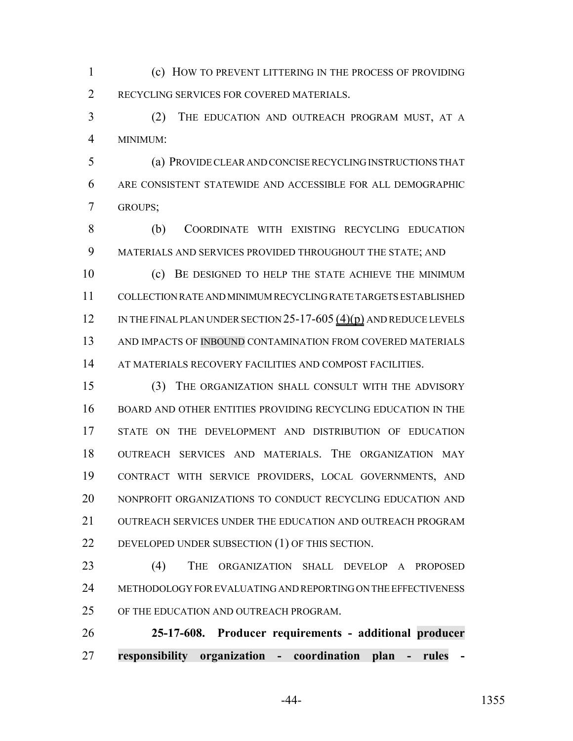(c) HOW TO PREVENT LITTERING IN THE PROCESS OF PROVIDING RECYCLING SERVICES FOR COVERED MATERIALS.

(2) THE EDUCATION AND OUTREACH PROGRAM MUST, AT A MINIMUM:

(a) PROVIDE CLEAR AND CONCISE RECYCLING INSTRUCTIONS THAT ARE CONSISTENT STATEWIDE AND ACCESSIBLE FOR ALL DEMOGRAPHIC GROUPS;

(b) COORDINATE WITH EXISTING RECYCLING EDUCATION MATERIALS AND SERVICES PROVIDED THROUGHOUT THE STATE; AND

(c) BE DESIGNED TO HELP THE STATE ACHIEVE THE MINIMUM COLLECTION RATE AND MINIMUM RECYCLING RATE TARGETS ESTABLISHED IN THE FINAL PLAN UNDER SECTION 25-17-605 (4)(p) AND REDUCE LEVELS AND IMPACTS OF INBOUND CONTAMINATION FROM COVERED MATERIALS AT MATERIALS RECOVERY FACILITIES AND COMPOST FACILITIES.

(3) THE ORGANIZATION SHALL CONSULT WITH THE ADVISORY BOARD AND OTHER ENTITIES PROVIDING RECYCLING EDUCATION IN THE STATE ON THE DEVELOPMENT AND DISTRIBUTION OF EDUCATION OUTREACH SERVICES AND MATERIALS. THE ORGANIZATION MAY CONTRACT WITH SERVICE PROVIDERS, LOCAL GOVERNMENTS, AND NONPROFIT ORGANIZATIONS TO CONDUCT RECYCLING EDUCATION AND OUTREACH SERVICES UNDER THE EDUCATION AND OUTREACH PROGRAM DEVELOPED UNDER SUBSECTION (1) OF THIS SECTION.

(4) THE ORGANIZATION SHALL DEVELOP A PROPOSED METHODOLOGY FOR EVALUATING AND REPORTING ON THE EFFECTIVENESS OF THE EDUCATION AND OUTREACH PROGRAM.

**25-17-608. Producer requirements - additional producer responsibility organization - coordination plan - rules -**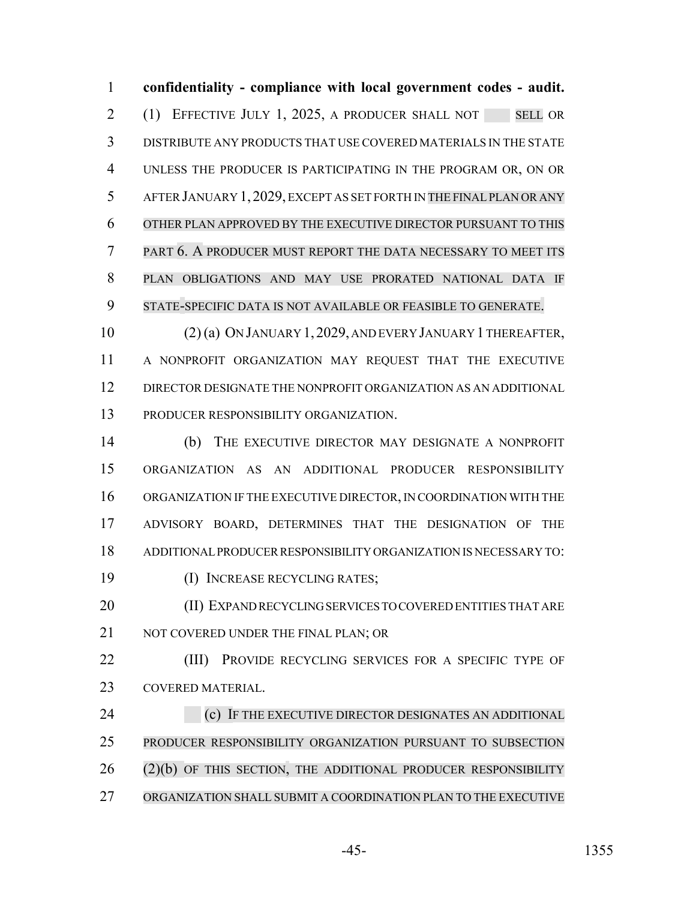**confidentiality - compliance with local government codes - audit.** (1) EFFECTIVE JULY 1, 2025, A PRODUCER SHALL NOT SELL OR DISTRIBUTE ANY PRODUCTS THAT USE COVERED MATERIALS IN THE STATE UNLESS THE PRODUCER IS PARTICIPATING IN THE PROGRAM OR, ON OR AFTER JANUARY 1, 2029, EXCEPT AS SET FORTH IN THE FINAL PLAN OR ANY OTHER PLAN APPROVED BY THE EXECUTIVE DIRECTOR PURSUANT TO THIS PART 6. A PRODUCER MUST REPORT THE DATA NECESSARY TO MEET ITS PLAN OBLIGATIONS AND MAY USE PRORATED NATIONAL DATA IF STATE-SPECIFIC DATA IS NOT AVAILABLE OR FEASIBLE TO GENERATE.

(2) (a) ON JANUARY 1, 2029, AND EVERY JANUARY 1 THEREAFTER, A NONPROFIT ORGANIZATION MAY REQUEST THAT THE EXECUTIVE DIRECTOR DESIGNATE THE NONPROFIT ORGANIZATION AS AN ADDITIONAL PRODUCER RESPONSIBILITY ORGANIZATION.

(b) THE EXECUTIVE DIRECTOR MAY DESIGNATE A NONPROFIT ORGANIZATION AS AN ADDITIONAL PRODUCER RESPONSIBILITY ORGANIZATION IF THE EXECUTIVE DIRECTOR, IN COORDINATION WITH THE ADVISORY BOARD, DETERMINES THAT THE DESIGNATION OF THE ADDITIONAL PRODUCER RESPONSIBILITY ORGANIZATION IS NECESSARY TO:

(I) INCREASE RECYCLING RATES;

(II) EXPAND RECYCLING SERVICES TO COVERED ENTITIES THAT ARE NOT COVERED UNDER THE FINAL PLAN; OR

(III) PROVIDE RECYCLING SERVICES FOR A SPECIFIC TYPE OF COVERED MATERIAL.

(c) IF THE EXECUTIVE DIRECTOR DESIGNATES AN ADDITIONAL PRODUCER RESPONSIBILITY ORGANIZATION PURSUANT TO SUBSECTION (2)(b) OF THIS SECTION, THE ADDITIONAL PRODUCER RESPONSIBILITY ORGANIZATION SHALL SUBMIT A COORDINATION PLAN TO THE EXECUTIVE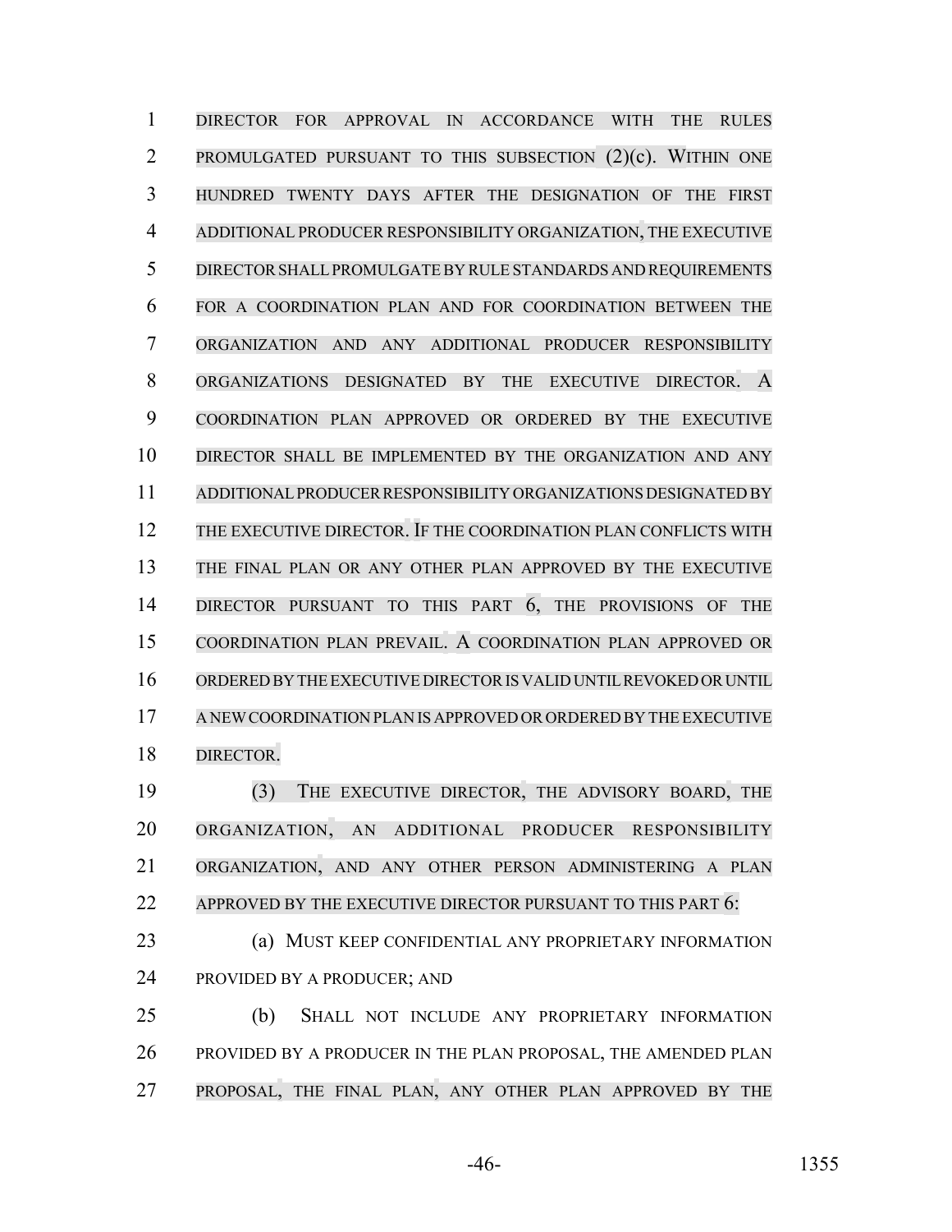DIRECTOR FOR APPROVAL IN ACCORDANCE WITH THE RULES PROMULGATED PURSUANT TO THIS SUBSECTION (2)(c). WITHIN ONE HUNDRED TWENTY DAYS AFTER THE DESIGNATION OF THE FIRST ADDITIONAL PRODUCER RESPONSIBILITY ORGANIZATION, THE EXECUTIVE DIRECTOR SHALL PROMULGATE BY RULE STANDARDS AND REQUIREMENTS FOR A COORDINATION PLAN AND FOR COORDINATION BETWEEN THE ORGANIZATION AND ANY ADDITIONAL PRODUCER RESPONSIBILITY ORGANIZATIONS DESIGNATED BY THE EXECUTIVE DIRECTOR. A COORDINATION PLAN APPROVED OR ORDERED BY THE EXECUTIVE DIRECTOR SHALL BE IMPLEMENTED BY THE ORGANIZATION AND ANY ADDITIONAL PRODUCER RESPONSIBILITY ORGANIZATIONS DESIGNATED BY THE EXECUTIVE DIRECTOR. IF THE COORDINATION PLAN CONFLICTS WITH THE FINAL PLAN OR ANY OTHER PLAN APPROVED BY THE EXECUTIVE DIRECTOR PURSUANT TO THIS PART 6, THE PROVISIONS OF THE COORDINATION PLAN PREVAIL. A COORDINATION PLAN APPROVED OR ORDERED BY THE EXECUTIVE DIRECTOR IS VALID UNTIL REVOKED OR UNTIL A NEW COORDINATION PLAN IS APPROVED OR ORDERED BY THE EXECUTIVE DIRECTOR.

(3) THE EXECUTIVE DIRECTOR, THE ADVISORY BOARD, THE ORGANIZATION, AN ADDITIONAL PRODUCER RESPONSIBILITY ORGANIZATION, AND ANY OTHER PERSON ADMINISTERING A PLAN APPROVED BY THE EXECUTIVE DIRECTOR PURSUANT TO THIS PART 6:

(a) MUST KEEP CONFIDENTIAL ANY PROPRIETARY INFORMATION PROVIDED BY A PRODUCER; AND

(b) SHALL NOT INCLUDE ANY PROPRIETARY INFORMATION PROVIDED BY A PRODUCER IN THE PLAN PROPOSAL, THE AMENDED PLAN PROPOSAL, THE FINAL PLAN, ANY OTHER PLAN APPROVED BY THE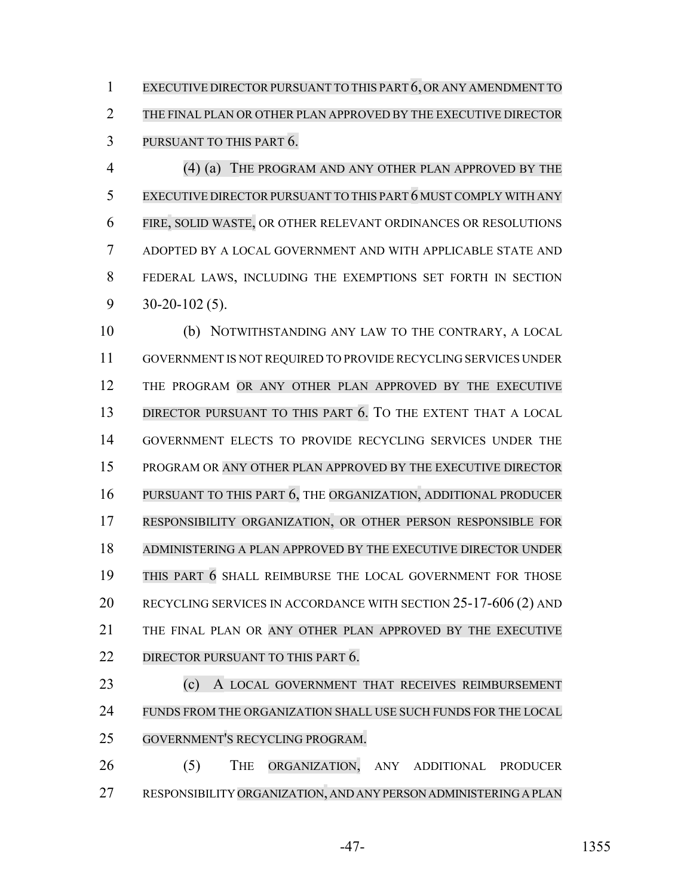EXECUTIVE DIRECTOR PURSUANT TO THIS PART 6, OR ANY AMENDMENT TO THE FINAL PLAN OR OTHER PLAN APPROVED BY THE EXECUTIVE DIRECTOR PURSUANT TO THIS PART 6.

(4) (a) THE PROGRAM AND ANY OTHER PLAN APPROVED BY THE EXECUTIVE DIRECTOR PURSUANT TO THIS PART 6 MUST COMPLY WITH ANY FIRE, SOLID WASTE, OR OTHER RELEVANT ORDINANCES OR RESOLUTIONS ADOPTED BY A LOCAL GOVERNMENT AND WITH APPLICABLE STATE AND FEDERAL LAWS, INCLUDING THE EXEMPTIONS SET FORTH IN SECTION 30-20-102 (5).

(b) NOTWITHSTANDING ANY LAW TO THE CONTRARY, A LOCAL GOVERNMENT IS NOT REQUIRED TO PROVIDE RECYCLING SERVICES UNDER THE PROGRAM OR ANY OTHER PLAN APPROVED BY THE EXECUTIVE DIRECTOR PURSUANT TO THIS PART 6. TO THE EXTENT THAT A LOCAL GOVERNMENT ELECTS TO PROVIDE RECYCLING SERVICES UNDER THE PROGRAM OR ANY OTHER PLAN APPROVED BY THE EXECUTIVE DIRECTOR PURSUANT TO THIS PART 6, THE ORGANIZATION, ADDITIONAL PRODUCER RESPONSIBILITY ORGANIZATION, OR OTHER PERSON RESPONSIBLE FOR ADMINISTERING A PLAN APPROVED BY THE EXECUTIVE DIRECTOR UNDER THIS PART 6 SHALL REIMBURSE THE LOCAL GOVERNMENT FOR THOSE RECYCLING SERVICES IN ACCORDANCE WITH SECTION 25-17-606 (2) AND THE FINAL PLAN OR ANY OTHER PLAN APPROVED BY THE EXECUTIVE DIRECTOR PURSUANT TO THIS PART 6.

(c) A LOCAL GOVERNMENT THAT RECEIVES REIMBURSEMENT FUNDS FROM THE ORGANIZATION SHALL USE SUCH FUNDS FOR THE LOCAL GOVERNMENT'S RECYCLING PROGRAM.

(5) THE ORGANIZATION, ANY ADDITIONAL PRODUCER RESPONSIBILITY ORGANIZATION, AND ANY PERSON ADMINISTERING A PLAN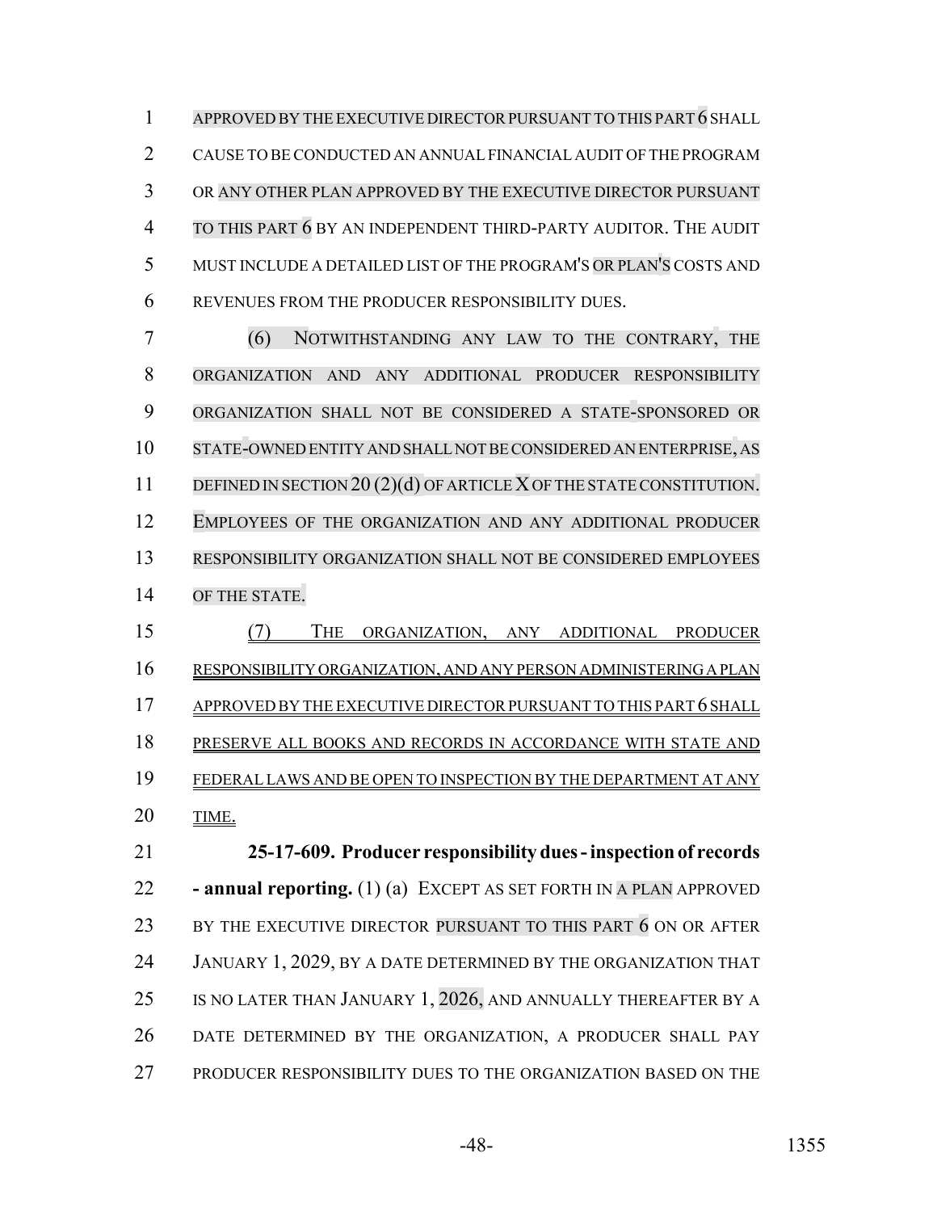APPROVED BY THE EXECUTIVE DIRECTOR PURSUANT TO THIS PART 6 SHALL CAUSE TO BE CONDUCTED AN ANNUAL FINANCIAL AUDIT OF THE PROGRAM OR ANY OTHER PLAN APPROVED BY THE EXECUTIVE DIRECTOR PURSUANT TO THIS PART 6 BY AN INDEPENDENT THIRD-PARTY AUDITOR. THE AUDIT MUST INCLUDE A DETAILED LIST OF THE PROGRAM'S OR PLAN'S COSTS AND REVENUES FROM THE PRODUCER RESPONSIBILITY DUES.

(6) NOTWITHSTANDING ANY LAW TO THE CONTRARY, THE ORGANIZATION AND ANY ADDITIONAL PRODUCER RESPONSIBILITY ORGANIZATION SHALL NOT BE CONSIDERED A STATE-SPONSORED OR STATE-OWNED ENTITY AND SHALL NOT BE CONSIDERED AN ENTERPRISE, AS DEFINED IN SECTION 20 (2)(d) OF ARTICLE X OF THE STATE CONSTITUTION. EMPLOYEES OF THE ORGANIZATION AND ANY ADDITIONAL PRODUCER RESPONSIBILITY ORGANIZATION SHALL NOT BE CONSIDERED EMPLOYEES OF THE STATE.

(7) THE ORGANIZATION, ANY ADDITIONAL PRODUCER RESPONSIBILITY ORGANIZATION, AND ANY PERSON ADMINISTERING A PLAN APPROVED BY THE EXECUTIVE DIRECTOR PURSUANT TO THIS PART 6 SHALL PRESERVE ALL BOOKS AND RECORDS IN ACCORDANCE WITH STATE AND FEDERAL LAWS AND BE OPEN TO INSPECTION BY THE DEPARTMENT AT ANY TIME.

**25-17-609. Producer responsibility dues - inspection of records - annual reporting.** (1) (a) EXCEPT AS SET FORTH IN A PLAN APPROVED BY THE EXECUTIVE DIRECTOR PURSUANT TO THIS PART 6 ON OR AFTER JANUARY 1, 2029, BY A DATE DETERMINED BY THE ORGANIZATION THAT IS NO LATER THAN JANUARY 1, 2026, AND ANNUALLY THEREAFTER BY A DATE DETERMINED BY THE ORGANIZATION, A PRODUCER SHALL PAY PRODUCER RESPONSIBILITY DUES TO THE ORGANIZATION BASED ON THE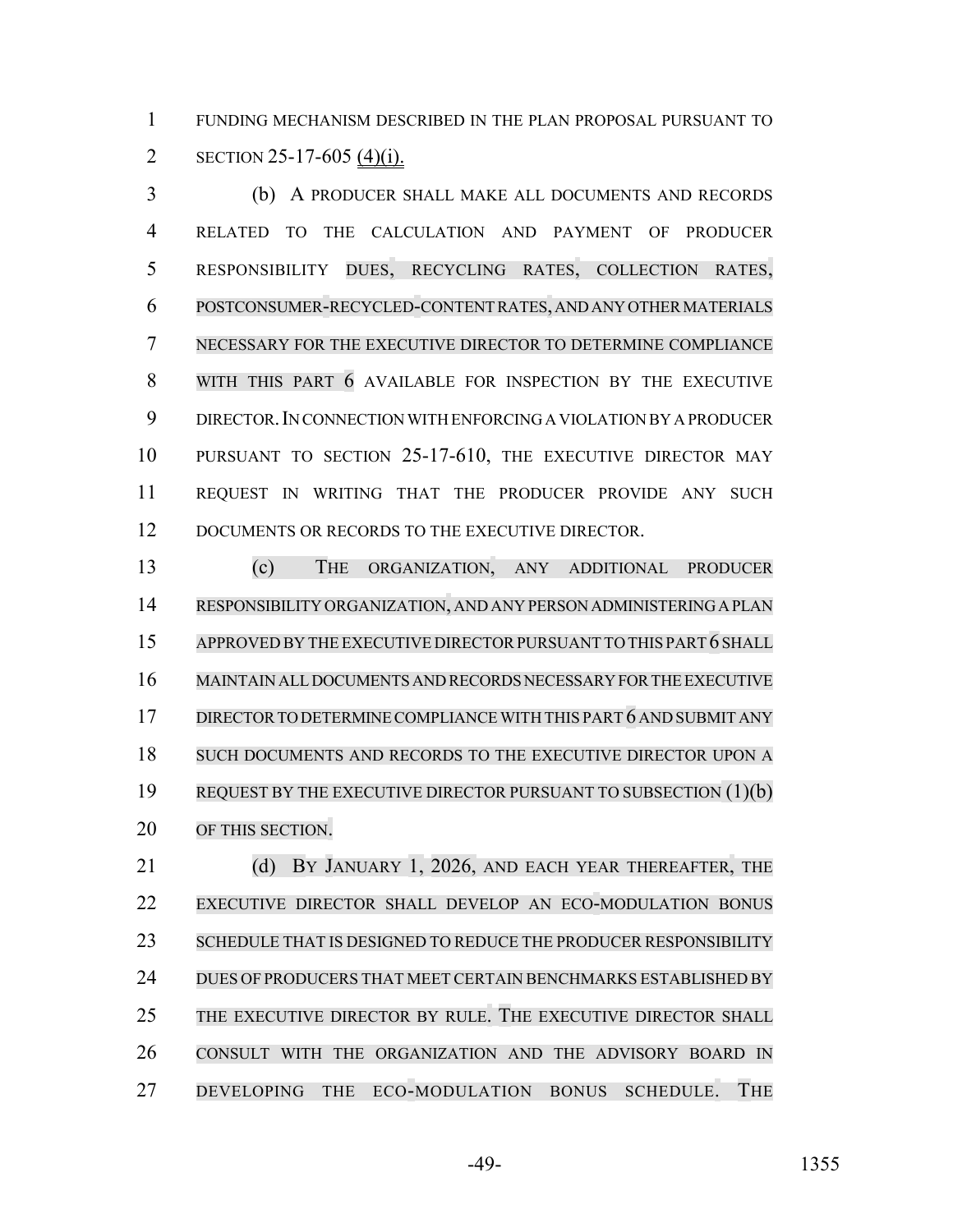FUNDING MECHANISM DESCRIBED IN THE PLAN PROPOSAL PURSUANT TO SECTION 25-17-605 (4)(i).

(b) A PRODUCER SHALL MAKE ALL DOCUMENTS AND RECORDS RELATED TO THE CALCULATION AND PAYMENT OF PRODUCER RESPONSIBILITY DUES, RECYCLING RATES, COLLECTION RATES, POSTCONSUMER-RECYCLED-CONTENT RATES, AND ANY OTHER MATERIALS NECESSARY FOR THE EXECUTIVE DIRECTOR TO DETERMINE COMPLIANCE WITH THIS PART 6 AVAILABLE FOR INSPECTION BY THE EXECUTIVE DIRECTOR. IN CONNECTION WITH ENFORCING A VIOLATION BY A PRODUCER PURSUANT TO SECTION 25-17-610, THE EXECUTIVE DIRECTOR MAY REQUEST IN WRITING THAT THE PRODUCER PROVIDE ANY SUCH DOCUMENTS OR RECORDS TO THE EXECUTIVE DIRECTOR.

(c) THE ORGANIZATION, ANY ADDITIONAL PRODUCER RESPONSIBILITY ORGANIZATION, AND ANY PERSON ADMINISTERING A PLAN APPROVED BY THE EXECUTIVE DIRECTOR PURSUANT TO THIS PART 6 SHALL MAINTAIN ALL DOCUMENTS AND RECORDS NECESSARY FOR THE EXECUTIVE DIRECTOR TO DETERMINE COMPLIANCE WITH THIS PART 6 AND SUBMIT ANY SUCH DOCUMENTS AND RECORDS TO THE EXECUTIVE DIRECTOR UPON A REQUEST BY THE EXECUTIVE DIRECTOR PURSUANT TO SUBSECTION (1)(b) OF THIS SECTION.

(d) BY JANUARY 1, 2026, AND EACH YEAR THEREAFTER, THE EXECUTIVE DIRECTOR SHALL DEVELOP AN ECO-MODULATION BONUS SCHEDULE THAT IS DESIGNED TO REDUCE THE PRODUCER RESPONSIBILITY DUES OF PRODUCERS THAT MEET CERTAIN BENCHMARKS ESTABLISHED BY THE EXECUTIVE DIRECTOR BY RULE. THE EXECUTIVE DIRECTOR SHALL CONSULT WITH THE ORGANIZATION AND THE ADVISORY BOARD IN DEVELOPING THE ECO-MODULATION BONUS SCHEDULE. THE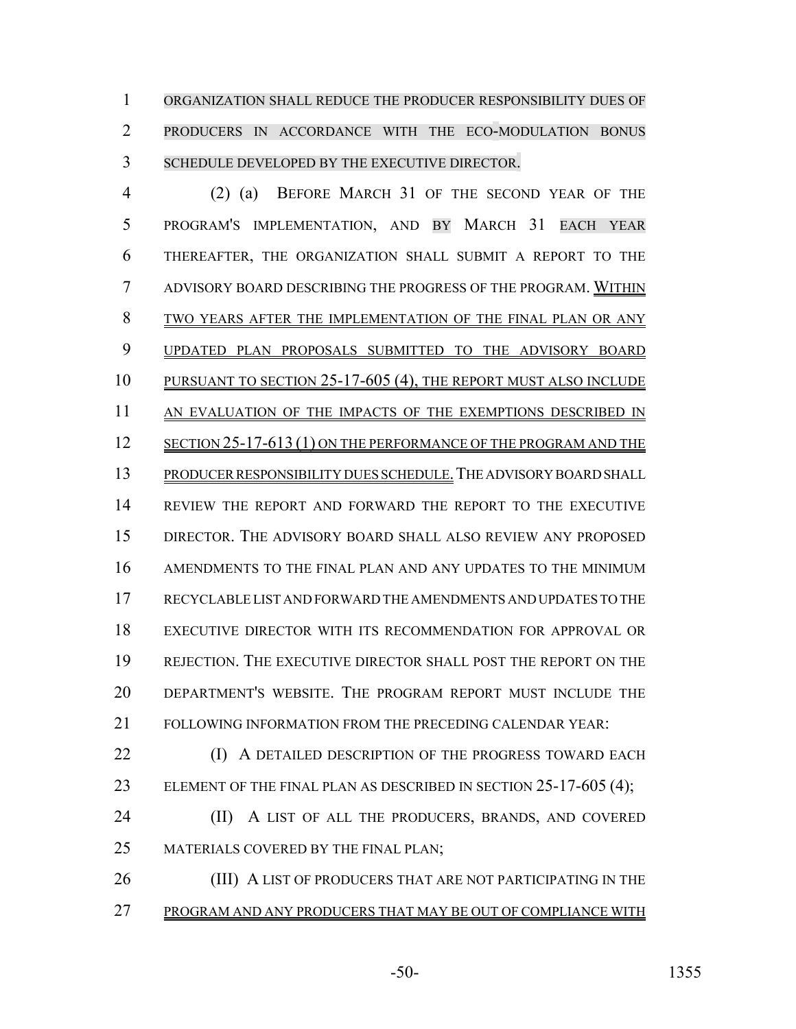ORGANIZATION SHALL REDUCE THE PRODUCER RESPONSIBILITY DUES OF PRODUCERS IN ACCORDANCE WITH THE ECO-MODULATION BONUS SCHEDULE DEVELOPED BY THE EXECUTIVE DIRECTOR.

(2) (a) BEFORE MARCH 31 OF THE SECOND YEAR OF THE PROGRAM'S IMPLEMENTATION, AND BY MARCH 31 EACH YEAR THEREAFTER, THE ORGANIZATION SHALL SUBMIT A REPORT TO THE ADVISORY BOARD DESCRIBING THE PROGRESS OF THE PROGRAM. WITHIN TWO YEARS AFTER THE IMPLEMENTATION OF THE FINAL PLAN OR ANY UPDATED PLAN PROPOSALS SUBMITTED TO THE ADVISORY BOARD PURSUANT TO SECTION 25-17-605 (4), THE REPORT MUST ALSO INCLUDE AN EVALUATION OF THE IMPACTS OF THE EXEMPTIONS DESCRIBED IN SECTION 25-17-613 (1) ON THE PERFORMANCE OF THE PROGRAM AND THE PRODUCER RESPONSIBILITY DUES SCHEDULE. THE ADVISORY BOARD SHALL REVIEW THE REPORT AND FORWARD THE REPORT TO THE EXECUTIVE DIRECTOR. THE ADVISORY BOARD SHALL ALSO REVIEW ANY PROPOSED AMENDMENTS TO THE FINAL PLAN AND ANY UPDATES TO THE MINIMUM RECYCLABLE LIST AND FORWARD THE AMENDMENTS AND UPDATES TO THE EXECUTIVE DIRECTOR WITH ITS RECOMMENDATION FOR APPROVAL OR REJECTION. THE EXECUTIVE DIRECTOR SHALL POST THE REPORT ON THE DEPARTMENT'S WEBSITE. THE PROGRAM REPORT MUST INCLUDE THE FOLLOWING INFORMATION FROM THE PRECEDING CALENDAR YEAR:

(I) A DETAILED DESCRIPTION OF THE PROGRESS TOWARD EACH ELEMENT OF THE FINAL PLAN AS DESCRIBED IN SECTION 25-17-605 (4);

(II) A LIST OF ALL THE PRODUCERS, BRANDS, AND COVERED MATERIALS COVERED BY THE FINAL PLAN;

(III) A LIST OF PRODUCERS THAT ARE NOT PARTICIPATING IN THE PROGRAM AND ANY PRODUCERS THAT MAY BE OUT OF COMPLIANCE WITH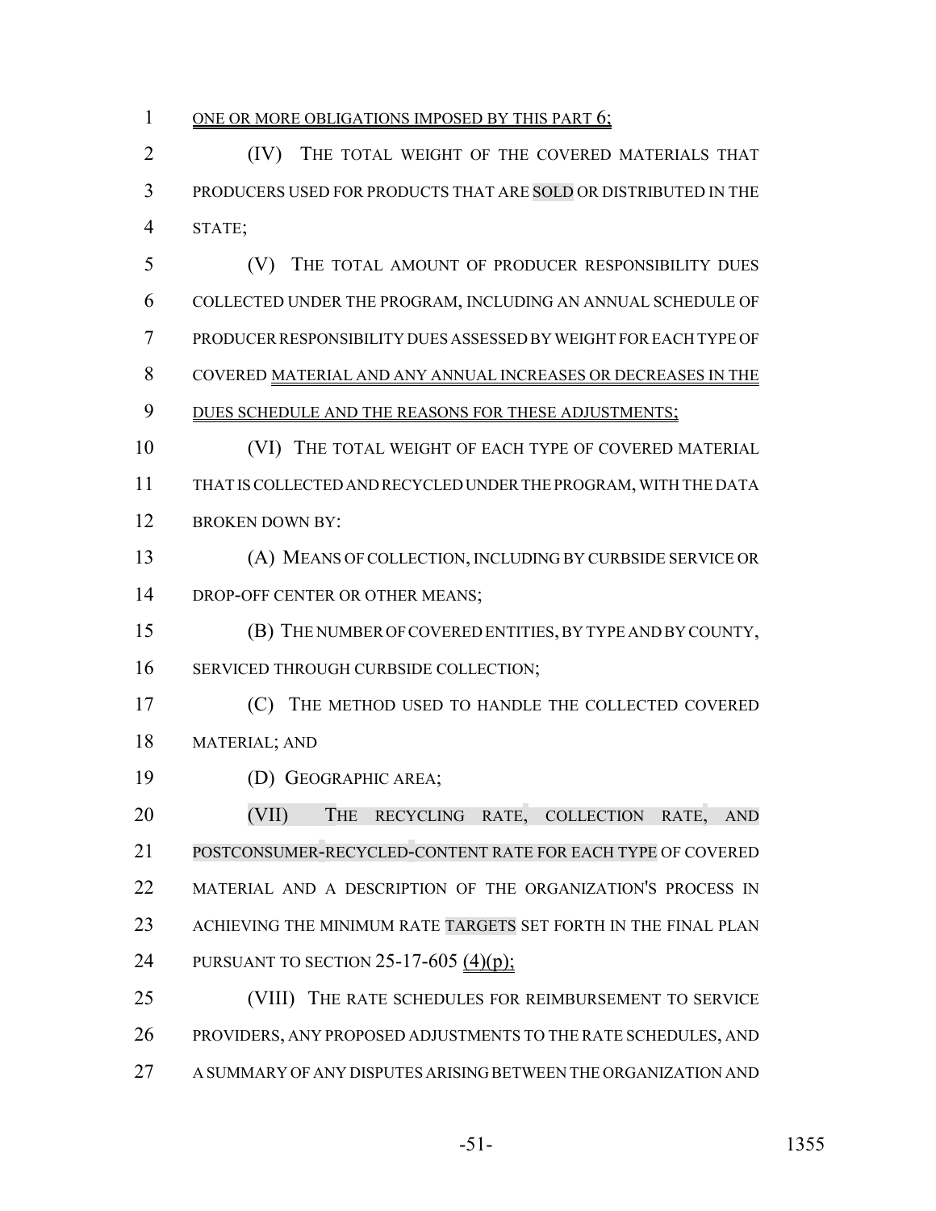ONE OR MORE OBLIGATIONS IMPOSED BY THIS PART 6;

(IV) THE TOTAL WEIGHT OF THE COVERED MATERIALS THAT PRODUCERS USED FOR PRODUCTS THAT ARE SOLD OR DISTRIBUTED IN THE STATE;

(V) THE TOTAL AMOUNT OF PRODUCER RESPONSIBILITY DUES COLLECTED UNDER THE PROGRAM, INCLUDING AN ANNUAL SCHEDULE OF PRODUCER RESPONSIBILITY DUES ASSESSED BY WEIGHT FOR EACH TYPE OF COVERED MATERIAL AND ANY ANNUAL INCREASES OR DECREASES IN THE DUES SCHEDULE AND THE REASONS FOR THESE ADJUSTMENTS;

(VI) THE TOTAL WEIGHT OF EACH TYPE OF COVERED MATERIAL THAT IS COLLECTED AND RECYCLED UNDER THE PROGRAM, WITH THE DATA BROKEN DOWN BY:

(A) MEANS OF COLLECTION, INCLUDING BY CURBSIDE SERVICE OR DROP-OFF CENTER OR OTHER MEANS;

(B) THE NUMBER OF COVERED ENTITIES, BY TYPE AND BY COUNTY, SERVICED THROUGH CURBSIDE COLLECTION;

(C) THE METHOD USED TO HANDLE THE COLLECTED COVERED MATERIAL; AND

(D) GEOGRAPHIC AREA;

(VII) THE RECYCLING RATE, COLLECTION RATE, AND POSTCONSUMER-RECYCLED-CONTENT RATE FOR EACH TYPE OF COVERED MATERIAL AND A DESCRIPTION OF THE ORGANIZATION'S PROCESS IN ACHIEVING THE MINIMUM RATE TARGETS SET FORTH IN THE FINAL PLAN PURSUANT TO SECTION 25-17-605 (4)(p);

(VIII) THE RATE SCHEDULES FOR REIMBURSEMENT TO SERVICE PROVIDERS, ANY PROPOSED ADJUSTMENTS TO THE RATE SCHEDULES, AND A SUMMARY OF ANY DISPUTES ARISING BETWEEN THE ORGANIZATION AND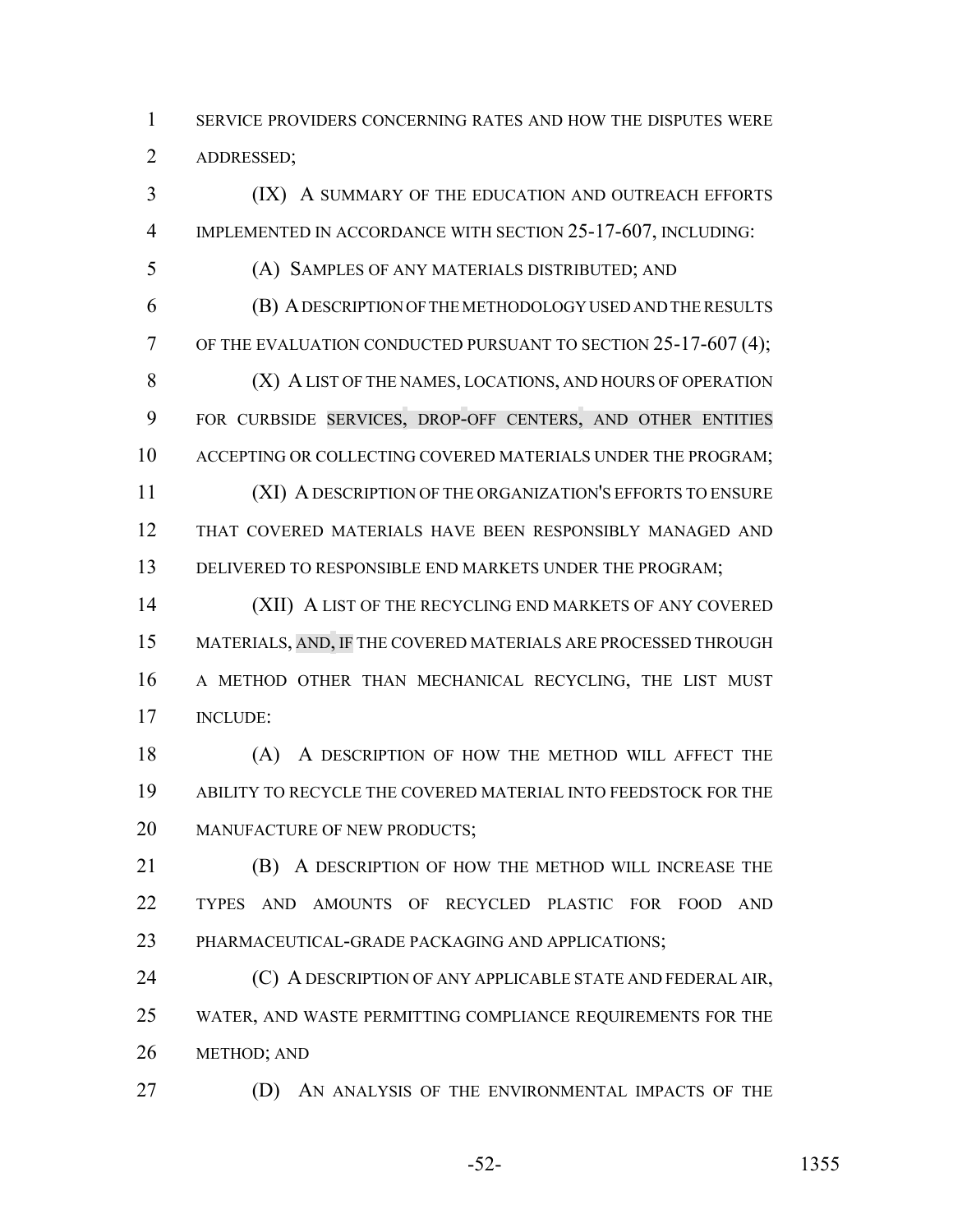SERVICE PROVIDERS CONCERNING RATES AND HOW THE DISPUTES WERE ADDRESSED;

(IX) A SUMMARY OF THE EDUCATION AND OUTREACH EFFORTS IMPLEMENTED IN ACCORDANCE WITH SECTION 25-17-607, INCLUDING:

(A) SAMPLES OF ANY MATERIALS DISTRIBUTED; AND

(B) A DESCRIPTION OF THE METHODOLOGY USED AND THE RESULTS OF THE EVALUATION CONDUCTED PURSUANT TO SECTION 25-17-607 (4);

(X) A LIST OF THE NAMES, LOCATIONS, AND HOURS OF OPERATION FOR CURBSIDE SERVICES, DROP-OFF CENTERS, AND OTHER ENTITIES ACCEPTING OR COLLECTING COVERED MATERIALS UNDER THE PROGRAM;

(XI) A DESCRIPTION OF THE ORGANIZATION'S EFFORTS TO ENSURE THAT COVERED MATERIALS HAVE BEEN RESPONSIBLY MANAGED AND DELIVERED TO RESPONSIBLE END MARKETS UNDER THE PROGRAM;

(XII) A LIST OF THE RECYCLING END MARKETS OF ANY COVERED MATERIALS, AND, IF THE COVERED MATERIALS ARE PROCESSED THROUGH A METHOD OTHER THAN MECHANICAL RECYCLING, THE LIST MUST INCLUDE:

(A) A DESCRIPTION OF HOW THE METHOD WILL AFFECT THE ABILITY TO RECYCLE THE COVERED MATERIAL INTO FEEDSTOCK FOR THE MANUFACTURE OF NEW PRODUCTS;

(B) A DESCRIPTION OF HOW THE METHOD WILL INCREASE THE TYPES AND AMOUNTS OF RECYCLED PLASTIC FOR FOOD AND PHARMACEUTICAL-GRADE PACKAGING AND APPLICATIONS;

(C) A DESCRIPTION OF ANY APPLICABLE STATE AND FEDERAL AIR, WATER, AND WASTE PERMITTING COMPLIANCE REQUIREMENTS FOR THE METHOD; AND

(D) AN ANALYSIS OF THE ENVIRONMENTAL IMPACTS OF THE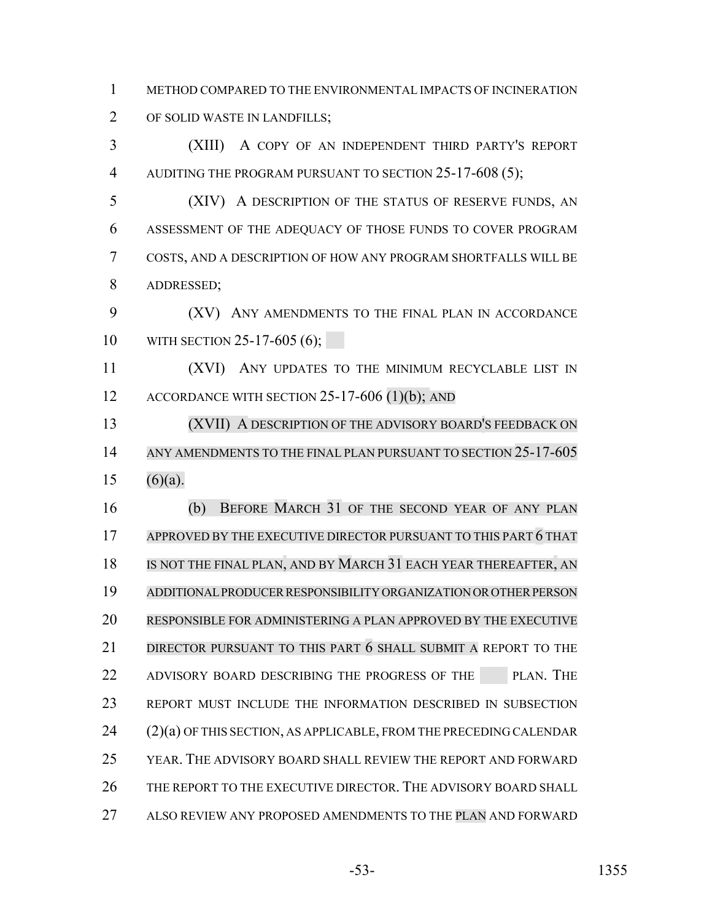METHOD COMPARED TO THE ENVIRONMENTAL IMPACTS OF INCINERATION OF SOLID WASTE IN LANDFILLS;

(XIII) A COPY OF AN INDEPENDENT THIRD PARTY'S REPORT AUDITING THE PROGRAM PURSUANT TO SECTION 25-17-608 (5);

(XIV) A DESCRIPTION OF THE STATUS OF RESERVE FUNDS, AN ASSESSMENT OF THE ADEQUACY OF THOSE FUNDS TO COVER PROGRAM COSTS, AND A DESCRIPTION OF HOW ANY PROGRAM SHORTFALLS WILL BE ADDRESSED;

(XV) ANY AMENDMENTS TO THE FINAL PLAN IN ACCORDANCE WITH SECTION 25-17-605 (6);

(XVI) ANY UPDATES TO THE MINIMUM RECYCLABLE LIST IN ACCORDANCE WITH SECTION 25-17-606 (1)(b); AND

(XVII) A DESCRIPTION OF THE ADVISORY BOARD'S FEEDBACK ON ANY AMENDMENTS TO THE FINAL PLAN PURSUANT TO SECTION 25-17-605 (6)(a).

(b) BEFORE MARCH 31 OF THE SECOND YEAR OF ANY PLAN APPROVED BY THE EXECUTIVE DIRECTOR PURSUANT TO THIS PART 6 THAT IS NOT THE FINAL PLAN, AND BY MARCH 31 EACH YEAR THEREAFTER, AN ADDITIONAL PRODUCER RESPONSIBILITY ORGANIZATION OR OTHER PERSON RESPONSIBLE FOR ADMINISTERING A PLAN APPROVED BY THE EXECUTIVE DIRECTOR PURSUANT TO THIS PART 6 SHALL SUBMIT A REPORT TO THE ADVISORY BOARD DESCRIBING THE PROGRESS OF THE PLAN. THE REPORT MUST INCLUDE THE INFORMATION DESCRIBED IN SUBSECTION (2)(a) OF THIS SECTION, AS APPLICABLE, FROM THE PRECEDING CALENDAR YEAR. THE ADVISORY BOARD SHALL REVIEW THE REPORT AND FORWARD THE REPORT TO THE EXECUTIVE DIRECTOR. THE ADVISORY BOARD SHALL ALSO REVIEW ANY PROPOSED AMENDMENTS TO THE PLAN AND FORWARD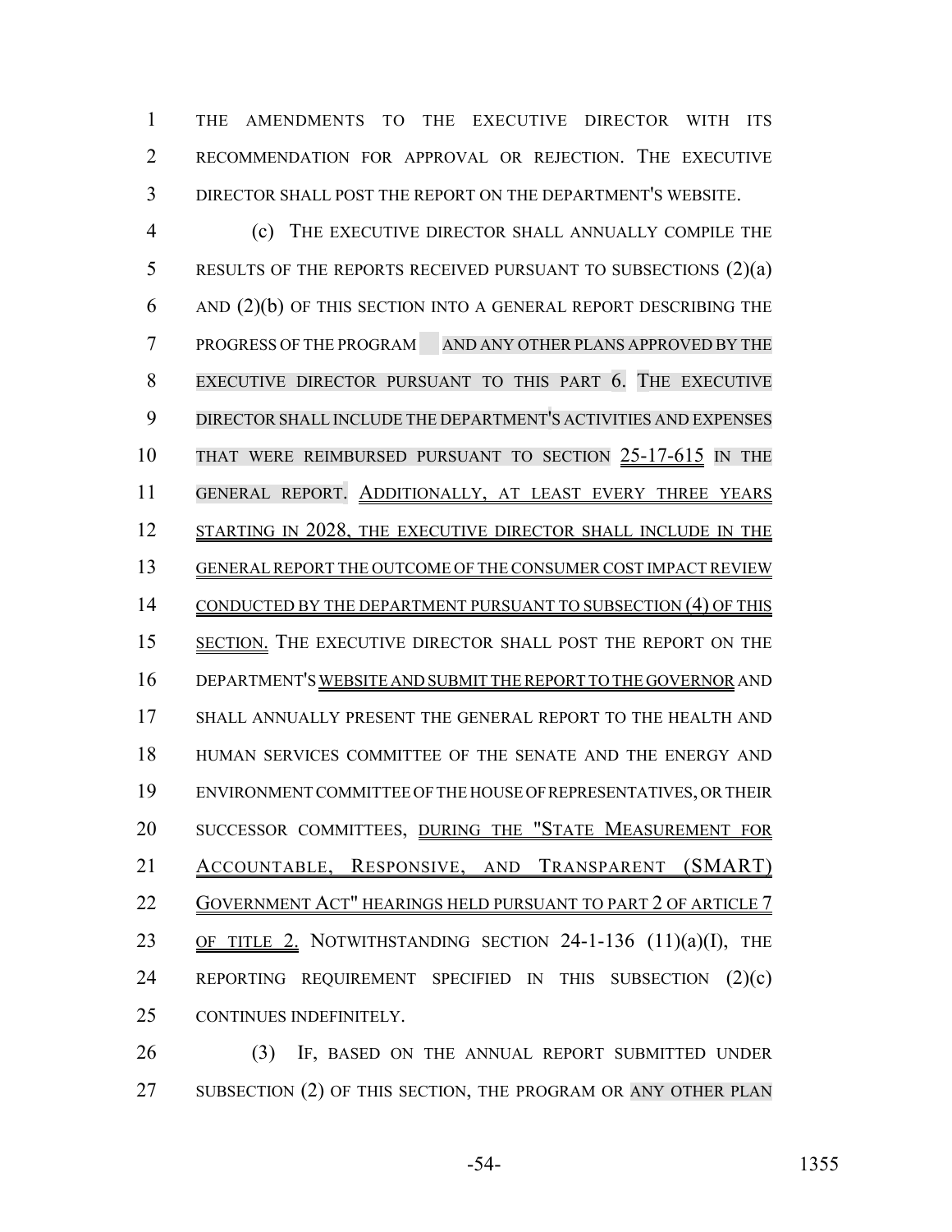THE AMENDMENTS TO THE EXECUTIVE DIRECTOR WITH ITS RECOMMENDATION FOR APPROVAL OR REJECTION. THE EXECUTIVE DIRECTOR SHALL POST THE REPORT ON THE DEPARTMENT'S WEBSITE.

(c) THE EXECUTIVE DIRECTOR SHALL ANNUALLY COMPILE THE RESULTS OF THE REPORTS RECEIVED PURSUANT TO SUBSECTIONS (2)(a) AND (2)(b) OF THIS SECTION INTO A GENERAL REPORT DESCRIBING THE PROGRESS OF THE PROGRAM AND ANY OTHER PLANS APPROVED BY THE EXECUTIVE DIRECTOR PURSUANT TO THIS PART 6. THE EXECUTIVE DIRECTOR SHALL INCLUDE THE DEPARTMENT'S ACTIVITIES AND EXPENSES THAT WERE REIMBURSED PURSUANT TO SECTION 25-17-615 IN THE GENERAL REPORT. ADDITIONALLY, AT LEAST EVERY THREE YEARS STARTING IN 2028, THE EXECUTIVE DIRECTOR SHALL INCLUDE IN THE GENERAL REPORT THE OUTCOME OF THE CONSUMER COST IMPACT REVIEW CONDUCTED BY THE DEPARTMENT PURSUANT TO SUBSECTION (4) OF THIS SECTION. THE EXECUTIVE DIRECTOR SHALL POST THE REPORT ON THE DEPARTMENT'S WEBSITE AND SUBMIT THE REPORT TO THE GOVERNOR AND SHALL ANNUALLY PRESENT THE GENERAL REPORT TO THE HEALTH AND HUMAN SERVICES COMMITTEE OF THE SENATE AND THE ENERGY AND ENVIRONMENT COMMITTEE OF THE HOUSE OF REPRESENTATIVES, OR THEIR SUCCESSOR COMMITTEES, DURING THE "STATE MEASUREMENT FOR ACCOUNTABLE, RESPONSIVE, AND TRANSPARENT (SMART) GOVERNMENT ACT" HEARINGS HELD PURSUANT TO PART 2 OF ARTICLE 7 OF TITLE 2. NOTWITHSTANDING SECTION 24-1-136 (11)(a)(I), THE REPORTING REQUIREMENT SPECIFIED IN THIS SUBSECTION (2)(c) CONTINUES INDEFINITELY.

(3) IF, BASED ON THE ANNUAL REPORT SUBMITTED UNDER SUBSECTION (2) OF THIS SECTION, THE PROGRAM OR ANY OTHER PLAN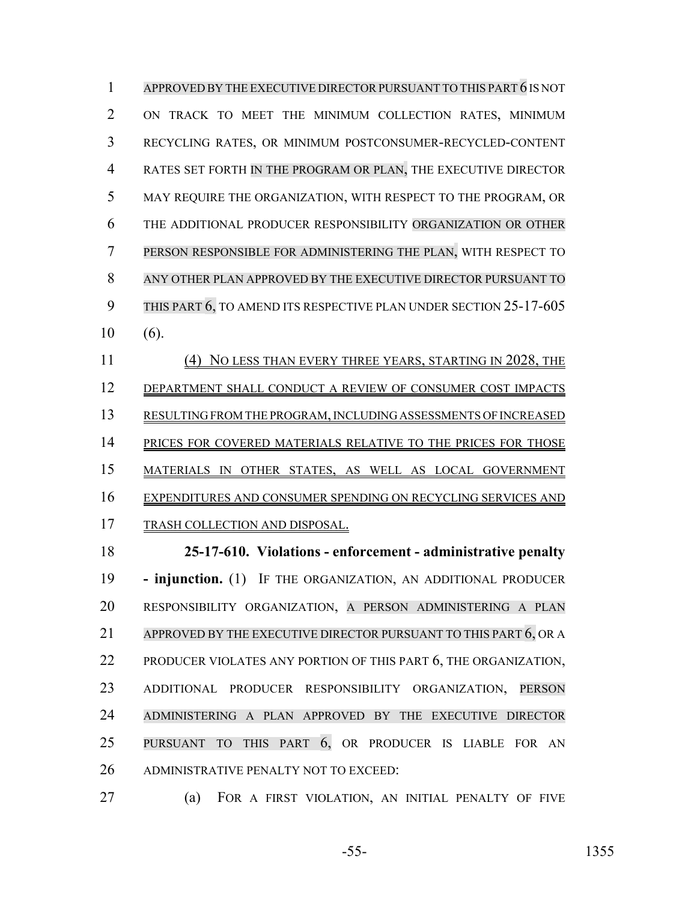APPROVED BY THE EXECUTIVE DIRECTOR PURSUANT TO THIS PART 6 IS NOT ON TRACK TO MEET THE MINIMUM COLLECTION RATES, MINIMUM RECYCLING RATES, OR MINIMUM POSTCONSUMER-RECYCLED-CONTENT RATES SET FORTH IN THE PROGRAM OR PLAN, THE EXECUTIVE DIRECTOR MAY REQUIRE THE ORGANIZATION, WITH RESPECT TO THE PROGRAM, OR THE ADDITIONAL PRODUCER RESPONSIBILITY ORGANIZATION OR OTHER PERSON RESPONSIBLE FOR ADMINISTERING THE PLAN, WITH RESPECT TO ANY OTHER PLAN APPROVED BY THE EXECUTIVE DIRECTOR PURSUANT TO THIS PART 6, TO AMEND ITS RESPECTIVE PLAN UNDER SECTION 25-17-605 (6).

(4) NO LESS THAN EVERY THREE YEARS, STARTING IN 2028, THE DEPARTMENT SHALL CONDUCT A REVIEW OF CONSUMER COST IMPACTS RESULTING FROM THE PROGRAM, INCLUDING ASSESSMENTS OF INCREASED PRICES FOR COVERED MATERIALS RELATIVE TO THE PRICES FOR THOSE MATERIALS IN OTHER STATES, AS WELL AS LOCAL GOVERNMENT EXPENDITURES AND CONSUMER SPENDING ON RECYCLING SERVICES AND TRASH COLLECTION AND DISPOSAL.

**25-17-610. Violations - enforcement - administrative penalty - injunction.** (1) IF THE ORGANIZATION, AN ADDITIONAL PRODUCER RESPONSIBILITY ORGANIZATION, A PERSON ADMINISTERING A PLAN APPROVED BY THE EXECUTIVE DIRECTOR PURSUANT TO THIS PART 6, OR A PRODUCER VIOLATES ANY PORTION OF THIS PART 6, THE ORGANIZATION, ADDITIONAL PRODUCER RESPONSIBILITY ORGANIZATION, PERSON ADMINISTERING A PLAN APPROVED BY THE EXECUTIVE DIRECTOR PURSUANT TO THIS PART 6, OR PRODUCER IS LIABLE FOR AN ADMINISTRATIVE PENALTY NOT TO EXCEED:

(a) FOR A FIRST VIOLATION, AN INITIAL PENALTY OF FIVE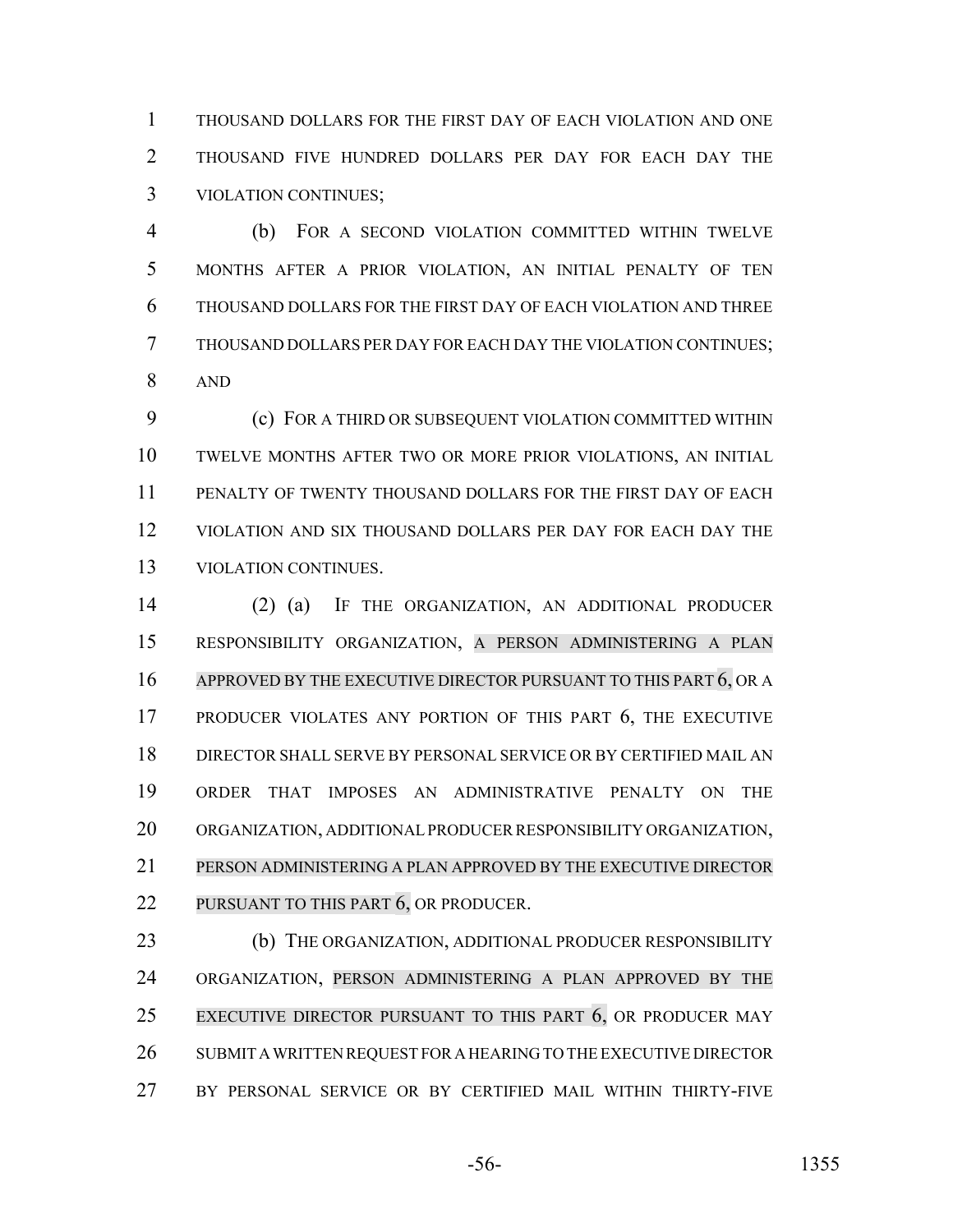THOUSAND DOLLARS FOR THE FIRST DAY OF EACH VIOLATION AND ONE THOUSAND FIVE HUNDRED DOLLARS PER DAY FOR EACH DAY THE VIOLATION CONTINUES;

(b) FOR A SECOND VIOLATION COMMITTED WITHIN TWELVE MONTHS AFTER A PRIOR VIOLATION, AN INITIAL PENALTY OF TEN THOUSAND DOLLARS FOR THE FIRST DAY OF EACH VIOLATION AND THREE THOUSAND DOLLARS PER DAY FOR EACH DAY THE VIOLATION CONTINUES; AND

(c) FOR A THIRD OR SUBSEQUENT VIOLATION COMMITTED WITHIN TWELVE MONTHS AFTER TWO OR MORE PRIOR VIOLATIONS, AN INITIAL PENALTY OF TWENTY THOUSAND DOLLARS FOR THE FIRST DAY OF EACH VIOLATION AND SIX THOUSAND DOLLARS PER DAY FOR EACH DAY THE VIOLATION CONTINUES.

(2) (a) IF THE ORGANIZATION, AN ADDITIONAL PRODUCER RESPONSIBILITY ORGANIZATION, A PERSON ADMINISTERING A PLAN APPROVED BY THE EXECUTIVE DIRECTOR PURSUANT TO THIS PART 6, OR A PRODUCER VIOLATES ANY PORTION OF THIS PART 6, THE EXECUTIVE DIRECTOR SHALL SERVE BY PERSONAL SERVICE OR BY CERTIFIED MAIL AN ORDER THAT IMPOSES AN ADMINISTRATIVE PENALTY ON THE ORGANIZATION, ADDITIONAL PRODUCER RESPONSIBILITY ORGANIZATION, PERSON ADMINISTERING A PLAN APPROVED BY THE EXECUTIVE DIRECTOR PURSUANT TO THIS PART 6, OR PRODUCER.

(b) THE ORGANIZATION, ADDITIONAL PRODUCER RESPONSIBILITY ORGANIZATION, PERSON ADMINISTERING A PLAN APPROVED BY THE EXECUTIVE DIRECTOR PURSUANT TO THIS PART 6, OR PRODUCER MAY SUBMIT A WRITTEN REQUEST FOR A HEARING TO THE EXECUTIVE DIRECTOR BY PERSONAL SERVICE OR BY CERTIFIED MAIL WITHIN THIRTY-FIVE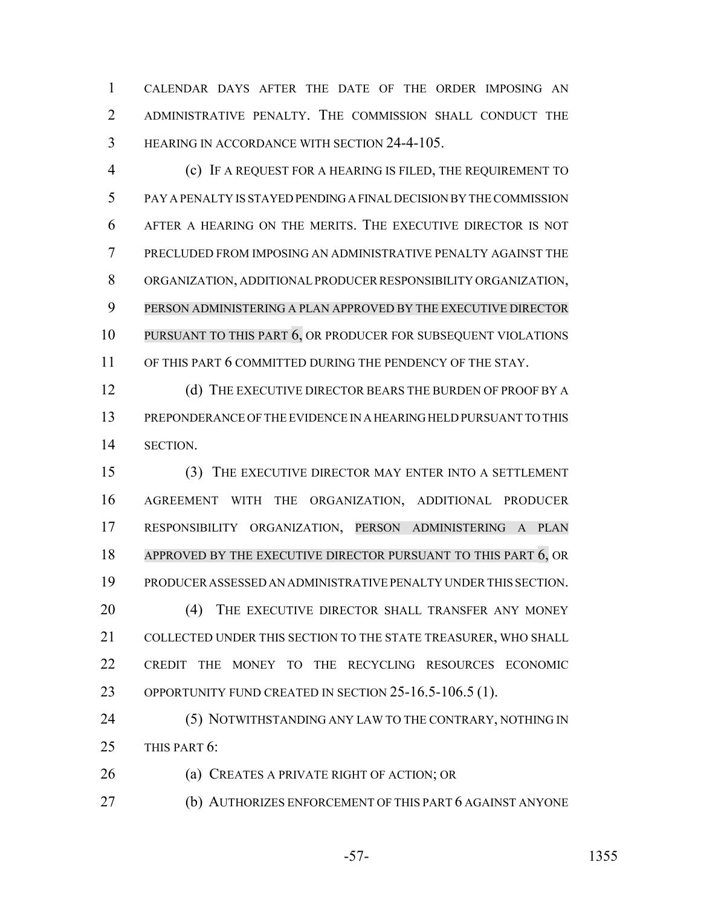CALENDAR DAYS AFTER THE DATE OF THE ORDER IMPOSING AN ADMINISTRATIVE PENALTY. THE COMMISSION SHALL CONDUCT THE HEARING IN ACCORDANCE WITH SECTION 24-4-105.

(c) IF A REQUEST FOR A HEARING IS FILED, THE REQUIREMENT TO PAY A PENALTY IS STAYED PENDING A FINAL DECISION BY THE COMMISSION AFTER A HEARING ON THE MERITS. THE EXECUTIVE DIRECTOR IS NOT PRECLUDED FROM IMPOSING AN ADMINISTRATIVE PENALTY AGAINST THE ORGANIZATION, ADDITIONAL PRODUCER RESPONSIBILITY ORGANIZATION, PERSON ADMINISTERING A PLAN APPROVED BY THE EXECUTIVE DIRECTOR PURSUANT TO THIS PART 6, OR PRODUCER FOR SUBSEQUENT VIOLATIONS OF THIS PART 6 COMMITTED DURING THE PENDENCY OF THE STAY.

(d) THE EXECUTIVE DIRECTOR BEARS THE BURDEN OF PROOF BY A PREPONDERANCE OF THE EVIDENCE IN A HEARING HELD PURSUANT TO THIS SECTION.

(3) THE EXECUTIVE DIRECTOR MAY ENTER INTO A SETTLEMENT AGREEMENT WITH THE ORGANIZATION, ADDITIONAL PRODUCER RESPONSIBILITY ORGANIZATION, PERSON ADMINISTERING A PLAN APPROVED BY THE EXECUTIVE DIRECTOR PURSUANT TO THIS PART 6, OR PRODUCER ASSESSED AN ADMINISTRATIVE PENALTY UNDER THIS SECTION.

(4) THE EXECUTIVE DIRECTOR SHALL TRANSFER ANY MONEY COLLECTED UNDER THIS SECTION TO THE STATE TREASURER, WHO SHALL CREDIT THE MONEY TO THE RECYCLING RESOURCES ECONOMIC OPPORTUNITY FUND CREATED IN SECTION 25-16.5-106.5 (1).

(5) NOTWITHSTANDING ANY LAW TO THE CONTRARY, NOTHING IN THIS PART 6:

(a) CREATES A PRIVATE RIGHT OF ACTION; OR

(b) AUTHORIZES ENFORCEMENT OF THIS PART 6 AGAINST ANYONE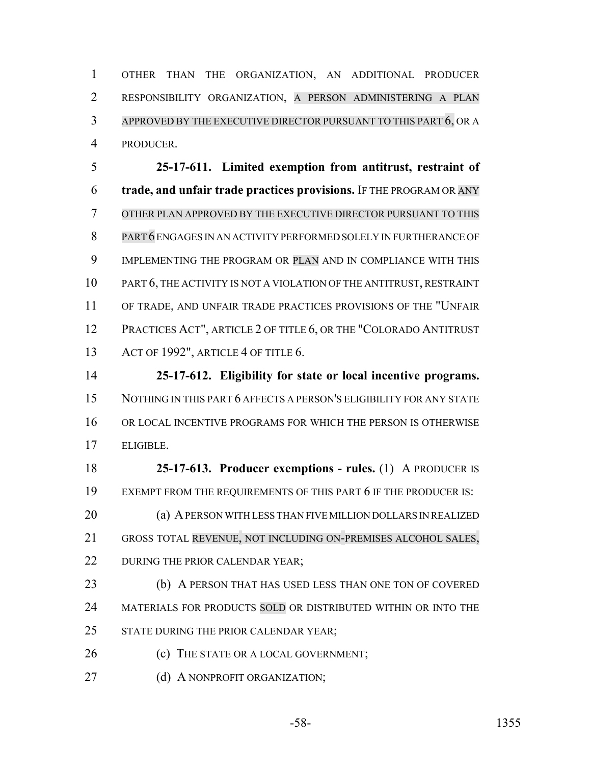OTHER THAN THE ORGANIZATION, AN ADDITIONAL PRODUCER RESPONSIBILITY ORGANIZATION, A PERSON ADMINISTERING A PLAN APPROVED BY THE EXECUTIVE DIRECTOR PURSUANT TO THIS PART 6, OR A PRODUCER.

**25-17-611. Limited exemption from antitrust, restraint of trade, and unfair trade practices provisions.** IF THE PROGRAM OR ANY OTHER PLAN APPROVED BY THE EXECUTIVE DIRECTOR PURSUANT TO THIS PART 6 ENGAGES IN AN ACTIVITY PERFORMED SOLELY IN FURTHERANCE OF IMPLEMENTING THE PROGRAM OR PLAN AND IN COMPLIANCE WITH THIS PART 6, THE ACTIVITY IS NOT A VIOLATION OF THE ANTITRUST, RESTRAINT OF TRADE, AND UNFAIR TRADE PRACTICES PROVISIONS OF THE "UNFAIR PRACTICES ACT", ARTICLE 2 OF TITLE 6, OR THE "COLORADO ANTITRUST ACT OF 1992", ARTICLE 4 OF TITLE 6.

**25-17-612. Eligibility for state or local incentive programs.** NOTHING IN THIS PART 6 AFFECTS A PERSON'S ELIGIBILITY FOR ANY STATE OR LOCAL INCENTIVE PROGRAMS FOR WHICH THE PERSON IS OTHERWISE ELIGIBLE.

**25-17-613. Producer exemptions - rules.** (1) A PRODUCER IS EXEMPT FROM THE REQUIREMENTS OF THIS PART 6 IF THE PRODUCER IS:

(a) A PERSON WITH LESS THAN FIVE MILLION DOLLARS IN REALIZED GROSS TOTAL REVENUE, NOT INCLUDING ON-PREMISES ALCOHOL SALES, DURING THE PRIOR CALENDAR YEAR;

(b) A PERSON THAT HAS USED LESS THAN ONE TON OF COVERED MATERIALS FOR PRODUCTS SOLD OR DISTRIBUTED WITHIN OR INTO THE STATE DURING THE PRIOR CALENDAR YEAR;

(c) THE STATE OR A LOCAL GOVERNMENT;

(d) A NONPROFIT ORGANIZATION;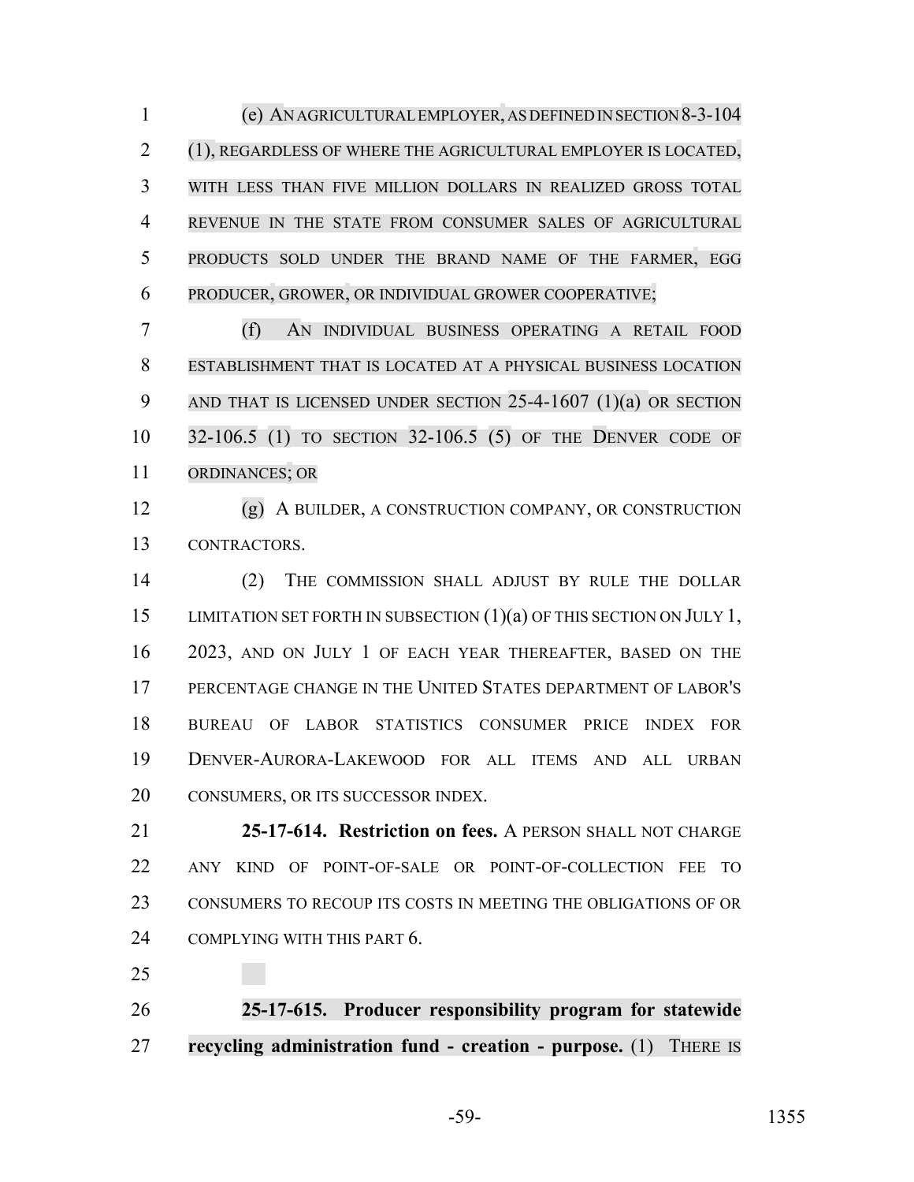(e) AN AGRICULTURAL EMPLOYER, AS DEFINED IN SECTION 8-3-104 (1), REGARDLESS OF WHERE THE AGRICULTURAL EMPLOYER IS LOCATED, WITH LESS THAN FIVE MILLION DOLLARS IN REALIZED GROSS TOTAL REVENUE IN THE STATE FROM CONSUMER SALES OF AGRICULTURAL PRODUCTS SOLD UNDER THE BRAND NAME OF THE FARMER, EGG PRODUCER, GROWER, OR INDIVIDUAL GROWER COOPERATIVE;

(f) AN INDIVIDUAL BUSINESS OPERATING A RETAIL FOOD ESTABLISHMENT THAT IS LOCATED AT A PHYSICAL BUSINESS LOCATION AND THAT IS LICENSED UNDER SECTION 25-4-1607 (1)(a) OR SECTION 32-106.5 (1) TO SECTION 32-106.5 (5) OF THE DENVER CODE OF ORDINANCES; OR

(g) A BUILDER, A CONSTRUCTION COMPANY, OR CONSTRUCTION CONTRACTORS.

(2) THE COMMISSION SHALL ADJUST BY RULE THE DOLLAR LIMITATION SET FORTH IN SUBSECTION (1)(a) OF THIS SECTION ON JULY 1, 2023, AND ON JULY 1 OF EACH YEAR THEREAFTER, BASED ON THE PERCENTAGE CHANGE IN THE UNITED STATES DEPARTMENT OF LABOR'S BUREAU OF LABOR STATISTICS CONSUMER PRICE INDEX FOR DENVER-AURORA-LAKEWOOD FOR ALL ITEMS AND ALL URBAN CONSUMERS, OR ITS SUCCESSOR INDEX.

**25-17-614. Restriction on fees.** A PERSON SHALL NOT CHARGE ANY KIND OF POINT-OF-SALE OR POINT-OF-COLLECTION FEE TO CONSUMERS TO RECOUP ITS COSTS IN MEETING THE OBLIGATIONS OF OR COMPLYING WITH THIS PART 6.

**25-17-615. Producer responsibility program for statewide recycling administration fund - creation - purpose.** (1) THERE IS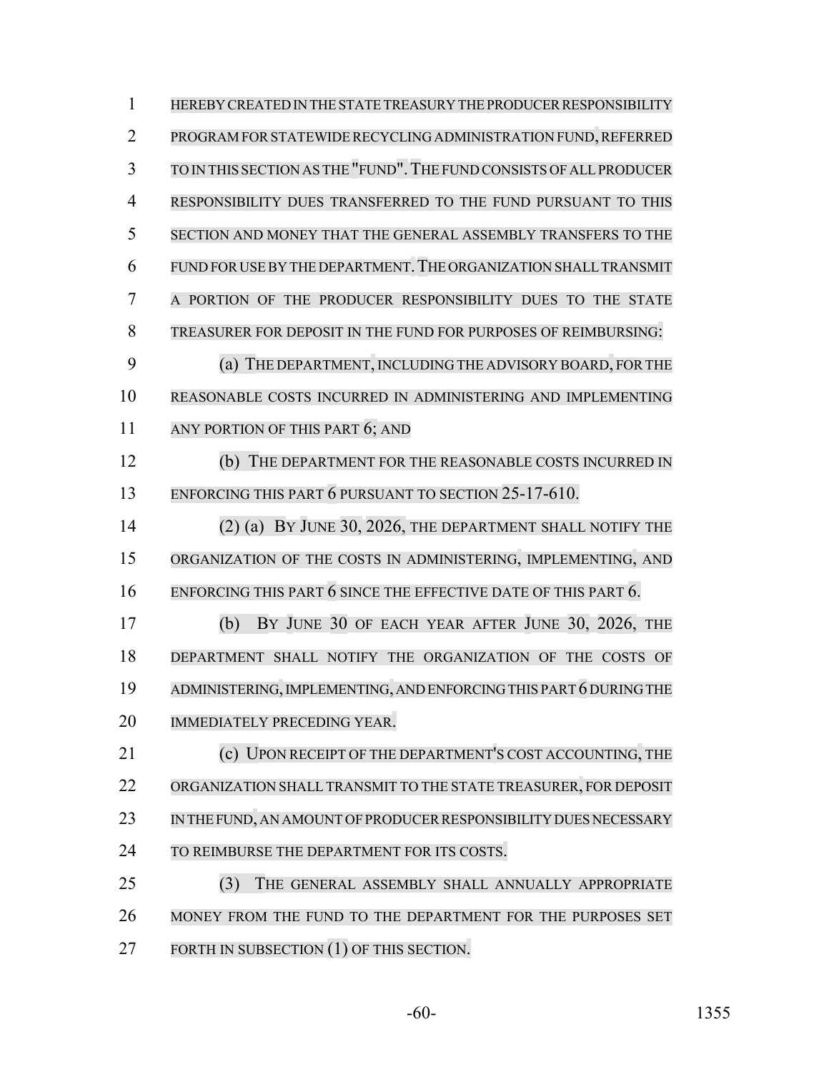HEREBY CREATED IN THE STATE TREASURY THE PRODUCER RESPONSIBILITY PROGRAM FOR STATEWIDE RECYCLING ADMINISTRATION FUND, REFERRED TO IN THIS SECTION AS THE "FUND". THE FUND CONSISTS OF ALL PRODUCER RESPONSIBILITY DUES TRANSFERRED TO THE FUND PURSUANT TO THIS SECTION AND MONEY THAT THE GENERAL ASSEMBLY TRANSFERS TO THE FUND FOR USE BY THE DEPARTMENT. THE ORGANIZATION SHALL TRANSMIT A PORTION OF THE PRODUCER RESPONSIBILITY DUES TO THE STATE TREASURER FOR DEPOSIT IN THE FUND FOR PURPOSES OF REIMBURSING:

(a) THE DEPARTMENT, INCLUDING THE ADVISORY BOARD, FOR THE REASONABLE COSTS INCURRED IN ADMINISTERING AND IMPLEMENTING ANY PORTION OF THIS PART 6; AND

(b) THE DEPARTMENT FOR THE REASONABLE COSTS INCURRED IN ENFORCING THIS PART 6 PURSUANT TO SECTION 25-17-610.

(2) (a) BY JUNE 30, 2026, THE DEPARTMENT SHALL NOTIFY THE ORGANIZATION OF THE COSTS IN ADMINISTERING, IMPLEMENTING, AND ENFORCING THIS PART 6 SINCE THE EFFECTIVE DATE OF THIS PART 6.

(b) BY JUNE 30 OF EACH YEAR AFTER JUNE 30, 2026, THE DEPARTMENT SHALL NOTIFY THE ORGANIZATION OF THE COSTS OF ADMINISTERING, IMPLEMENTING, AND ENFORCING THIS PART 6 DURING THE IMMEDIATELY PRECEDING YEAR.

(c) UPON RECEIPT OF THE DEPARTMENT'S COST ACCOUNTING, THE ORGANIZATION SHALL TRANSMIT TO THE STATE TREASURER, FOR DEPOSIT IN THE FUND, AN AMOUNT OF PRODUCER RESPONSIBILITY DUES NECESSARY TO REIMBURSE THE DEPARTMENT FOR ITS COSTS.

(3) THE GENERAL ASSEMBLY SHALL ANNUALLY APPROPRIATE MONEY FROM THE FUND TO THE DEPARTMENT FOR THE PURPOSES SET FORTH IN SUBSECTION (1) OF THIS SECTION.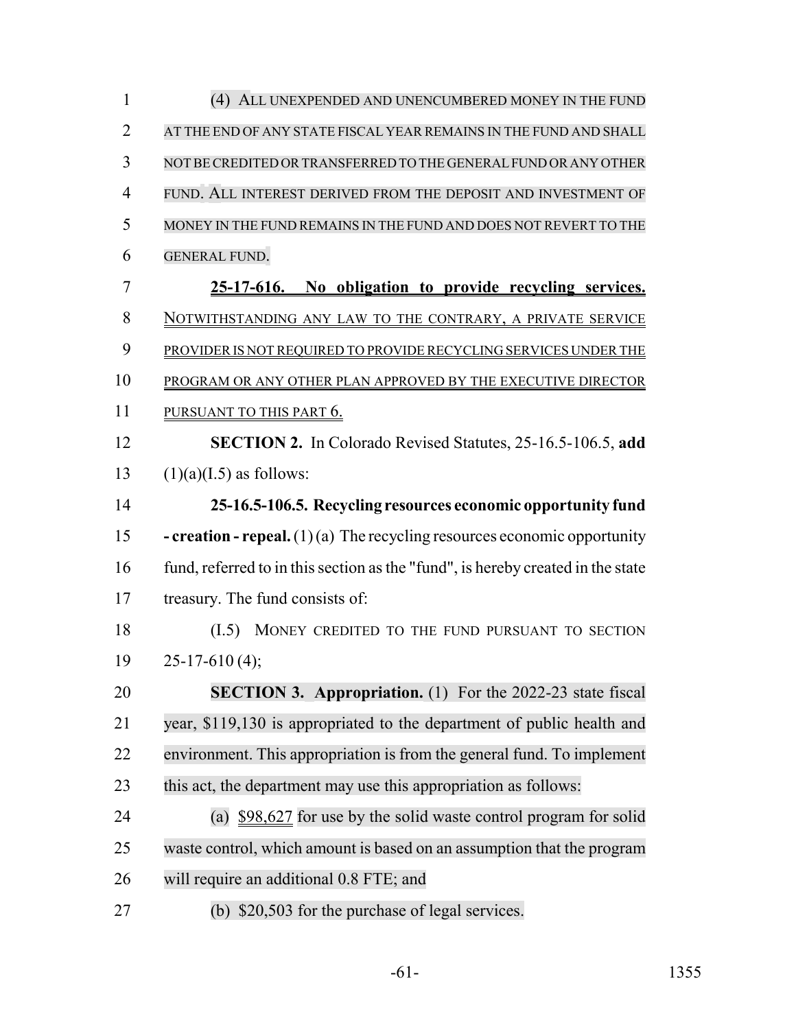(4) ALL UNEXPENDED AND UNENCUMBERED MONEY IN THE FUND AT THE END OF ANY STATE FISCAL YEAR REMAINS IN THE FUND AND SHALL NOT BE CREDITED OR TRANSFERRED TO THE GENERAL FUND OR ANY OTHER FUND. ALL INTEREST DERIVED FROM THE DEPOSIT AND INVESTMENT OF MONEY IN THE FUND REMAINS IN THE FUND AND DOES NOT REVERT TO THE GENERAL FUND.

**25-17-616. No obligation to provide recycling services.** NOTWITHSTANDING ANY LAW TO THE CONTRARY, A PRIVATE SERVICE PROVIDER IS NOT REQUIRED TO PROVIDE RECYCLING SERVICES UNDER THE PROGRAM OR ANY OTHER PLAN APPROVED BY THE EXECUTIVE DIRECTOR PURSUANT TO THIS PART 6.

**SECTION 2.** In Colorado Revised Statutes, 25-16.5-106.5, **add** (1)(a)(I.5) as follows:

**25-16.5-106.5. Recycling resources economic opportunity fund - creation - repeal.** (1) (a) The recycling resources economic opportunity fund, referred to in this section as the "fund", is hereby created in the state treasury. The fund consists of:

(I.5) MONEY CREDITED TO THE FUND PURSUANT TO SECTION 25-17-610 (4);

**SECTION 3. Appropriation.** (1) For the 2022-23 state fiscal year, $119,130 is appropriated to the department of public health and environment. This appropriation is from the general fund. To implement this act, the department may use this appropriation as follows:

(a) $98,627 for use by the solid waste control program for solid waste control, which amount is based on an assumption that the program will require an additional 0.8 FTE; and

(b) $20,503 for the purchase of legal services.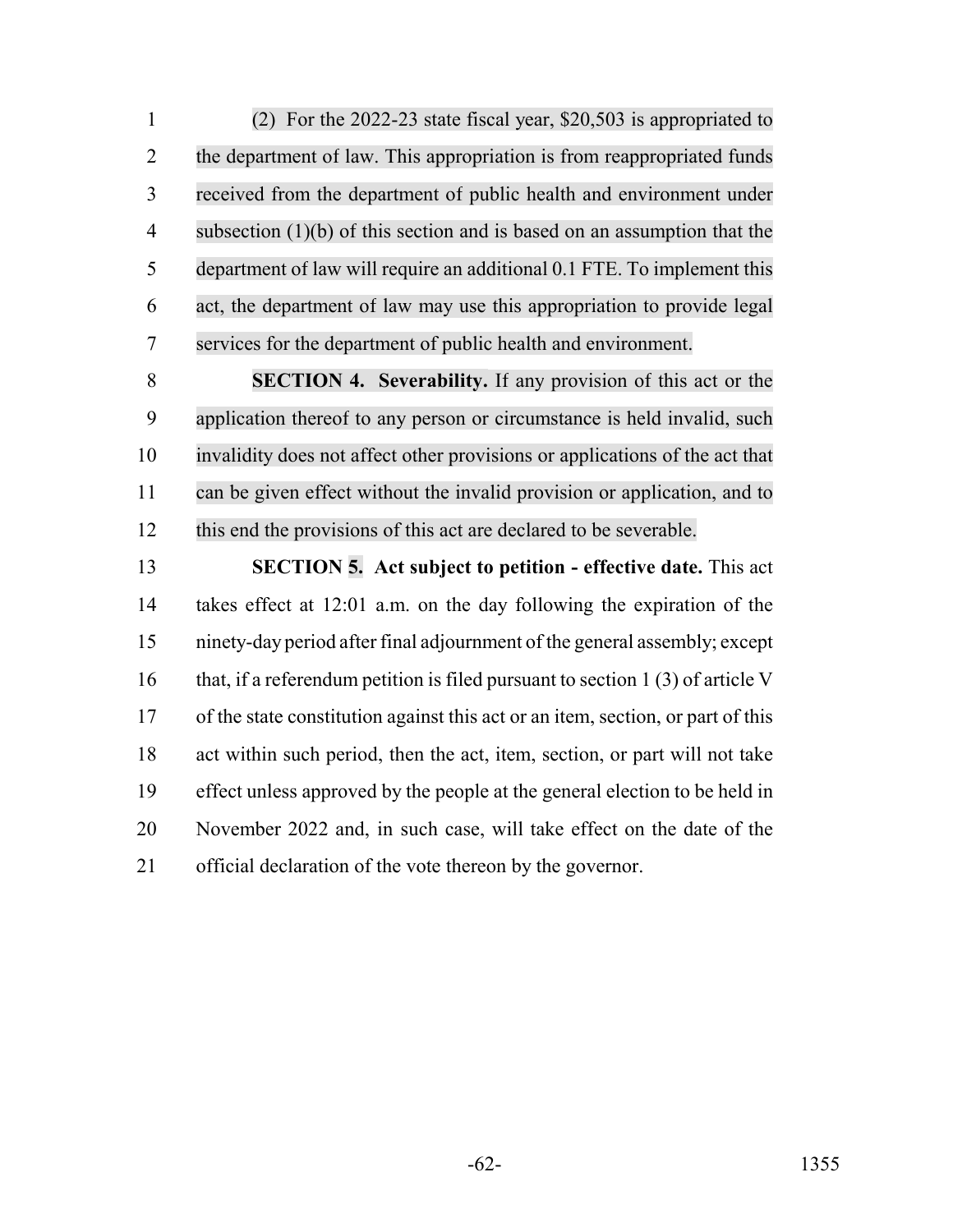(2) For the 2022-23 state fiscal year, $20,503 is appropriated to the department of law. This appropriation is from reappropriated funds received from the department of public health and environment under subsection (1)(b) of this section and is based on an assumption that the department of law will require an additional 0.1 FTE. To implement this act, the department of law may use this appropriation to provide legal services for the department of public health and environment.

**SECTION 4. Severability.** If any provision of this act or the application thereof to any person or circumstance is held invalid, such invalidity does not affect other provisions or applications of the act that can be given effect without the invalid provision or application, and to this end the provisions of this act are declared to be severable.

**SECTION 5. Act subject to petition - effective date.** This act takes effect at 12:01 a.m. on the day following the expiration of the ninety-day period after final adjournment of the general assembly; except that, if a referendum petition is filed pursuant to section 1 (3) of article V of the state constitution against this act or an item, section, or part of this act within such period, then the act, item, section, or part will not take effect unless approved by the people at the general election to be held in November 2022 and, in such case, will take effect on the date of the official declaration of the vote thereon by the governor.